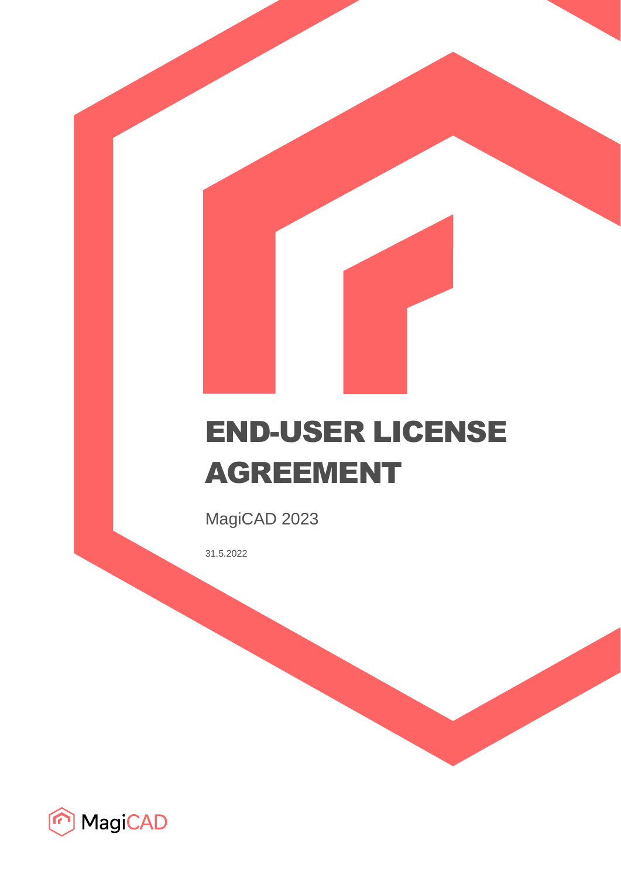# END-USER LICENSE AGREEMENT

MagiCAD 2023

31.5.2022

MagiCAD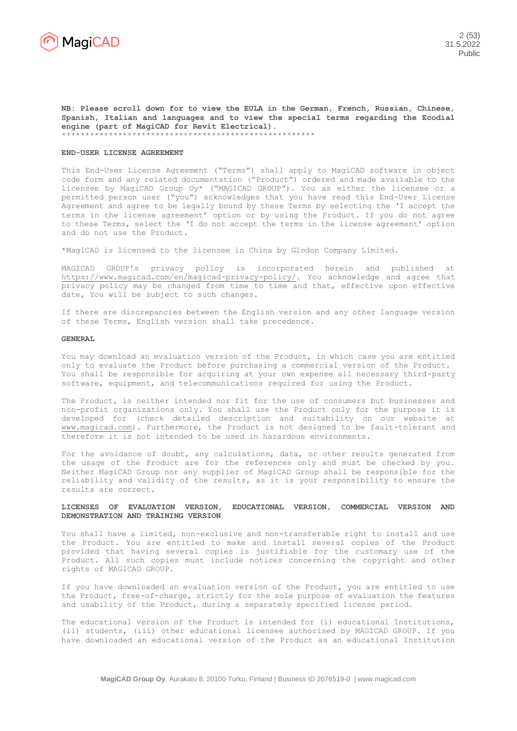**NB: Please scroll down for to view the EULA in the German, French, Russian, Chinese, Spanish, Italian and languages and to view the special terms regarding the Ecodial engine (part of MagiCAD for Revit Electrical).**
\*\*\*\*\*\*\*\*\*\*\*\*\*\*\*\*\*\*\*\*\*\*\*\*\*\*\*\*\*\*\*\*\*\*\*\*\*\*\*\*\*\*\*\*\*\*\*\*\*\*\*\*\*\*

**END-USER LICENSE AGREEMENT**

This End-User License Agreement ("Terms") shall apply to MagiCAD software in object code form and any related documentation ("Product") ordered and made available to the licensee by MagiCAD Group Oy\* ("MAGICAD GROUP"). You as either the licensee or a permitted person user ("you") acknowledges that you have read this End-User License Agreement and agree to be legally bound by these Terms by selecting the 'I accept the terms in the license agreement' option or by using the Product. If you do not agree to these Terms, select the 'I do not accept the terms in the license agreement' option and do not use the Product.

\*MagiCAD is licensed to the licensee in China by Glodon Company Limited.

MAGICAD GROUP's privacy policy is incorporated herein and published at https://www.magicad.com/en/magicad-privacy-policy/. You acknowledge and agree that privacy policy may be changed from time to time and that, effective upon effective date, You will be subject to such changes.

If there are discrepancies between the English version and any other language version of these Terms, English version shall take precedence.

**GENERAL**

You may download an evaluation version of the Product, in which case you are entitled only to evaluate the Product before purchasing a commercial version of the Product. You shall be responsible for acquiring at your own expense all necessary third-party software, equipment, and telecommunications required for using the Product.

The Product, is neither intended nor fit for the use of consumers but businesses and non-profit organizations only. You shall use the Product only for the purpose it is developed for (check detailed description and suitability on our website at www.magicad.com). Furthermore, the Product is not designed to be fault-tolerant and therefore it is not intended to be used in hazardous environments.

For the avoidance of doubt, any calculations, data, or other results generated from the usage of the Product are for the references only and must be checked by you. Neither MagiCAD Group nor any supplier of MagiCAD Group shall be responsible for the reliability and validity of the results, as it is your responsibility to ensure the results are correct.

**LICENSES OF EVALUATION VERSION, EDUCATIONAL VERSION, COMMERCIAL VERSION AND DEMONSTRATION AND TRAINING VERSION**

You shall have a limited, non-exclusive and non-transferable right to install and use the Product. You are entitled to make and install several copies of the Product provided that having several copies is justifiable for the customary use of the Product. All such copies must include notices concerning the copyright and other rights of MAGICAD GROUP.

If you have downloaded an evaluation version of the Product, you are entitled to use the Product, free-of-charge, strictly for the sole purpose of evaluation the features and usability of the Product, during a separately specified license period.

The educational version of the Product is intended for (i) educational Institutions, (ii) students, (iii) other educational licensee authorised by MAGICAD GROUP. If you have downloaded an educational version of the Product as an educational Institution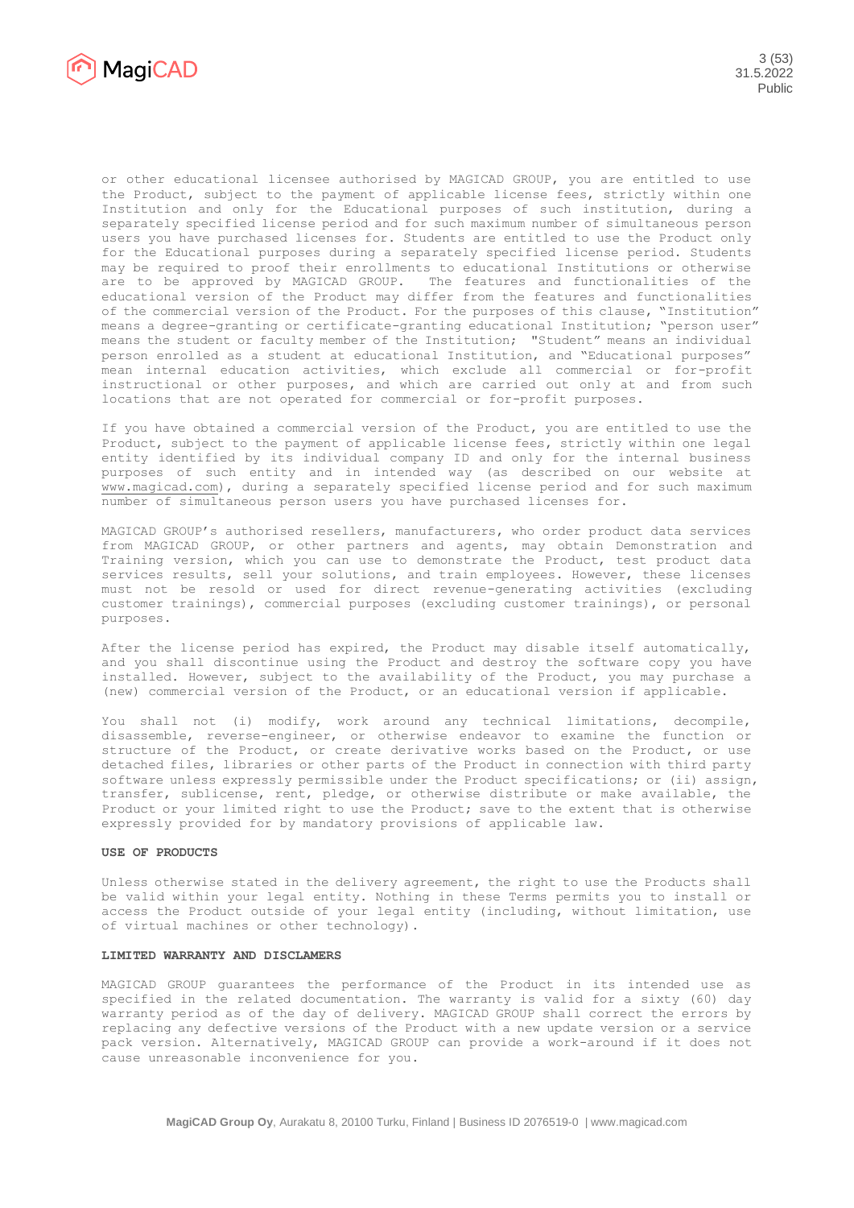or other educational licensee authorised by MAGICAD GROUP, you are entitled to use the Product, subject to the payment of applicable license fees, strictly within one Institution and only for the Educational purposes of such institution, during a separately specified license period and for such maximum number of simultaneous person users you have purchased licenses for. Students are entitled to use the Product only for the Educational purposes during a separately specified license period. Students may be required to proof their enrollments to educational Institutions or otherwise are to be approved by MAGICAD GROUP. The features and functionalities of the educational version of the Product may differ from the features and functionalities of the commercial version of the Product. For the purposes of this clause, "Institution" means a degree-granting or certificate-granting educational Institution; "person user" means the student or faculty member of the Institution; "Student" means an individual person enrolled as a student at educational Institution, and "Educational purposes" mean internal education activities, which exclude all commercial or for-profit instructional or other purposes, and which are carried out only at and from such locations that are not operated for commercial or for-profit purposes.

If you have obtained a commercial version of the Product, you are entitled to use the Product, subject to the payment of applicable license fees, strictly within one legal entity identified by its individual company ID and only for the internal business purposes of such entity and in intended way (as described on our website at www.magicad.com), during a separately specified license period and for such maximum number of simultaneous person users you have purchased licenses for.

MAGICAD GROUP's authorised resellers, manufacturers, who order product data services from MAGICAD GROUP, or other partners and agents, may obtain Demonstration and Training version, which you can use to demonstrate the Product, test product data services results, sell your solutions, and train employees. However, these licenses must not be resold or used for direct revenue-generating activities (excluding customer trainings), commercial purposes (excluding customer trainings), or personal purposes.

After the license period has expired, the Product may disable itself automatically, and you shall discontinue using the Product and destroy the software copy you have installed. However, subject to the availability of the Product, you may purchase a (new) commercial version of the Product, or an educational version if applicable.

You shall not (i) modify, work around any technical limitations, decompile, disassemble, reverse-engineer, or otherwise endeavor to examine the function or structure of the Product, or create derivative works based on the Product, or use detached files, libraries or other parts of the Product in connection with third party software unless expressly permissible under the Product specifications; or (ii) assign, transfer, sublicense, rent, pledge, or otherwise distribute or make available, the Product or your limited right to use the Product; save to the extent that is otherwise expressly provided for by mandatory provisions of applicable law.

**USE OF PRODUCTS**

Unless otherwise stated in the delivery agreement, the right to use the Products shall be valid within your legal entity. Nothing in these Terms permits you to install or access the Product outside of your legal entity (including, without limitation, use of virtual machines or other technology).

**LIMITED WARRANTY AND DISCLAMERS**

MAGICAD GROUP guarantees the performance of the Product in its intended use as specified in the related documentation. The warranty is valid for a sixty (60) day warranty period as of the day of delivery. MAGICAD GROUP shall correct the errors by replacing any defective versions of the Product with a new update version or a service pack version. Alternatively, MAGICAD GROUP can provide a work-around if it does not cause unreasonable inconvenience for you.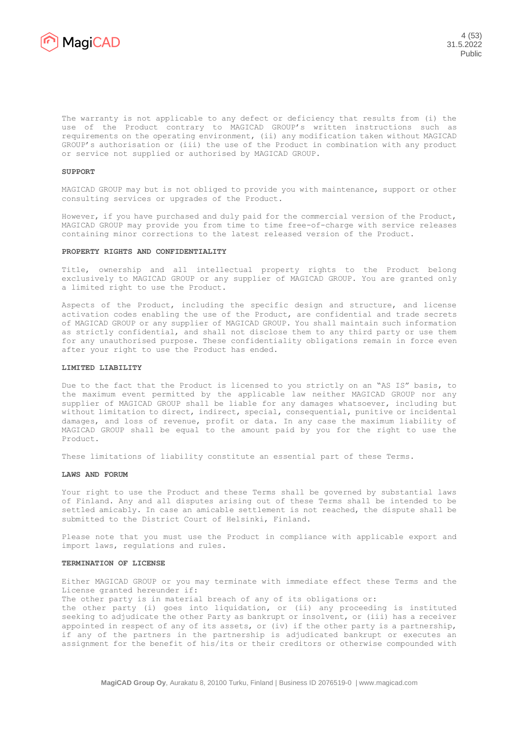The warranty is not applicable to any defect or deficiency that results from (i) the use of the Product contrary to MAGICAD GROUP's written instructions such as requirements on the operating environment, (ii) any modification taken without MAGICAD GROUP's authorisation or (iii) the use of the Product in combination with any product or service not supplied or authorised by MAGICAD GROUP.

**SUPPORT**

MAGICAD GROUP may but is not obliged to provide you with maintenance, support or other consulting services or upgrades of the Product.

However, if you have purchased and duly paid for the commercial version of the Product, MAGICAD GROUP may provide you from time to time free-of-charge with service releases containing minor corrections to the latest released version of the Product.

**PROPERTY RIGHTS AND CONFIDENTIALITY**

Title, ownership and all intellectual property rights to the Product belong exclusively to MAGICAD GROUP or any supplier of MAGICAD GROUP. You are granted only a limited right to use the Product.

Aspects of the Product, including the specific design and structure, and license activation codes enabling the use of the Product, are confidential and trade secrets of MAGICAD GROUP or any supplier of MAGICAD GROUP. You shall maintain such information as strictly confidential, and shall not disclose them to any third party or use them for any unauthorised purpose. These confidentiality obligations remain in force even after your right to use the Product has ended.

**LIMITED LIABILITY**

Due to the fact that the Product is licensed to you strictly on an "AS IS" basis, to the maximum event permitted by the applicable law neither MAGICAD GROUP nor any supplier of MAGICAD GROUP shall be liable for any damages whatsoever, including but without limitation to direct, indirect, special, consequential, punitive or incidental damages, and loss of revenue, profit or data. In any case the maximum liability of MAGICAD GROUP shall be equal to the amount paid by you for the right to use the Product.

These limitations of liability constitute an essential part of these Terms.

**LAWS AND FORUM**

Your right to use the Product and these Terms shall be governed by substantial laws of Finland. Any and all disputes arising out of these Terms shall be intended to be settled amicably. In case an amicable settlement is not reached, the dispute shall be submitted to the District Court of Helsinki, Finland.

Please note that you must use the Product in compliance with applicable export and import laws, regulations and rules.

**TERMINATION OF LICENSE**

Either MAGICAD GROUP or you may terminate with immediate effect these Terms and the License granted hereunder if:
The other party is in material breach of any of its obligations or:
the other party (i) goes into liquidation, or (ii) any proceeding is instituted seeking to adjudicate the other Party as bankrupt or insolvent, or (iii) has a receiver appointed in respect of any of its assets, or (iv) if the other party is a partnership, if any of the partners in the partnership is adjudicated bankrupt or executes an assignment for the benefit of his/its or their creditors or otherwise compounded with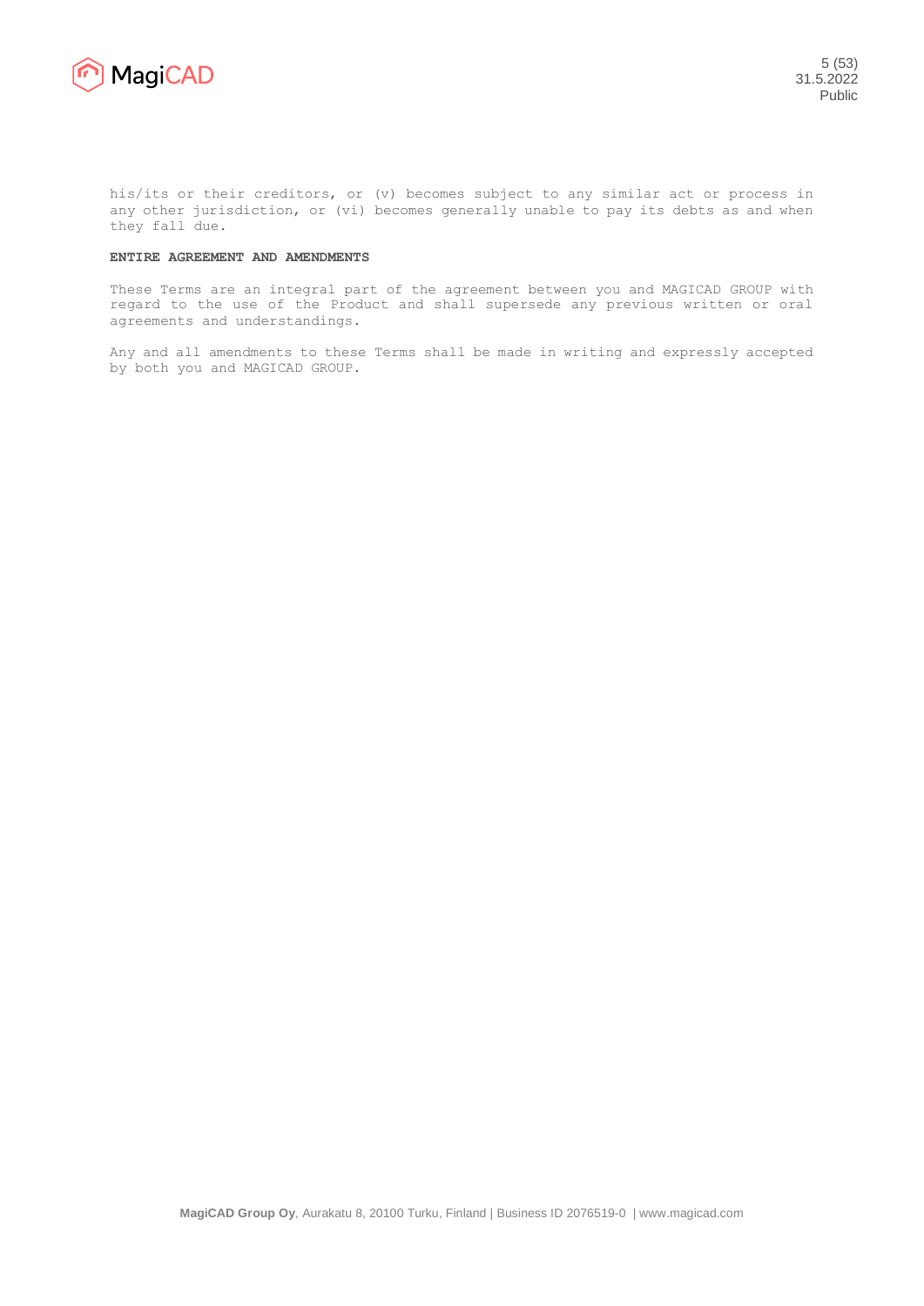his/its or their creditors, or (v) becomes subject to any similar act or process in any other jurisdiction, or (vi) becomes generally unable to pay its debts as and when they fall due.

**ENTIRE AGREEMENT AND AMENDMENTS**

These Terms are an integral part of the agreement between you and MAGICAD GROUP with regard to the use of the Product and shall supersede any previous written or oral agreements and understandings.

Any and all amendments to these Terms shall be made in writing and expressly accepted by both you and MAGICAD GROUP.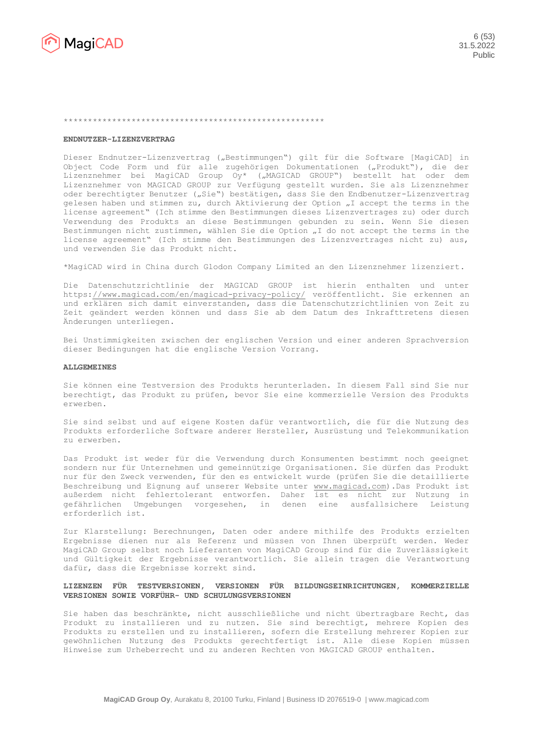*******************************************************

## ENDNUTZER-LIZENZVERTRAG

Dieser Endnutzer-Lizenzvertrag („Bestimmungen") gilt für die Software [MagiCAD] in Object Code Form und für alle zugehörigen Dokumentationen („Produkt"), die der Lizenznehmer bei MagiCAD Group Oy* („MAGICAD GROUP") bestellt hat oder dem Lizenznehmer von MAGICAD GROUP zur Verfügung gestellt wurden. Sie als Lizenznehmer oder berechtigter Benutzer („Sie") bestätigen, dass Sie den Endbenutzer-Lizenzvertrag gelesen haben und stimmen zu, durch Aktivierung der Option „I accept the terms in the license agreement" (Ich stimme den Bestimmungen dieses Lizenzvertrages zu) oder durch Verwendung des Produkts an diese Bestimmungen gebunden zu sein. Wenn Sie diesen Bestimmungen nicht zustimmen, wählen Sie die Option „I do not accept the terms in the license agreement" (Ich stimme den Bestimmungen des Lizenzvertrages nicht zu) aus, und verwenden Sie das Produkt nicht.

*MagiCAD wird in China durch Glodon Company Limited an den Lizenznehmer lizenziert.

Die Datenschutzrichtlinie der MAGICAD GROUP ist hierin enthalten und unter https://www.magicad.com/en/magicad-privacy-policy/ veröffentlicht. Sie erkennen an und erklären sich damit einverstanden, dass die Datenschutzrichtlinien von Zeit zu Zeit geändert werden können und dass Sie ab dem Datum des Inkrafttretens diesen Änderungen unterliegen.

Bei Unstimmigkeiten zwischen der englischen Version und einer anderen Sprachversion dieser Bedingungen hat die englische Version Vorrang.

## ALLGEMEINES

Sie können eine Testversion des Produkts herunterladen. In diesem Fall sind Sie nur berechtigt, das Produkt zu prüfen, bevor Sie eine kommerzielle Version des Produkts erwerben.

Sie sind selbst und auf eigene Kosten dafür verantwortlich, die für die Nutzung des Produkts erforderliche Software anderer Hersteller, Ausrüstung und Telekommunikation zu erwerben.

Das Produkt ist weder für die Verwendung durch Konsumenten bestimmt noch geeignet sondern nur für Unternehmen und gemeinnützige Organisationen. Sie dürfen das Produkt nur für den Zweck verwenden, für den es entwickelt wurde (prüfen Sie die detaillierte Beschreibung und Eignung auf unserer Website unter www.magicad.com).Das Produkt ist außerdem nicht fehlertolerant entworfen. Daher ist es nicht zur Nutzung in gefährlichen Umgebungen vorgesehen, in denen eine ausfallsichere Leistung erforderlich ist.

Zur Klarstellung: Berechnungen, Daten oder andere mithilfe des Produkts erzielten Ergebnisse dienen nur als Referenz und müssen von Ihnen überprüft werden. Weder MagiCAD Group selbst noch Lieferanten von MagiCAD Group sind für die Zuverlässigkeit und Gültigkeit der Ergebnisse verantwortlich. Sie allein tragen die Verantwortung dafür, dass die Ergebnisse korrekt sind.

## LIZENZEN FÜR TESTVERSIONEN, VERSIONEN FÜR BILDUNGSEINRICHTUNGEN, KOMMERZIELLE VERSIONEN SOWIE VORFÜHR- UND SCHULUNGSVERSIONEN

Sie haben das beschränkte, nicht ausschließliche und nicht übertragbare Recht, das Produkt zu installieren und zu nutzen. Sie sind berechtigt, mehrere Kopien des Produkts zu erstellen und zu installieren, sofern die Erstellung mehrerer Kopien zur gewöhnlichen Nutzung des Produkts gerechtfertigt ist. Alle diese Kopien müssen Hinweise zum Urheberrecht und zu anderen Rechten von MAGICAD GROUP enthalten.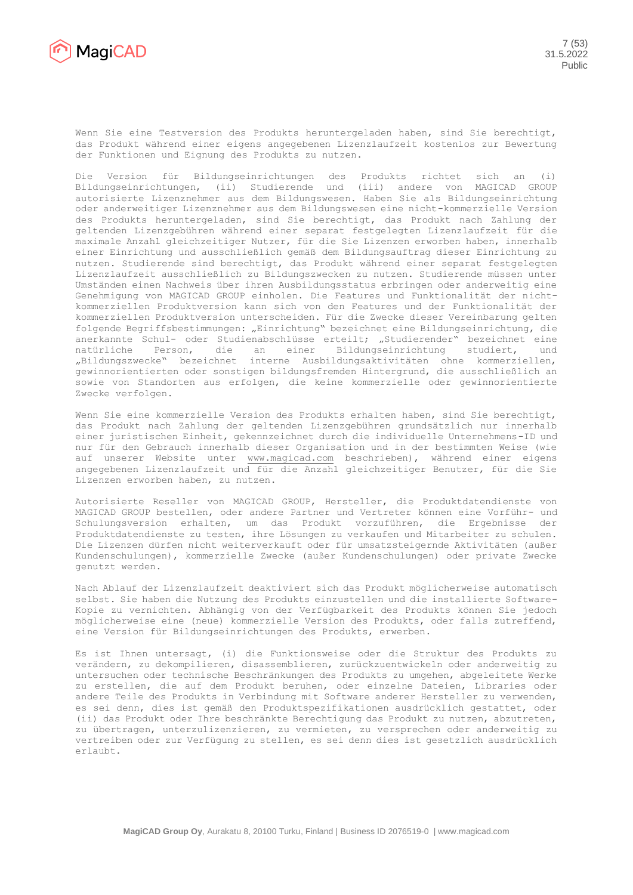Wenn Sie eine Testversion des Produkts heruntergeladen haben, sind Sie berechtigt, das Produkt während einer eigens angegebenen Lizenzlaufzeit kostenlos zur Bewertung der Funktionen und Eignung des Produkts zu nutzen.

Die Version für Bildungseinrichtungen des Produkts richtet sich an (i) Bildungseinrichtungen, (ii) Studierende und (iii) andere von MAGICAD GROUP autorisierte Lizenznehmer aus dem Bildungswesen. Haben Sie als Bildungseinrichtung oder anderweitiger Lizenznehmer aus dem Bildungswesen eine nicht-kommerzielle Version des Produkts heruntergeladen, sind Sie berechtigt, das Produkt nach Zahlung der geltenden Lizenzgebühren während einer separat festgelegten Lizenzlaufzeit für die maximale Anzahl gleichzeitiger Nutzer, für die Sie Lizenzen erworben haben, innerhalb einer Einrichtung und ausschließlich gemäß dem Bildungsauftrag dieser Einrichtung zu nutzen. Studierende sind berechtigt, das Produkt während einer separat festgelegten Lizenzlaufzeit ausschließlich zu Bildungszwecken zu nutzen. Studierende müssen unter Umständen einen Nachweis über ihren Ausbildungsstatus erbringen oder anderweitig eine Genehmigung von MAGICAD GROUP einholen. Die Features und Funktionalität der nicht-kommerziellen Produktversion kann sich von den Features und der Funktionalität der kommerziellen Produktversion unterscheiden. Für die Zwecke dieser Vereinbarung gelten folgende Begriffsbestimmungen: „Einrichtung" bezeichnet eine Bildungseinrichtung, die anerkannte Schul- oder Studienabschlüsse erteilt; „Studierender" bezeichnet eine natürliche Person, die an einer Bildungseinrichtung studiert, und „Bildungszwecke" bezeichnet interne Ausbildungsaktivitäten ohne kommerziellen, gewinnorientierten oder sonstigen bildungsfremden Hintergrund, die ausschließlich an sowie von Standorten aus erfolgen, die keine kommerzielle oder gewinnorientierte Zwecke verfolgen.

Wenn Sie eine kommerzielle Version des Produkts erhalten haben, sind Sie berechtigt, das Produkt nach Zahlung der geltenden Lizenzgebühren grundsätzlich nur innerhalb einer juristischen Einheit, gekennzeichnet durch die individuelle Unternehmens-ID und nur für den Gebrauch innerhalb dieser Organisation und in der bestimmten Weise (wie auf unserer Website unter www.magicad.com beschrieben), während einer eigens angegebenen Lizenzlaufzeit und für die Anzahl gleichzeitiger Benutzer, für die Sie Lizenzen erworben haben, zu nutzen.

Autorisierte Reseller von MAGICAD GROUP, Hersteller, die Produktdatendienste von MAGICAD GROUP bestellen, oder andere Partner und Vertreter können eine Vorführ- und Schulungsversion erhalten, um das Produkt vorzuführen, die Ergebnisse der Produktdatendienste zu testen, ihre Lösungen zu verkaufen und Mitarbeiter zu schulen. Die Lizenzen dürfen nicht weiterverkauft oder für umsatzsteigernde Aktivitäten (außer Kundenschulungen), kommerzielle Zwecke (außer Kundenschulungen) oder private Zwecke genutzt werden.

Nach Ablauf der Lizenzlaufzeit deaktiviert sich das Produkt möglicherweise automatisch selbst. Sie haben die Nutzung des Produkts einzustellen und die installierte Software-Kopie zu vernichten. Abhängig von der Verfügbarkeit des Produkts können Sie jedoch möglicherweise eine (neue) kommerzielle Version des Produkts, oder falls zutreffend, eine Version für Bildungseinrichtungen des Produkts, erwerben.

Es ist Ihnen untersagt, (i) die Funktionsweise oder die Struktur des Produkts zu verändern, zu dekompilieren, disassemblieren, zurückzuentwickeln oder anderweitig zu untersuchen oder technische Beschränkungen des Produkts zu umgehen, abgeleitete Werke zu erstellen, die auf dem Produkt beruhen, oder einzelne Dateien, Libraries oder andere Teile des Produkts in Verbindung mit Software anderer Hersteller zu verwenden, es sei denn, dies ist gemäß den Produktspezifikationen ausdrücklich gestattet, oder (ii) das Produkt oder Ihre beschränkte Berechtigung das Produkt zu nutzen, abzutreten, zu übertragen, unterzulizenzieren, zu vermieten, zu versprechen oder anderweitig zu vertreiben oder zur Verfügung zu stellen, es sei denn dies ist gesetzlich ausdrücklich erlaubt.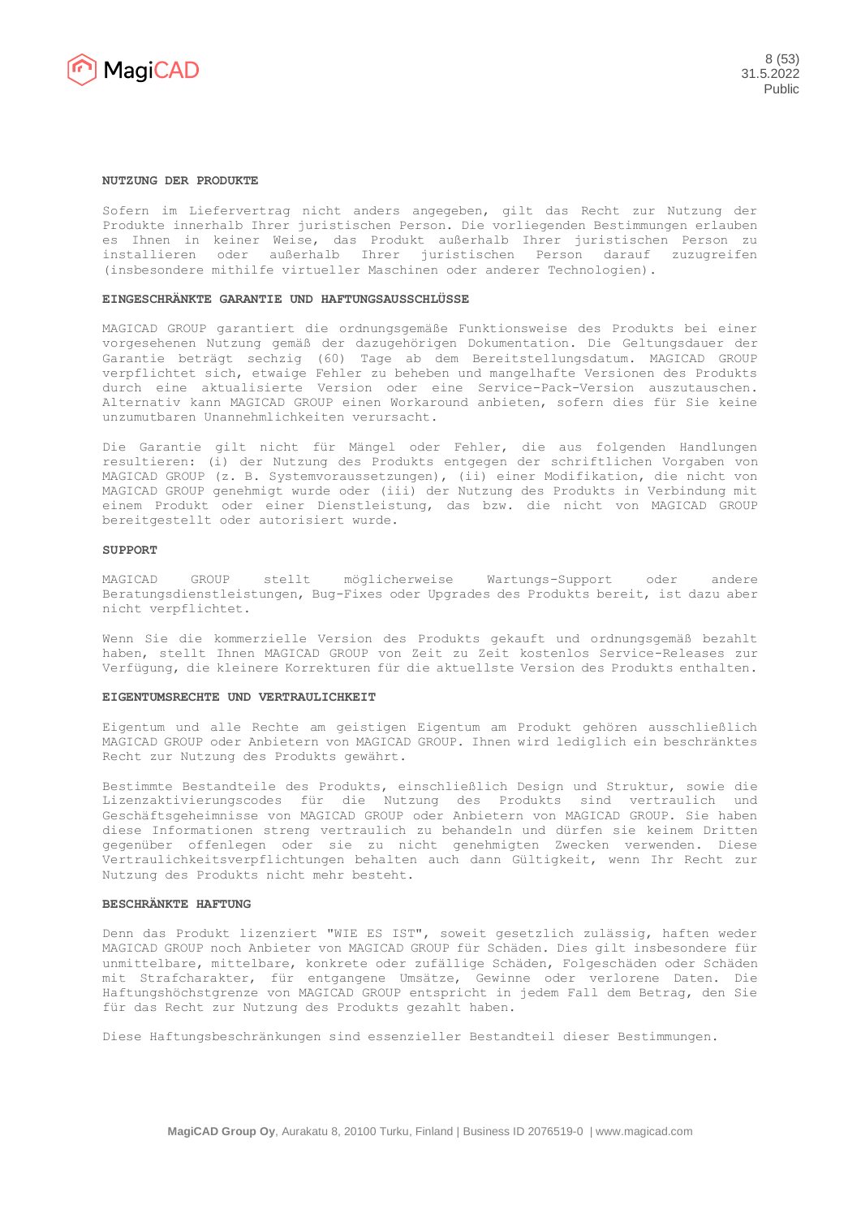## NUTZUNG DER PRODUKTE

Sofern im Liefervertrag nicht anders angegeben, gilt das Recht zur Nutzung der Produkte innerhalb Ihrer juristischen Person. Die vorliegenden Bestimmungen erlauben es Ihnen in keiner Weise, das Produkt außerhalb Ihrer juristischen Person zu installieren oder außerhalb Ihrer juristischen Person darauf zuzugreifen (insbesondere mithilfe virtueller Maschinen oder anderer Technologien).

## EINGESCHRÄNKTE GARANTIE UND HAFTUNGSAUSSCHLÜSSE

MAGICAD GROUP garantiert die ordnungsgemäße Funktionsweise des Produkts bei einer vorgesehenen Nutzung gemäß der dazugehörigen Dokumentation. Die Geltungsdauer der Garantie beträgt sechzig (60) Tage ab dem Bereitstellungsdatum. MAGICAD GROUP verpflichtet sich, etwaige Fehler zu beheben und mangelhafte Versionen des Produkts durch eine aktualisierte Version oder eine Service-Pack-Version auszutauschen. Alternativ kann MAGICAD GROUP einen Workaround anbieten, sofern dies für Sie keine unzumutbaren Unannehmlichkeiten verursacht.

Die Garantie gilt nicht für Mängel oder Fehler, die aus folgenden Handlungen resultieren: (i) der Nutzung des Produkts entgegen der schriftlichen Vorgaben von MAGICAD GROUP (z. B. Systemvoraussetzungen), (ii) einer Modifikation, die nicht von MAGICAD GROUP genehmigt wurde oder (iii) der Nutzung des Produkts in Verbindung mit einem Produkt oder einer Dienstleistung, das bzw. die nicht von MAGICAD GROUP bereitgestellt oder autorisiert wurde.

## SUPPORT

MAGICAD GROUP stellt möglicherweise Wartungs-Support oder andere Beratungsdienstleistungen, Bug-Fixes oder Upgrades des Produkts bereit, ist dazu aber nicht verpflichtet.

Wenn Sie die kommerzielle Version des Produkts gekauft und ordnungsgemäß bezahlt haben, stellt Ihnen MAGICAD GROUP von Zeit zu Zeit kostenlos Service-Releases zur Verfügung, die kleinere Korrekturen für die aktuellste Version des Produkts enthalten.

## EIGENTUMSRECHTE UND VERTRAULICHKEIT

Eigentum und alle Rechte am geistigen Eigentum am Produkt gehören ausschließlich MAGICAD GROUP oder Anbietern von MAGICAD GROUP. Ihnen wird lediglich ein beschränktes Recht zur Nutzung des Produkts gewährt.

Bestimmte Bestandteile des Produkts, einschließlich Design und Struktur, sowie die Lizenzaktivierungscodes für die Nutzung des Produkts sind vertraulich und Geschäftsgeheimnisse von MAGICAD GROUP oder Anbietern von MAGICAD GROUP. Sie haben diese Informationen streng vertraulich zu behandeln und dürfen sie keinem Dritten gegenüber offenlegen oder sie zu nicht genehmigten Zwecken verwenden. Diese Vertraulichkeitsverpflichtungen behalten auch dann Gültigkeit, wenn Ihr Recht zur Nutzung des Produkts nicht mehr besteht.

## BESCHRÄNKTE HAFTUNG

Denn das Produkt lizenziert "WIE ES IST", soweit gesetzlich zulässig, haften weder MAGICAD GROUP noch Anbieter von MAGICAD GROUP für Schäden. Dies gilt insbesondere für unmittelbare, mittelbare, konkrete oder zufällige Schäden, Folgeschäden oder Schäden mit Strafcharakter, für entgangene Umsätze, Gewinne oder verlorene Daten. Die Haftungshöchstgrenze von MAGICAD GROUP entspricht in jedem Fall dem Betrag, den Sie für das Recht zur Nutzung des Produkts gezahlt haben.

Diese Haftungsbeschränkungen sind essenzieller Bestandteil dieser Bestimmungen.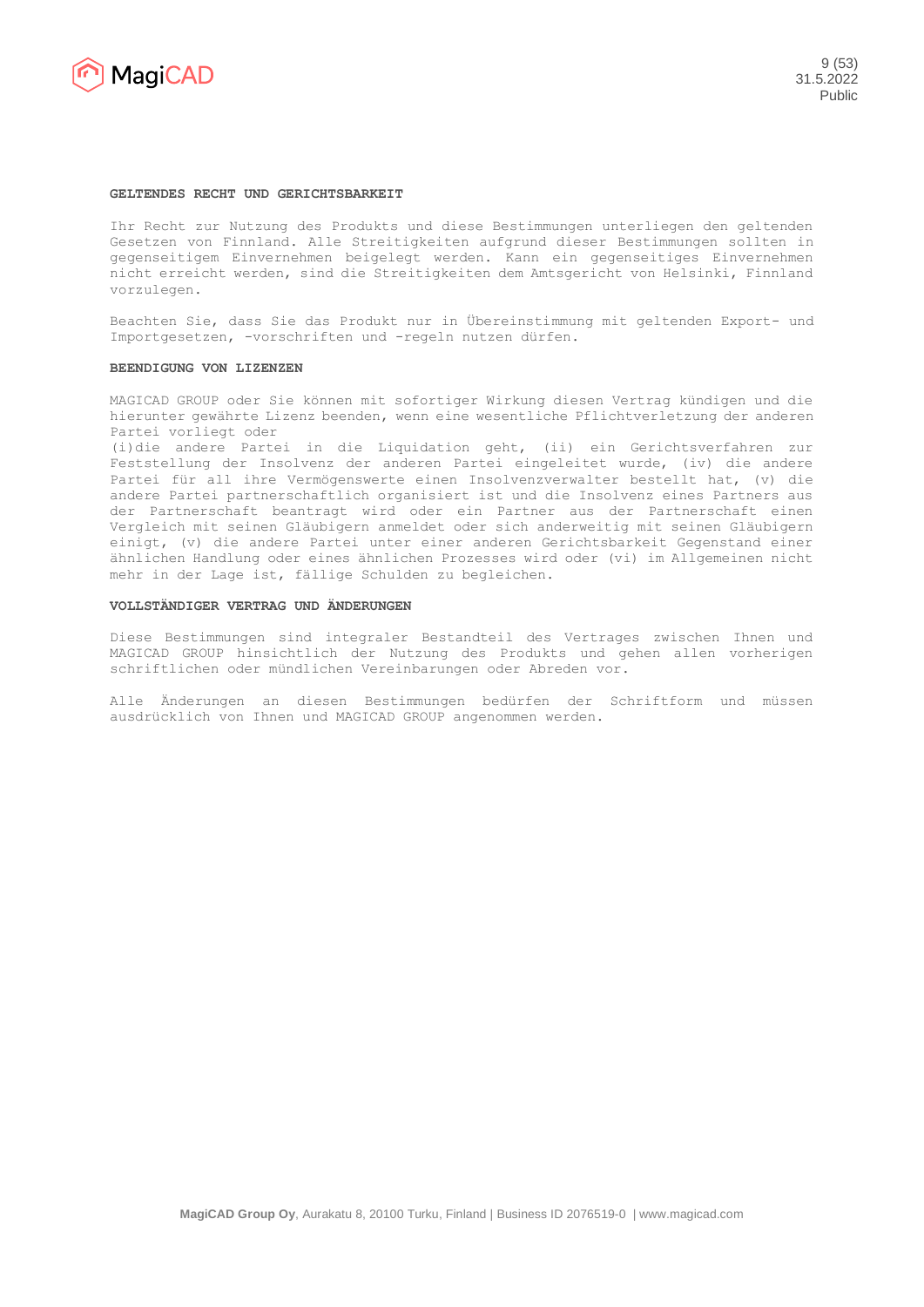**GELTENDES RECHT UND GERICHTSBARKEIT**

Ihr Recht zur Nutzung des Produkts und diese Bestimmungen unterliegen den geltenden Gesetzen von Finnland. Alle Streitigkeiten aufgrund dieser Bestimmungen sollten in gegenseitigem Einvernehmen beigelegt werden. Kann ein gegenseitiges Einvernehmen nicht erreicht werden, sind die Streitigkeiten dem Amtsgericht von Helsinki, Finnland vorzulegen.

Beachten Sie, dass Sie das Produkt nur in Übereinstimmung mit geltenden Export- und Importgesetzen, -vorschriften und -regeln nutzen dürfen.

**BEENDIGUNG VON LIZENZEN**

MAGICAD GROUP oder Sie können mit sofortiger Wirkung diesen Vertrag kündigen und die hierunter gewährte Lizenz beenden, wenn eine wesentliche Pflichtverletzung der anderen Partei vorliegt oder
(i)die andere Partei in die Liquidation geht, (ii) ein Gerichtsverfahren zur Feststellung der Insolvenz der anderen Partei eingeleitet wurde, (iv) die andere Partei für all ihre Vermögenswerte einen Insolvenzverwalter bestellt hat, (v) die andere Partei partnerschaftlich organisiert ist und die Insolvenz eines Partners aus der Partnerschaft beantragt wird oder ein Partner aus der Partnerschaft einen Vergleich mit seinen Gläubigern anmeldet oder sich anderweitig mit seinen Gläubigern einigt, (v) die andere Partei unter einer anderen Gerichtsbarkeit Gegenstand einer ähnlichen Handlung oder eines ähnlichen Prozesses wird oder (vi) im Allgemeinen nicht mehr in der Lage ist, fällige Schulden zu begleichen.

**VOLLSTÄNDIGER VERTRAG UND ÄNDERUNGEN**

Diese Bestimmungen sind integraler Bestandteil des Vertrages zwischen Ihnen und MAGICAD GROUP hinsichtlich der Nutzung des Produkts und gehen allen vorherigen schriftlichen oder mündlichen Vereinbarungen oder Abreden vor.

Alle Änderungen an diesen Bestimmungen bedürfen der Schriftform und müssen ausdrücklich von Ihnen und MAGICAD GROUP angenommen werden.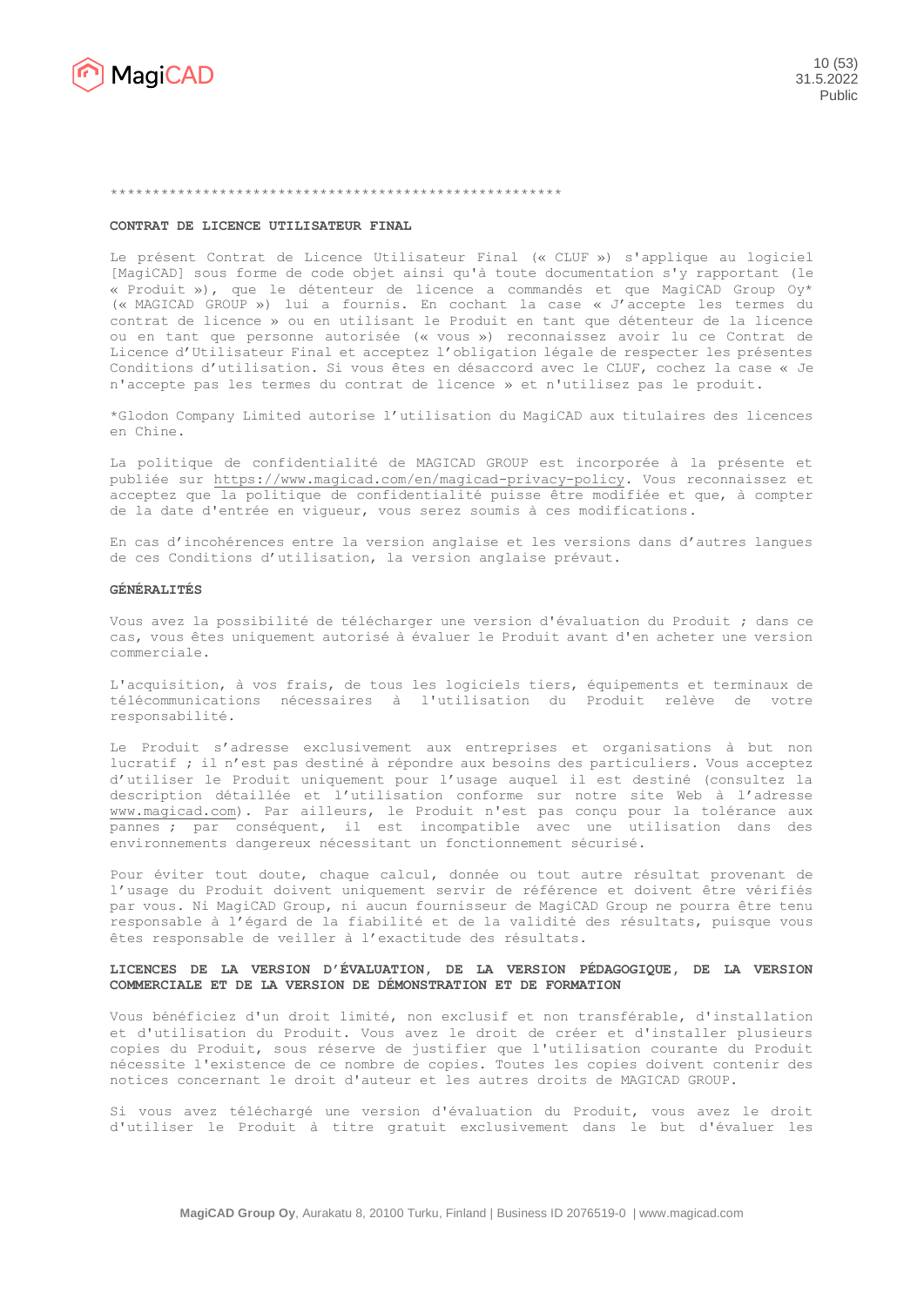*****************************************************

**CONTRAT DE LICENCE UTILISATEUR FINAL**

Le présent Contrat de Licence Utilisateur Final (« CLUF ») s'applique au logiciel [MagiCAD] sous forme de code objet ainsi qu'à toute documentation s'y rapportant (le « Produit »), que le détenteur de licence a commandés et que MagiCAD Group Oy* (« MAGICAD GROUP ») lui a fournis. En cochant la case « J'accepte les termes du contrat de licence » ou en utilisant le Produit en tant que détenteur de la licence ou en tant que personne autorisée (« vous ») reconnaissez avoir lu ce Contrat de Licence d'Utilisateur Final et acceptez l'obligation légale de respecter les présentes Conditions d'utilisation. Si vous êtes en désaccord avec le CLUF, cochez la case « Je n'accepte pas les termes du contrat de licence » et n'utilisez pas le produit.

*Glodon Company Limited autorise l'utilisation du MagiCAD aux titulaires des licences en Chine.

La politique de confidentialité de MAGICAD GROUP est incorporée à la présente et publiée sur https://www.magicad.com/en/magicad-privacy-policy. Vous reconnaissez et acceptez que la politique de confidentialité puisse être modifiée et que, à compter de la date d'entrée en vigueur, vous serez soumis à ces modifications.

En cas d'incohérences entre la version anglaise et les versions dans d'autres langues de ces Conditions d'utilisation, la version anglaise prévaut.

**GÉNÉRALITÉS**

Vous avez la possibilité de télécharger une version d'évaluation du Produit ; dans ce cas, vous êtes uniquement autorisé à évaluer le Produit avant d'en acheter une version commerciale.

L'acquisition, à vos frais, de tous les logiciels tiers, équipements et terminaux de télécommunications nécessaires à l'utilisation du Produit relève de votre responsabilité.

Le Produit s'adresse exclusivement aux entreprises et organisations à but non lucratif ; il n'est pas destiné à répondre aux besoins des particuliers. Vous acceptez d'utiliser le Produit uniquement pour l'usage auquel il est destiné (consultez la description détaillée et l'utilisation conforme sur notre site Web à l'adresse www.magicad.com). Par ailleurs, le Produit n'est pas conçu pour la tolérance aux pannes ; par conséquent, il est incompatible avec une utilisation dans des environnements dangereux nécessitant un fonctionnement sécurisé.

Pour éviter tout doute, chaque calcul, donnée ou tout autre résultat provenant de l'usage du Produit doivent uniquement servir de référence et doivent être vérifiés par vous. Ni MagiCAD Group, ni aucun fournisseur de MagiCAD Group ne pourra être tenu responsable à l'égard de la fiabilité et de la validité des résultats, puisque vous êtes responsable de veiller à l'exactitude des résultats.

**LICENCES DE LA VERSION D'ÉVALUATION, DE LA VERSION PÉDAGOGIQUE, DE LA VERSION COMMERCIALE ET DE LA VERSION DE DÉMONSTRATION ET DE FORMATION**

Vous bénéficiez d'un droit limité, non exclusif et non transférable, d'installation et d'utilisation du Produit. Vous avez le droit de créer et d'installer plusieurs copies du Produit, sous réserve de justifier que l'utilisation courante du Produit nécessite l'existence de ce nombre de copies. Toutes les copies doivent contenir des notices concernant le droit d'auteur et les autres droits de MAGICAD GROUP.

Si vous avez téléchargé une version d'évaluation du Produit, vous avez le droit d'utiliser le Produit à titre gratuit exclusivement dans le but d'évaluer les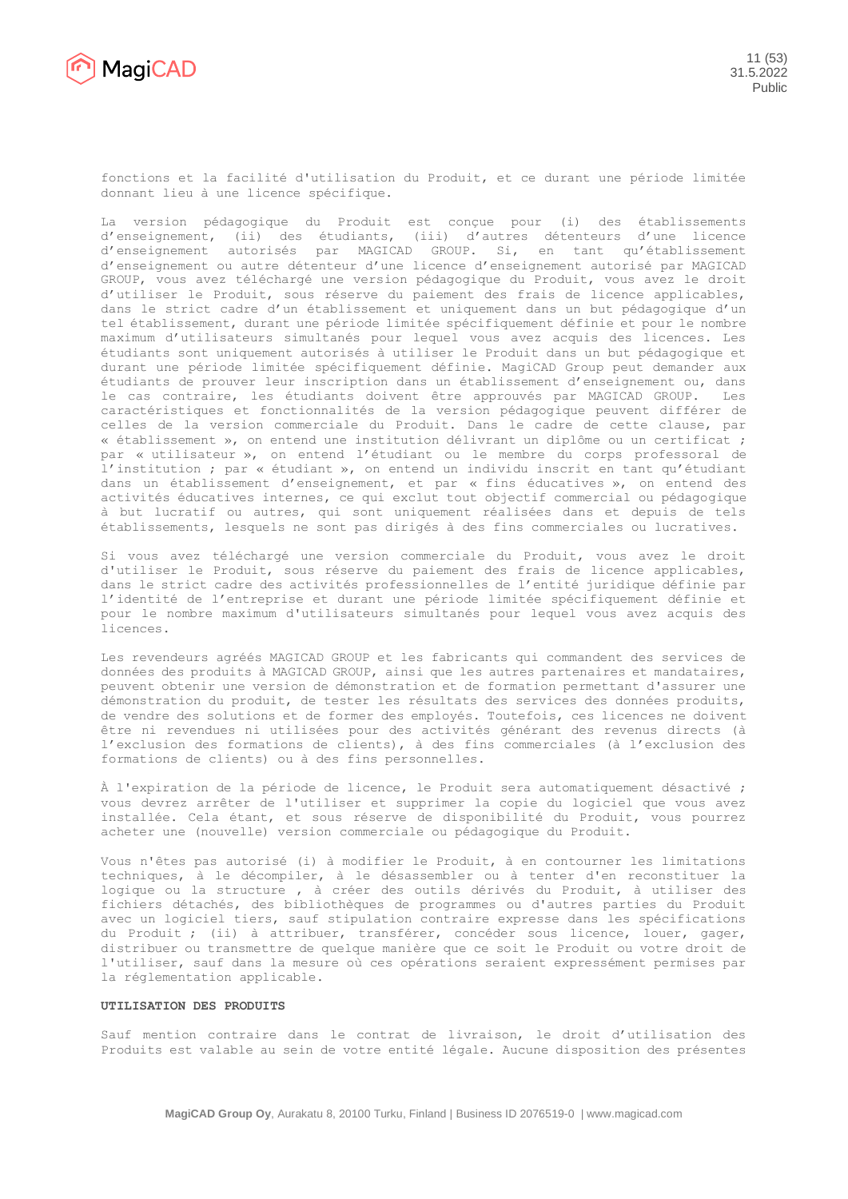fonctions et la facilité d'utilisation du Produit, et ce durant une période limitée donnant lieu à une licence spécifique.

La version pédagogique du Produit est conçue pour (i) des établissements d'enseignement, (ii) des étudiants, (iii) d'autres détenteurs d'une licence d'enseignement autorisés par MAGICAD GROUP. Si, en tant qu'établissement d'enseignement ou autre détenteur d'une licence d'enseignement autorisé par MAGICAD GROUP, vous avez téléchargé une version pédagogique du Produit, vous avez le droit d'utiliser le Produit, sous réserve du paiement des frais de licence applicables, dans le strict cadre d'un établissement et uniquement dans un but pédagogique d'un tel établissement, durant une période limitée spécifiquement définie et pour le nombre maximum d'utilisateurs simultanés pour lequel vous avez acquis des licences. Les étudiants sont uniquement autorisés à utiliser le Produit dans un but pédagogique et durant une période limitée spécifiquement définie. MagiCAD Group peut demander aux étudiants de prouver leur inscription dans un établissement d'enseignement ou, dans le cas contraire, les étudiants doivent être approuvés par MAGICAD GROUP. Les caractéristiques et fonctionnalités de la version pédagogique peuvent différer de celles de la version commerciale du Produit. Dans le cadre de cette clause, par « établissement », on entend une institution délivrant un diplôme ou un certificat ; par « utilisateur », on entend l'étudiant ou le membre du corps professoral de l'institution ; par « étudiant », on entend un individu inscrit en tant qu'étudiant dans un établissement d'enseignement, et par « fins éducatives », on entend des activités éducatives internes, ce qui exclut tout objectif commercial ou pédagogique à but lucratif ou autres, qui sont uniquement réalisées dans et depuis de tels établissements, lesquels ne sont pas dirigés à des fins commerciales ou lucratives.

Si vous avez téléchargé une version commerciale du Produit, vous avez le droit d'utiliser le Produit, sous réserve du paiement des frais de licence applicables, dans le strict cadre des activités professionnelles de l'entité juridique définie par l'identité de l'entreprise et durant une période limitée spécifiquement définie et pour le nombre maximum d'utilisateurs simultanés pour lequel vous avez acquis des licences.

Les revendeurs agréés MAGICAD GROUP et les fabricants qui commandent des services de données des produits à MAGICAD GROUP, ainsi que les autres partenaires et mandataires, peuvent obtenir une version de démonstration et de formation permettant d'assurer une démonstration du produit, de tester les résultats des services des données produits, de vendre des solutions et de former des employés. Toutefois, ces licences ne doivent être ni revendues ni utilisées pour des activités générant des revenus directs (à l'exclusion des formations de clients), à des fins commerciales (à l'exclusion des formations de clients) ou à des fins personnelles.

À l'expiration de la période de licence, le Produit sera automatiquement désactivé ; vous devrez arrêter de l'utiliser et supprimer la copie du logiciel que vous avez installée. Cela étant, et sous réserve de disponibilité du Produit, vous pourrez acheter une (nouvelle) version commerciale ou pédagogique du Produit.

Vous n'êtes pas autorisé (i) à modifier le Produit, à en contourner les limitations techniques, à le décompiler, à le désassembler ou à tenter d'en reconstituer la logique ou la structure , à créer des outils dérivés du Produit, à utiliser des fichiers détachés, des bibliothèques de programmes ou d'autres parties du Produit avec un logiciel tiers, sauf stipulation contraire expresse dans les spécifications du Produit ; (ii) à attribuer, transférer, concéder sous licence, louer, gager, distribuer ou transmettre de quelque manière que ce soit le Produit ou votre droit de l'utiliser, sauf dans la mesure où ces opérations seraient expressément permises par la réglementation applicable.

**UTILISATION DES PRODUITS**

Sauf mention contraire dans le contrat de livraison, le droit d'utilisation des Produits est valable au sein de votre entité légale. Aucune disposition des présentes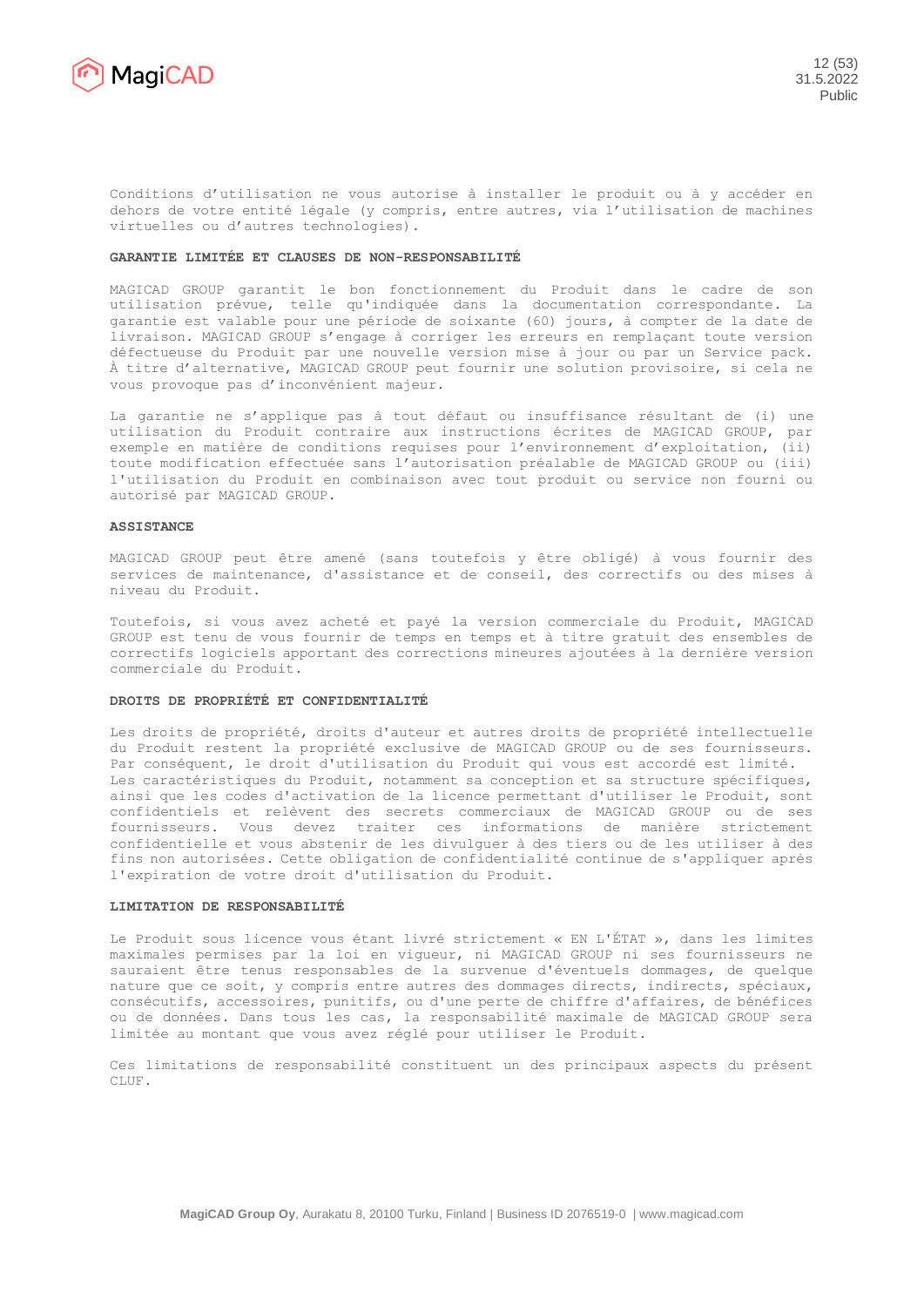Conditions d'utilisation ne vous autorise à installer le produit ou à y accéder en dehors de votre entité légale (y compris, entre autres, via l'utilisation de machines virtuelles ou d'autres technologies).

**GARANTIE LIMITÉE ET CLAUSES DE NON-RESPONSABILITÉ**

MAGICAD GROUP garantit le bon fonctionnement du Produit dans le cadre de son utilisation prévue, telle qu'indiquée dans la documentation correspondante. La garantie est valable pour une période de soixante (60) jours, à compter de la date de livraison. MAGICAD GROUP s'engage à corriger les erreurs en remplaçant toute version défectueuse du Produit par une nouvelle version mise à jour ou par un Service pack. À titre d'alternative, MAGICAD GROUP peut fournir une solution provisoire, si cela ne vous provoque pas d'inconvénient majeur.

La garantie ne s'applique pas à tout défaut ou insuffisance résultant de (i) une utilisation du Produit contraire aux instructions écrites de MAGICAD GROUP, par exemple en matière de conditions requises pour l'environnement d'exploitation, (ii) toute modification effectuée sans l'autorisation préalable de MAGICAD GROUP ou (iii) l'utilisation du Produit en combinaison avec tout produit ou service non fourni ou autorisé par MAGICAD GROUP.

**ASSISTANCE**

MAGICAD GROUP peut être amené (sans toutefois y être obligé) à vous fournir des services de maintenance, d'assistance et de conseil, des correctifs ou des mises à niveau du Produit.

Toutefois, si vous avez acheté et payé la version commerciale du Produit, MAGICAD GROUP est tenu de vous fournir de temps en temps et à titre gratuit des ensembles de correctifs logiciels apportant des corrections mineures ajoutées à la dernière version commerciale du Produit.

**DROITS DE PROPRIÉTÉ ET CONFIDENTIALITÉ**

Les droits de propriété, droits d'auteur et autres droits de propriété intellectuelle du Produit restent la propriété exclusive de MAGICAD GROUP ou de ses fournisseurs. Par conséquent, le droit d'utilisation du Produit qui vous est accordé est limité. Les caractéristiques du Produit, notamment sa conception et sa structure spécifiques, ainsi que les codes d'activation de la licence permettant d'utiliser le Produit, sont confidentiels et relèvent des secrets commerciaux de MAGICAD GROUP ou de ses fournisseurs. Vous devez traiter ces informations de manière strictement confidentielle et vous abstenir de les divulguer à des tiers ou de les utiliser à des fins non autorisées. Cette obligation de confidentialité continue de s'appliquer après l'expiration de votre droit d'utilisation du Produit.

**LIMITATION DE RESPONSABILITÉ**

Le Produit sous licence vous étant livré strictement « EN L'ÉTAT », dans les limites maximales permises par la loi en vigueur, ni MAGICAD GROUP ni ses fournisseurs ne sauraient être tenus responsables de la survenue d'éventuels dommages, de quelque nature que ce soit, y compris entre autres des dommages directs, indirects, spéciaux, consécutifs, accessoires, punitifs, ou d'une perte de chiffre d'affaires, de bénéfices ou de données. Dans tous les cas, la responsabilité maximale de MAGICAD GROUP sera limitée au montant que vous avez réglé pour utiliser le Produit.

Ces limitations de responsabilité constituent un des principaux aspects du présent CLUF.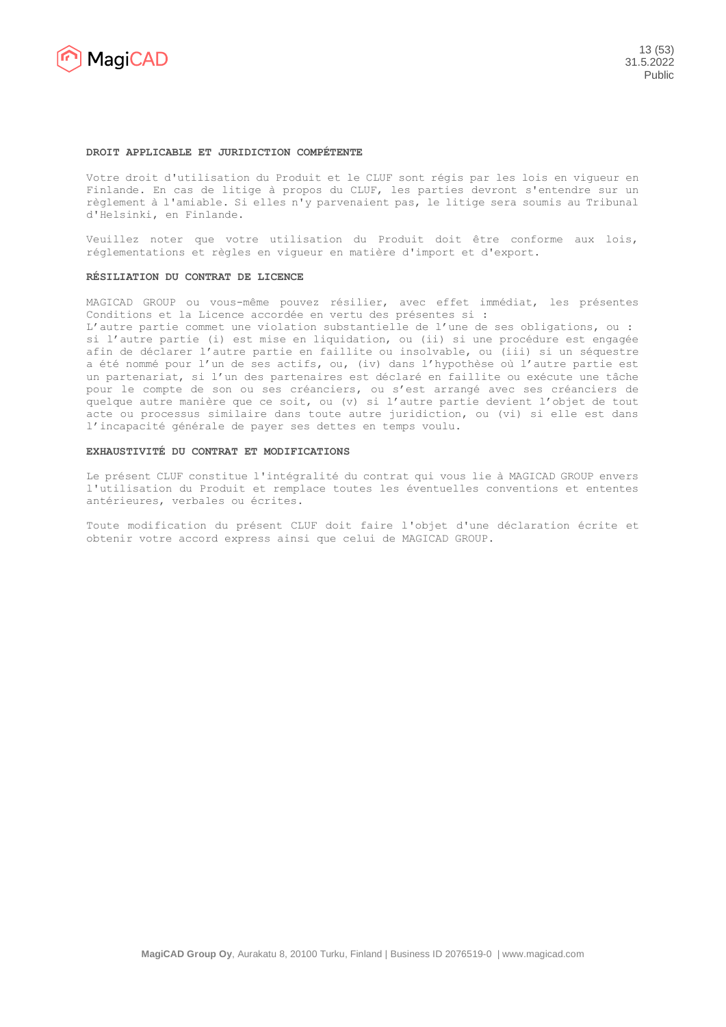## DROIT APPLICABLE ET JURIDICTION COMPÉTENTE

Votre droit d'utilisation du Produit et le CLUF sont régis par les lois en vigueur en Finlande. En cas de litige à propos du CLUF, les parties devront s'entendre sur un règlement à l'amiable. Si elles n'y parvenaient pas, le litige sera soumis au Tribunal d'Helsinki, en Finlande.

Veuillez noter que votre utilisation du Produit doit être conforme aux lois, réglementations et règles en vigueur en matière d'import et d'export.

## RÉSILIATION DU CONTRAT DE LICENCE

MAGICAD GROUP ou vous-même pouvez résilier, avec effet immédiat, les présentes Conditions et la Licence accordée en vertu des présentes si :
L'autre partie commet une violation substantielle de l'une de ses obligations, ou : si l'autre partie (i) est mise en liquidation, ou (ii) si une procédure est engagée afin de déclarer l'autre partie en faillite ou insolvable, ou (iii) si un séquestre a été nommé pour l'un de ses actifs, ou, (iv) dans l'hypothèse où l'autre partie est un partenariat, si l'un des partenaires est déclaré en faillite ou exécute une tâche pour le compte de son ou ses créanciers, ou s'est arrangé avec ses créanciers de quelque autre manière que ce soit, ou (v) si l'autre partie devient l'objet de tout acte ou processus similaire dans toute autre juridiction, ou (vi) si elle est dans l'incapacité générale de payer ses dettes en temps voulu.

## EXHAUSTIVITÉ DU CONTRAT ET MODIFICATIONS

Le présent CLUF constitue l'intégralité du contrat qui vous lie à MAGICAD GROUP envers l'utilisation du Produit et remplace toutes les éventuelles conventions et ententes antérieures, verbales ou écrites.

Toute modification du présent CLUF doit faire l'objet d'une déclaration écrite et obtenir votre accord express ainsi que celui de MAGICAD GROUP.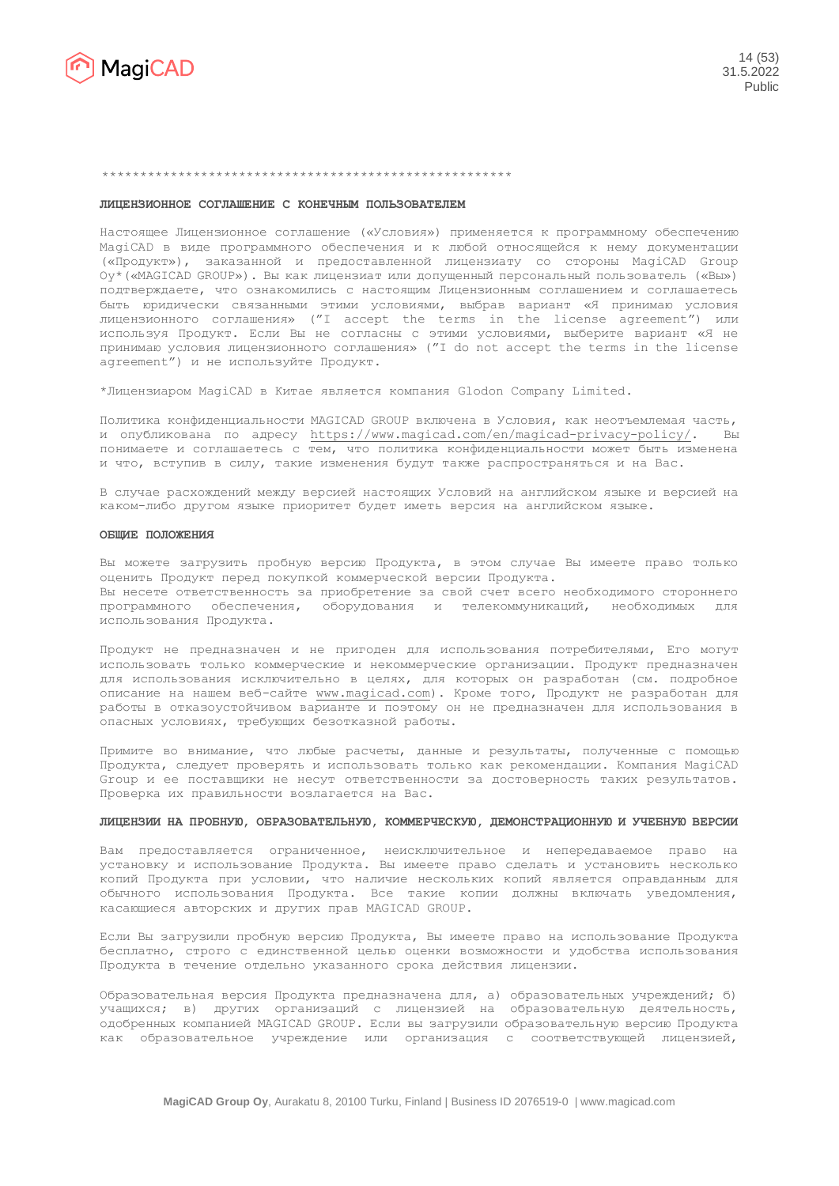\*\*\*\*\*\*\*\*\*\*\*\*\*\*\*\*\*\*\*\*\*\*\*\*\*\*\*\*\*\*\*\*\*\*\*\*\*\*\*\*\*\*\*\*\*\*\*\*\*\*\*\*\*

**ЛИЦЕНЗИОННОЕ СОГЛАШЕНИЕ С КОНЕЧНЫМ ПОЛЬЗОВАТЕЛЕМ**

Настоящее Лицензионное соглашение («Условия») применяется к программному обеспечению MagiCAD в виде программного обеспечения и к любой относящейся к нему документации («Продукт»), заказанной и предоставленной лицензиату со стороны MagiCAD Group Oy\*(«MAGICAD GROUP»). Вы как лицензиат или допущенный персональный пользователь («Вы») подтверждаете, что ознакомились с настоящим Лицензионным соглашением и соглашаетесь быть юридически связанными этими условиями, выбрав вариант «Я принимаю условия лицензионного соглашения» ("I accept the terms in the license agreement") или используя Продукт. Если Вы не согласны с этими условиями, выберите вариант «Я не принимаю условия лицензионного соглашения» ("I do not accept the terms in the license agreement") и не используйте Продукт.

\*Лицензиаром MagiCAD в Китае является компания Glodon Company Limited.

Политика конфиденциальности MAGICAD GROUP включена в Условия, как неотъемлемая часть, и опубликована по адресу https://www.magicad.com/en/magicad-privacy-policy/. Вы понимаете и соглашаетесь с тем, что политика конфиденциальности может быть изменена и что, вступив в силу, такие изменения будут также распространяться и на Вас.

В случае расхождений между версией настоящих Условий на английском языке и версией на каком-либо другом языке приоритет будет иметь версия на английском языке.

**ОБЩИЕ ПОЛОЖЕНИЯ**

Вы можете загрузить пробную версию Продукта, в этом случае Вы имеете право только оценить Продукт перед покупкой коммерческой версии Продукта.
Вы несете ответственность за приобретение за свой счет всего необходимого стороннего программного обеспечения, оборудования и телекоммуникаций, необходимых для использования Продукта.

Продукт не предназначен и не пригоден для использования потребителями, Его могут использовать только коммерческие и некоммерческие организации. Продукт предназначен для использования исключительно в целях, для которых он разработан (см. подробное описание на нашем веб-сайте www.magicad.com). Кроме того, Продукт не разработан для работы в отказоустойчивом варианте и поэтому он не предназначен для использования в опасных условиях, требующих безотказной работы.

Примите во внимание, что любые расчеты, данные и результаты, полученные с помощью Продукта, следует проверять и использовать только как рекомендации. Компания MagiCAD Group и ее поставщики не несут ответственности за достоверность таких результатов. Проверка их правильности возлагается на Вас.

**ЛИЦЕНЗИИ НА ПРОБНУЮ, ОБРАЗОВАТЕЛЬНУЮ, КОММЕРЧЕСКУЮ, ДЕМОНСТРАЦИОННУЮ И УЧЕБНУЮ ВЕРСИИ**

Вам предоставляется ограниченное, неисключительное и непередаваемое право на установку и использование Продукта. Вы имеете право сделать и установить несколько копий Продукта при условии, что наличие нескольких копий является оправданным для обычного использования Продукта. Все такие копии должны включать уведомления, касающиеся авторских и других прав MAGICAD GROUP.

Если Вы загрузили пробную версию Продукта, Вы имеете право на использование Продукта бесплатно, строго с единственной целью оценки возможности и удобства использования Продукта в течение отдельно указанного срока действия лицензии.

Образовательная версия Продукта предназначена для, а) образовательных учреждений; б) учащихся; в) других организаций с лицензией на образовательную деятельность, одобренных компанией MAGICAD GROUP. Если вы загрузили образовательную версию Продукта как образовательное учреждение или организация с соответствующей лицензией,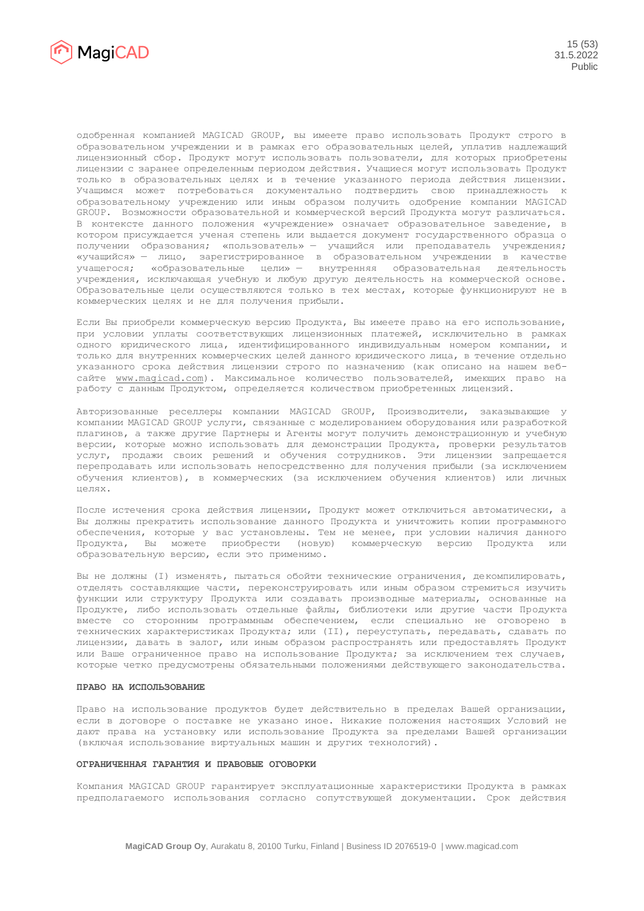одобренная компанией MAGICAD GROUP, вы имеете право использовать Продукт строго в образовательном учреждении и в рамках его образовательных целей, уплатив надлежащий лицензионный сбор. Продукт могут использовать пользователи, для которых приобретены лицензии с заранее определенным периодом действия. Учащиеся могут использовать Продукт только в образовательных целях и в течение указанного периода действия лицензии. Учащимся может потребоваться документально подтвердить свою принадлежность к образовательному учреждению или иным образом получить одобрение компании MAGICAD GROUP. Возможности образовательной и коммерческой версий Продукта могут различаться. В контексте данного положения «учреждение» означает образовательное заведение, в котором присуждается ученая степень или выдается документ государственного образца о получении образования; «пользователь» — учащийся или преподаватель учреждения; «учащийся» — лицо, зарегистрированное в образовательном учреждении в качестве учащегося; «образовательные цели» — внутренняя образовательная деятельность учреждения, исключающая учебную и любую другую деятельность на коммерческой основе. Образовательные цели осуществляются только в тех местах, которые функционируют не в коммерческих целях и не для получения прибыли.

Если Вы приобрели коммерческую версию Продукта, Вы имеете право на его использование, при условии уплаты соответствующих лицензионных платежей, исключительно в рамках одного юридического лица, идентифицированного индивидуальным номером компании, и только для внутренних коммерческих целей данного юридического лица, в течение отдельно указанного срока действия лицензии строго по назначению (как описано на нашем веб-сайте www.magicad.com). Максимальное количество пользователей, имеющих право на работу с данным Продуктом, определяется количеством приобретенных лицензий.

Авторизованные реселлеры компании MAGICAD GROUP, Производители, заказывающие у компании MAGICAD GROUP услуги, связанные с моделированием оборудования или разработкой плагинов, а также другие Партнеры и Агенты могут получить демонстрационную и учебную версии, которые можно использовать для демонстрации Продукта, проверки результатов услуг, продажи своих решений и обучения сотрудников. Эти лицензии запрещается перепродавать или использовать непосредственно для получения прибыли (за исключением обучения клиентов), в коммерческих (за исключением обучения клиентов) или личных целях.

После истечения срока действия лицензии, Продукт может отключиться автоматически, а Вы должны прекратить использование данного Продукта и уничтожить копии программного обеспечения, которые у вас установлены. Тем не менее, при условии наличия данного Продукта, Вы можете приобрести (новую) коммерческую версию Продукта или образовательную версию, если это применимо.

Вы не должны (I) изменять, пытаться обойти технические ограничения, декомпилировать, отделять составляющие части, переконструировать или иным образом стремиться изучить функции или структуру Продукта или создавать производные материалы, основанные на Продукте, либо использовать отдельные файлы, библиотеки или другие части Продукта вместе со сторонним программным обеспечением, если специально не оговорено в технических характеристиках Продукта; или (II), переуступать, передавать, сдавать по лицензии, давать в залог, или иным образом распространять или предоставлять Продукт или Ваше ограниченное право на использование Продукта; за исключением тех случаев, которые четко предусмотрены обязательными положениями действующего законодательства.

**ПРАВО НА ИСПОЛЬЗОВАНИЕ**

Право на использование продуктов будет действительно в пределах Вашей организации, если в договоре о поставке не указано иное. Никакие положения настоящих Условий не дают права на установку или использование Продукта за пределами Вашей организации (включая использование виртуальных машин и других технологий).

**ОГРАНИЧЕННАЯ ГАРАНТИЯ И ПРАВОВЫЕ ОГОВОРКИ**

Компания MAGICAD GROUP гарантирует эксплуатационные характеристики Продукта в рамках предполагаемого использования согласно сопутствующей документации. Срок действия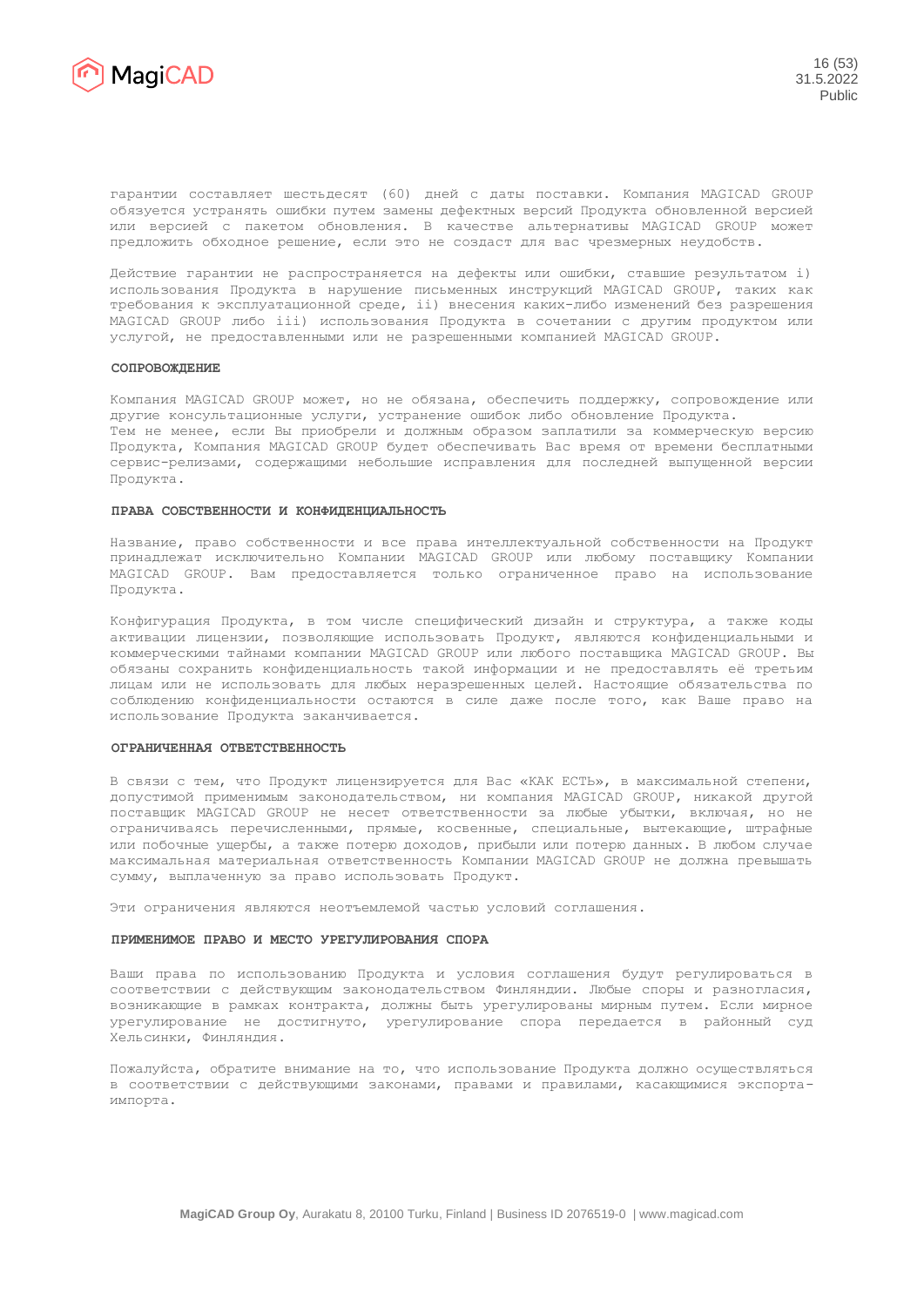гарантии составляет шестьдесят (60) дней с даты поставки. Компания MAGICAD GROUP обязуется устранять ошибки путем замены дефектных версий Продукта обновленной версией или версией с пакетом обновления. В качестве альтернативы MAGICAD GROUP может предложить обходное решение, если это не создаст для вас чрезмерных неудобств.

Действие гарантии не распространяется на дефекты или ошибки, ставшие результатом i) использования Продукта в нарушение письменных инструкций MAGICAD GROUP, таких как требования к эксплуатационной среде, ii) внесения каких-либо изменений без разрешения MAGICAD GROUP либо iii) использования Продукта в сочетании с другим продуктом или услугой, не предоставленными или не разрешенными компанией MAGICAD GROUP.

**СОПРОВОЖДЕНИЕ**

Компания MAGICAD GROUP может, но не обязана, обеспечить поддержку, сопровождение или другие консультационные услуги, устранение ошибок либо обновление Продукта.
Тем не менее, если Вы приобрели и должным образом заплатили за коммерческую версию Продукта, Компания MAGICAD GROUP будет обеспечивать Вас время от времени бесплатными сервис-релизами, содержащими небольшие исправления для последней выпущенной версии Продукта.

**ПРАВА СОБСТВЕННОСТИ И КОНФИДЕНЦИАЛЬНОСТЬ**

Название, право собственности и все права интеллектуальной собственности на Продукт принадлежат исключительно Компании MAGICAD GROUP или любому поставщику Компании MAGICAD GROUP. Вам предоставляется только ограниченное право на использование Продукта.

Конфигурация Продукта, в том числе специфический дизайн и структура, а также коды активации лицензии, позволяющие использовать Продукт, являются конфиденциальными и коммерческими тайнами компании MAGICAD GROUP или любого поставщика MAGICAD GROUP. Вы обязаны сохранить конфиденциальность такой информации и не предоставлять её третьим лицам или не использовать для любых неразрешенных целей. Настоящие обязательства по соблюдению конфиденциальности остаются в силе даже после того, как Ваше право на использование Продукта заканчивается.

**ОГРАНИЧЕННАЯ ОТВЕТСТВЕННОСТЬ**

В связи с тем, что Продукт лицензируется для Вас «КАК ЕСТЬ», в максимальной степени, допустимой применимым законодательством, ни компания MAGICAD GROUP, никакой другой поставщик MAGICAD GROUP не несет ответственности за любые убытки, включая, но не ограничиваясь перечисленными, прямые, косвенные, специальные, вытекающие, штрафные или побочные ущербы, а также потерю доходов, прибыли или потерю данных. В любом случае максимальная материальная ответственность Компании MAGICAD GROUP не должна превышать сумму, выплаченную за право использовать Продукт.

Эти ограничения являются неотъемлемой частью условий соглашения.

**ПРИМЕНИМОЕ ПРАВО И МЕСТО УРЕГУЛИРОВАНИЯ СПОРА**

Ваши права по использованию Продукта и условия соглашения будут регулироваться в соответствии с действующим законодательством Финляндии. Любые споры и разногласия, возникающие в рамках контракта, должны быть урегулированы мирным путем. Если мирное урегулирование не достигнуто, урегулирование спора передается в районный суд Хельсинки, Финляндия.

Пожалуйста, обратите внимание на то, что использование Продукта должно осуществляться в соответствии с действующими законами, правами и правилами, касающимися экспорта-импорта.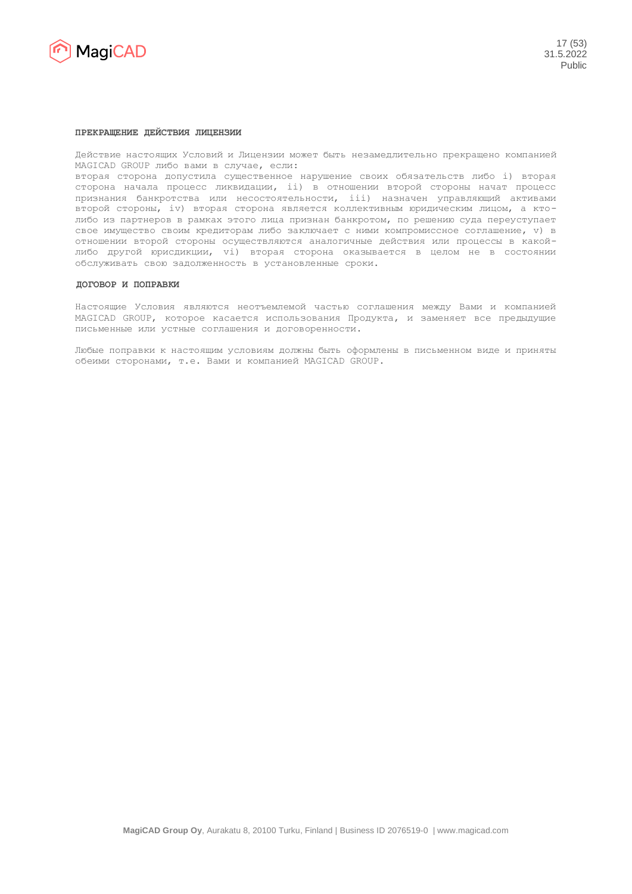## ПРЕКРАЩЕНИЕ ДЕЙСТВИЯ ЛИЦЕНЗИИ

Действие настоящих Условий и Лицензии может быть незамедлительно прекращено компанией MAGICAD GROUP либо вами в случае, если:
вторая сторона допустила существенное нарушение своих обязательств либо i) вторая сторона начала процесс ликвидации, ii) в отношении второй стороны начат процесс признания банкротства или несостоятельности, iii) назначен управляющий активами второй стороны, iv) вторая сторона является коллективным юридическим лицом, а кто-либо из партнеров в рамках этого лица признан банкротом, по решению суда переуступает свое имущество своим кредиторам либо заключает с ними компромиссное соглашение, v) в отношении второй стороны осуществляются аналогичные действия или процессы в какой-либо другой юрисдикции, vi) вторая сторона оказывается в целом не в состоянии обслуживать свою задолженность в установленные сроки.

## ДОГОВОР И ПОПРАВКИ

Настоящие Условия являются неотъемлемой частью соглашения между Вами и компанией MAGICAD GROUP, которое касается использования Продукта, и заменяет все предыдущие письменные или устные соглашения и договоренности.

Любые поправки к настоящим условиям должны быть оформлены в письменном виде и приняты обеими сторонами, т.е. Вами и компанией MAGICAD GROUP.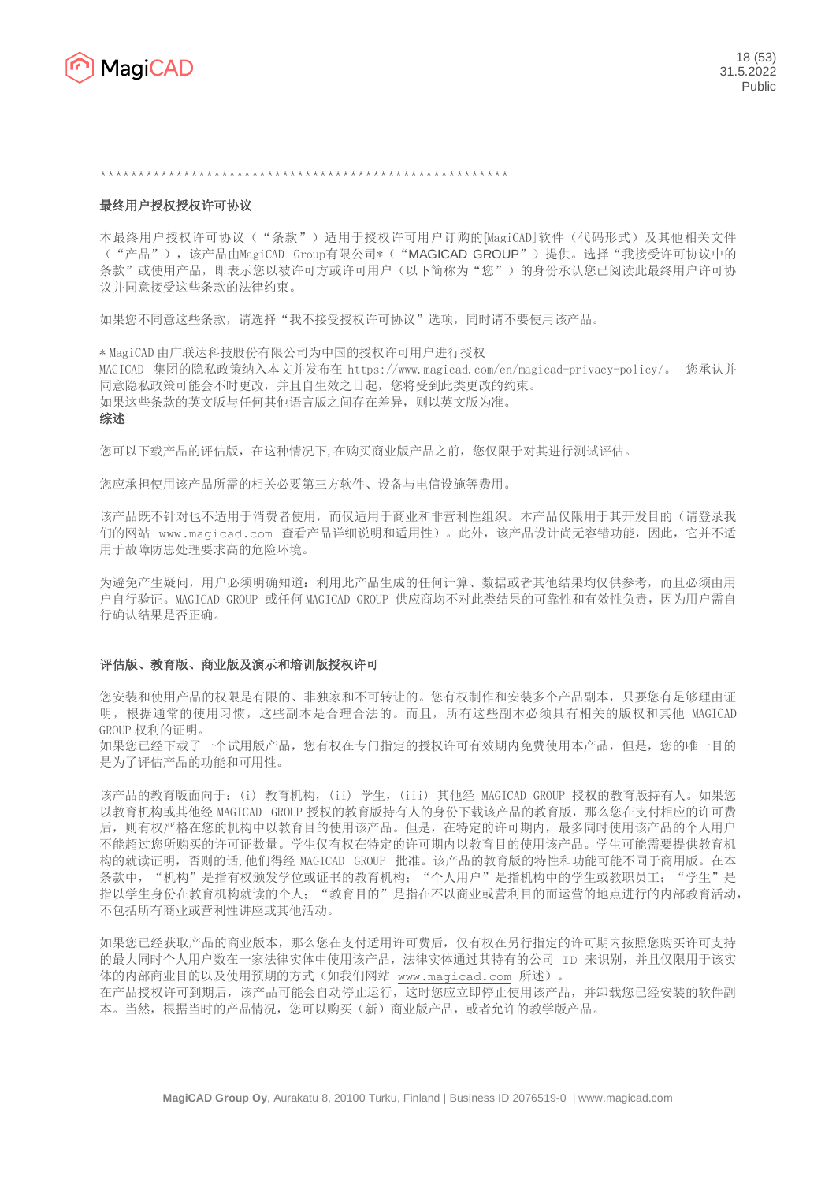*********************************************************

**最终用户授权授权许可协议**

本最终用户授权许可协议（“条款”）适用于授权许可用户订购的[MagiCAD]软件（代码形式）及其他相关文件（“产品”），该产品由MagiCAD Group有限公司*（“MAGICAD GROUP”）提供。选择“我接受许可协议中的条款”或使用产品，即表示您以被许可方或许可用户（以下简称为“您”）的身份承认您已阅读此最终用户许可协议并同意接受这些条款的法律约束。

如果您不同意这些条款，请选择“我不接受授权许可协议”选项，同时请不要使用该产品。

* MagiCAD 由广联达科技股份有限公司为中国的授权许可用户进行授权
MAGICAD 集团的隐私政策纳入本文并发布在 https://www.magicad.com/en/magicad-privacy-policy/。 您承认并同意隐私政策可能会不时更改，并且自生效之日起，您将受到此类更改的约束。
如果这些条款的英文版与任何其他语言版之间存在差异，则以英文版为准。

**综述**

您可以下载产品的评估版，在这种情况下，在购买商业版产品之前，您仅限于对其进行测试评估。

您应承担使用该产品所需的相关必要第三方软件、设备与电信设施等费用。

该产品既不针对也不适用于消费者使用，而仅适用于商业和非营利性组织。本产品仅限用于其开发目的（请登录我们的网站 www.magicad.com 查看产品详细说明和适用性）。此外，该产品设计尚无容错功能，因此，它并不适用于故障防患处理要求高的危险环境。

为避免产生疑问，用户必须明确知道：利用此产品生成的任何计算、数据或者其他结果均仅供参考，而且必须由用户自行验证。MAGICAD GROUP 或任何 MAGICAD GROUP 供应商均不对此类结果的可靠性和有效性负责，因为用户需自行确认结果是否正确。

**评估版、教育版、商业版及演示和培训版授权许可**

您安装和使用产品的权限是有限的、非独家和不可转让的。您有权制作和安装多个产品副本，只要您有足够理由证明，根据通常的使用习惯，这些副本是合理合法的。而且，所有这些副本必须具有相关的版权和其他 MAGICAD GROUP 权利的证明。
如果您已经下载了一个试用版产品，您有权在专门指定的授权许可有效期内免费使用本产品，但是，您的唯一目的是为了评估产品的功能和可用性。

该产品的教育版面向于：(i) 教育机构，(ii) 学生，(iii) 其他经 MAGICAD GROUP 授权的教育版持有人。如果您以教育机构或其他经 MAGICAD GROUP 授权的教育版持有人的身份下载该产品的教育版，那么您在支付相应的许可费后，则有权严格在您的机构中以教育目的使用该产品。但是，在特定的许可期内，最多同时使用该产品的个人用户不能超过您所购买的许可证数量。学生仅有权在特定的许可期内以教育目的使用该产品。学生可能需要提供教育机构的就读证明，否则的话，他们得经 MAGICAD GROUP 批准。该产品的教育版的特性和功能可能不同于商用版。在本条款中，“机构”是指有权颁发学位或证书的教育机构；“个人用户”是指机构中的学生或教职员工；“学生”是指以学生身份在教育机构就读的个人；“教育目的”是指在不以商业或营利目的而运营的地点进行的内部教育活动，不包括所有商业或营利性讲座或其他活动。

如果您已经获取产品的商业版本，那么您在支付适用许可费后，仅有权在另行指定的许可期内按照您购买许可支持的最大同时个人用户数在一家法律实体中使用该产品，法律实体通过其特有的公司 ID 来识别，并且仅限用于该实体的内部商业目的以及使用预期的方式（如我们网站 www.magicad.com 所述）。
在产品授权许可到期后，该产品可能会自动停止运行，这时您应立即停止使用该产品，并卸载您已经安装的软件副本。当然，根据当时的产品情况，您可以购买（新）商业版产品，或者允许的教学版产品。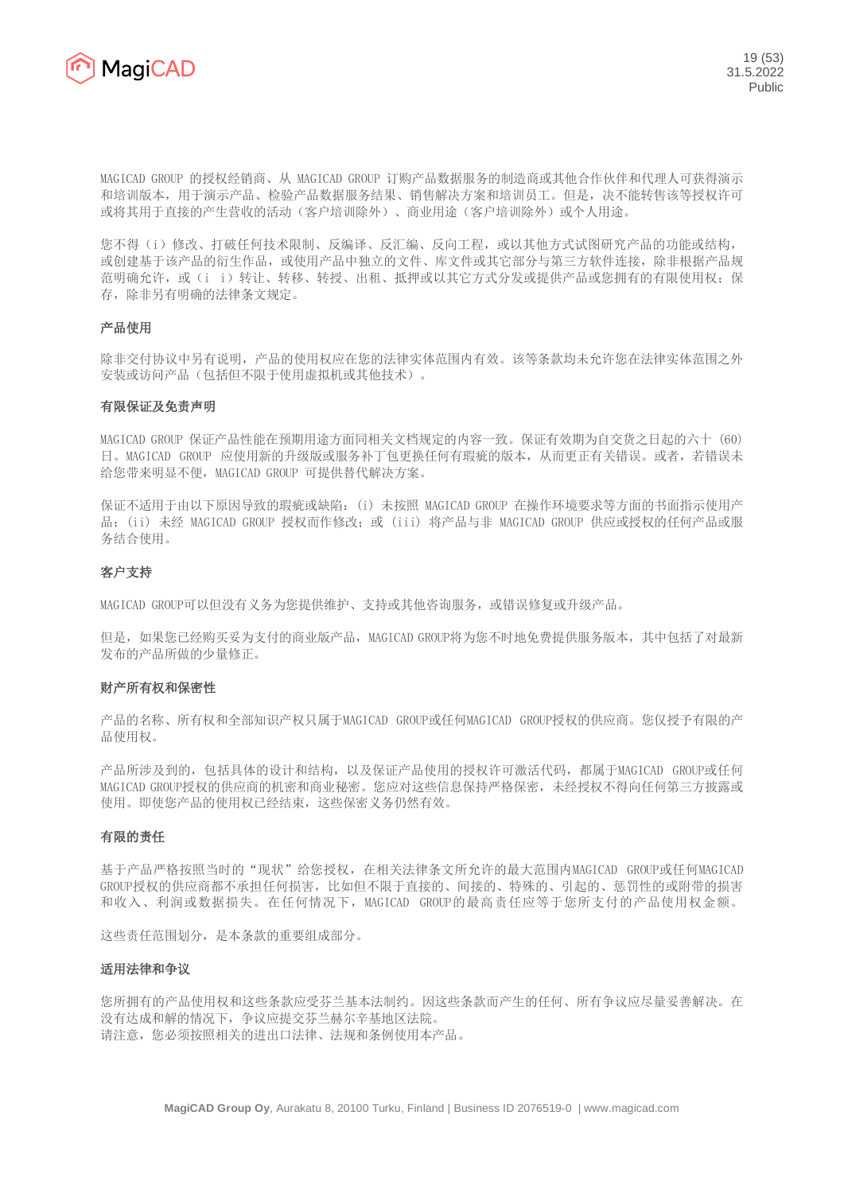MAGICAD GROUP 的授权经销商、从 MAGICAD GROUP 订购产品数据服务的制造商或其他合作伙伴和代理人可获得演示和培训版本，用于演示产品、检验产品数据服务结果、销售解决方案和培训员工。但是，决不能转售该等授权许可或将其用于直接的产生营收的活动（客户培训除外）、商业用途（客户培训除外）或个人用途。

您不得（i）修改、打破任何技术限制、反编译、反汇编、反向工程，或以其他方式试图研究产品的功能或结构，或创建基于该产品的衍生作品，或使用产品中独立的文件、库文件或其它部分与第三方软件连接，除非根据产品规范明确允许，或（i i）转让、转移、转授、出租、抵押或以其它方式分发或提供产品或您拥有的有限使用权；保存，除非另有明确的法律条文规定。

### 产品使用

除非交付协议中另有说明，产品的使用权应在您的法律实体范围内有效。该等条款均未允许您在法律实体范围之外安装或访问产品（包括但不限于使用虚拟机或其他技术）。

### 有限保证及免责声明

MAGICAD GROUP 保证产品性能在预期用途方面同相关文档规定的内容一致。保证有效期为自交货之日起的六十（60）日。MAGICAD GROUP 应使用新的升级版或服务补丁包更换任何有瑕疵的版本，从而更正有关错误。或者，若错误未给您带来明显不便，MAGICAD GROUP 可提供替代解决方案。

保证不适用于由以下原因导致的瑕疵或缺陷：(i) 未按照 MAGICAD GROUP 在操作环境要求等方面的书面指示使用产品；(ii) 未经 MAGICAD GROUP 授权而作修改；或 (iii) 将产品与非 MAGICAD GROUP 供应或授权的任何产品或服务结合使用。

### 客户支持

MAGICAD GROUP可以但没有义务为您提供维护、支持或其他咨询服务，或错误修复或升级产品。

但是，如果您已经购买妥为支付的商业版产品，MAGICAD GROUP将为您不时地免费提供服务版本，其中包括了对最新发布的产品所做的少量修正。

### 财产所有权和保密性

产品的名称、所有权和全部知识产权只属于MAGICAD GROUP或任何MAGICAD GROUP授权的供应商。您仅授予有限的产品使用权。

产品所涉及到的，包括具体的设计和结构，以及保证产品使用的授权许可激活代码，都属于MAGICAD GROUP或任何MAGICAD GROUP授权的供应商的机密和商业秘密。您应对这些信息保持严格保密，未经授权不得向任何第三方披露或使用。即使您产品的使用权已经结束，这些保密义务仍然有效。

### 有限的责任

基于产品严格按照当时的“现状”给您授权，在相关法律条文所允许的最大范围内MAGICAD GROUP或任何MAGICAD GROUP授权的供应商都不承担任何损害，比如但不限于直接的、间接的、特殊的、引起的、惩罚性的或附带的损害和收入、利润或数据损失。在任何情况下，MAGICAD GROUP的最高责任应等于您所支付的产品使用权金额。

这些责任范围划分，是本条款的重要组成部分。

### 适用法律和争议

您所拥有的产品使用权和这些条款应受芬兰基本法制约。因这些条款而产生的任何、所有争议应尽量妥善解决。在没有达成和解的情况下，争议应提交芬兰赫尔辛基地区法院。
请注意，您必须按照相关的进出口法律、法规和条例使用本产品。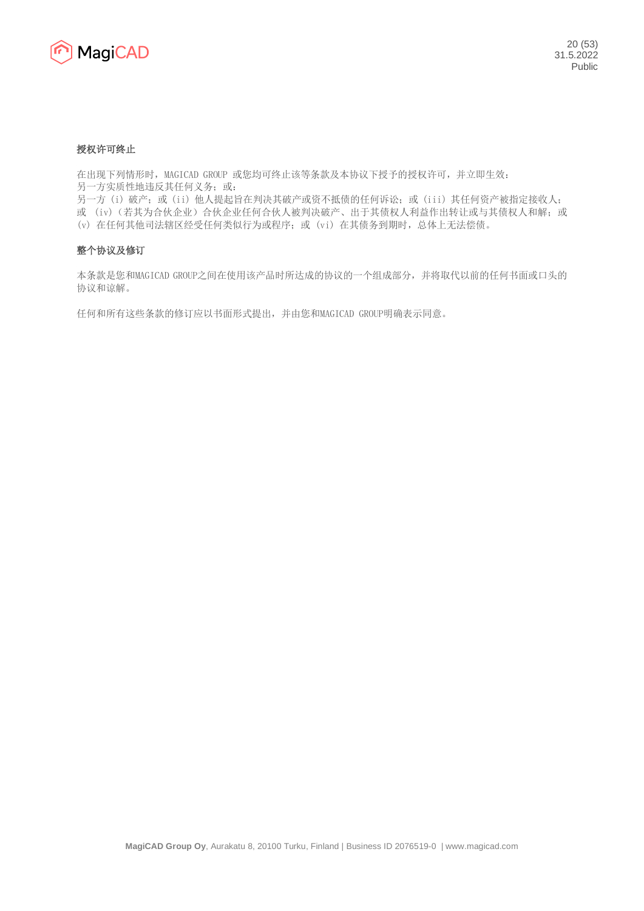**授权许可终止**

在出现下列情形时，MAGICAD GROUP 或您均可终止该等条款及本协议下授予的授权许可，并立即生效：
另一方实质性地违反其任何义务；或：
另一方（i）破产；或（ii）他人提起旨在判决其破产或资不抵债的任何诉讼；或（iii）其任何资产被指定接收人；或 （iv）（若其为合伙企业）合伙企业任何合伙人被判决破产、出于其债权人利益作出转让或与其债权人和解；或（v）在任何其他司法辖区经受任何类似行为或程序；或（vi）在其债务到期时，总体上无法偿债。

**整个协议及修订**

本条款是您和MAGICAD GROUP之间在使用该产品时所达成的协议的一个组成部分，并将取代以前的任何书面或口头的协议和谅解。

任何和所有这些条款的修订应以书面形式提出，并由您和MAGICAD GROUP明确表示同意。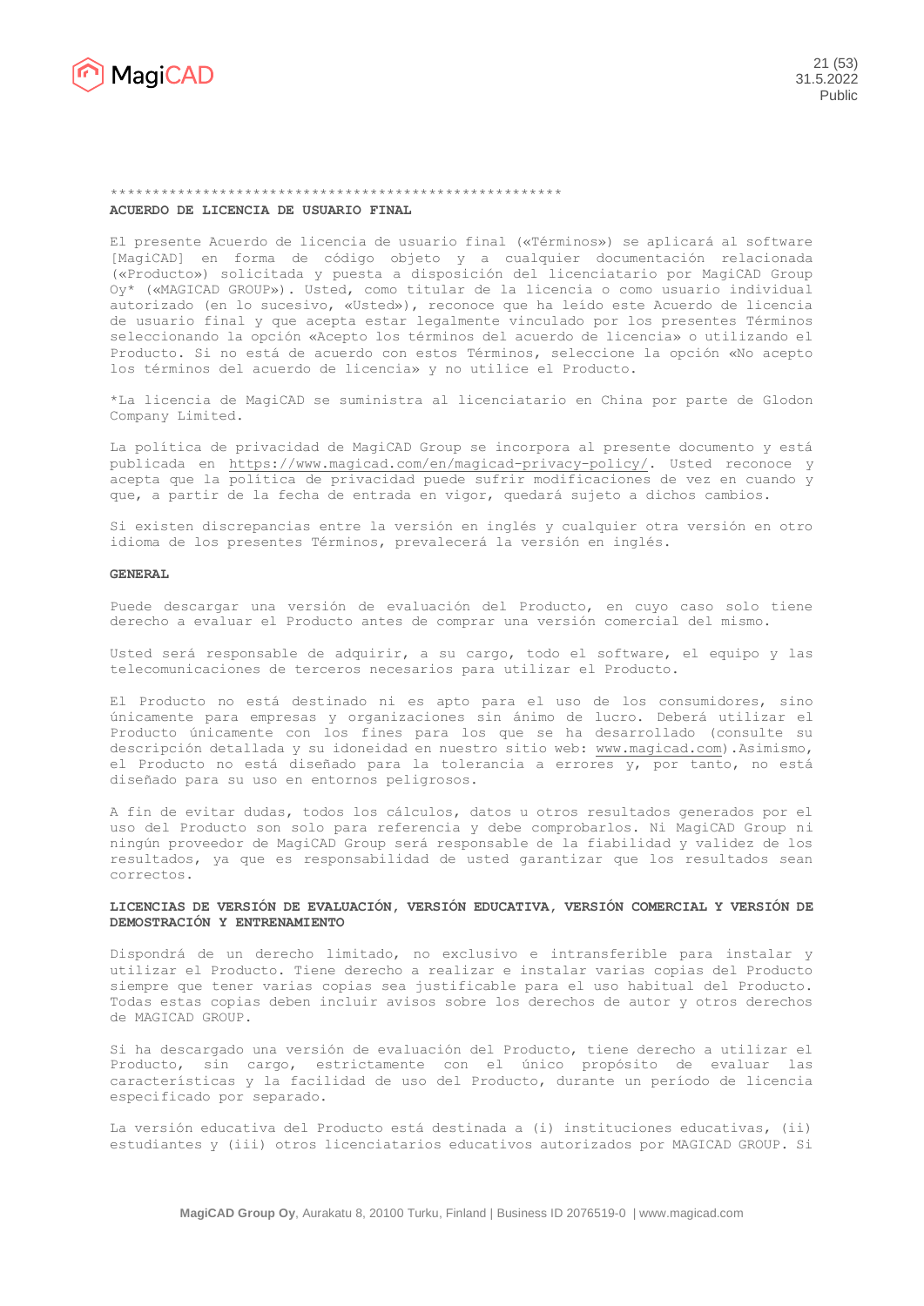*******************************************************

**ACUERDO DE LICENCIA DE USUARIO FINAL**

El presente Acuerdo de licencia de usuario final («Términos») se aplicará al software [MagiCAD] en forma de código objeto y a cualquier documentación relacionada («Producto») solicitada y puesta a disposición del licenciatario por MagiCAD Group Oy* («MAGICAD GROUP»). Usted, como titular de la licencia o como usuario individual autorizado (en lo sucesivo, «Usted»), reconoce que ha leído este Acuerdo de licencia de usuario final y que acepta estar legalmente vinculado por los presentes Términos seleccionando la opción «Acepto los términos del acuerdo de licencia» o utilizando el Producto. Si no está de acuerdo con estos Términos, seleccione la opción «No acepto los términos del acuerdo de licencia» y no utilice el Producto.

*La licencia de MagiCAD se suministra al licenciatario en China por parte de Glodon Company Limited.

La política de privacidad de MagiCAD Group se incorpora al presente documento y está publicada en https://www.magicad.com/en/magicad-privacy-policy/. Usted reconoce y acepta que la política de privacidad puede sufrir modificaciones de vez en cuando y que, a partir de la fecha de entrada en vigor, quedará sujeto a dichos cambios.

Si existen discrepancias entre la versión en inglés y cualquier otra versión en otro idioma de los presentes Términos, prevalecerá la versión en inglés.

**GENERAL**

Puede descargar una versión de evaluación del Producto, en cuyo caso solo tiene derecho a evaluar el Producto antes de comprar una versión comercial del mismo.

Usted será responsable de adquirir, a su cargo, todo el software, el equipo y las telecomunicaciones de terceros necesarios para utilizar el Producto.

El Producto no está destinado ni es apto para el uso de los consumidores, sino únicamente para empresas y organizaciones sin ánimo de lucro. Deberá utilizar el Producto únicamente con los fines para los que se ha desarrollado (consulte su descripción detallada y su idoneidad en nuestro sitio web: www.magicad.com).Asimismo, el Producto no está diseñado para la tolerancia a errores y, por tanto, no está diseñado para su uso en entornos peligrosos.

A fin de evitar dudas, todos los cálculos, datos u otros resultados generados por el uso del Producto son solo para referencia y debe comprobarlos. Ni MagiCAD Group ni ningún proveedor de MagiCAD Group será responsable de la fiabilidad y validez de los resultados, ya que es responsabilidad de usted garantizar que los resultados sean correctos.

**LICENCIAS DE VERSIÓN DE EVALUACIÓN, VERSIÓN EDUCATIVA, VERSIÓN COMERCIAL Y VERSIÓN DE DEMOSTRACIÓN Y ENTRENAMIENTO**

Dispondrá de un derecho limitado, no exclusivo e intransferible para instalar y utilizar el Producto. Tiene derecho a realizar e instalar varias copias del Producto siempre que tener varias copias sea justificable para el uso habitual del Producto. Todas estas copias deben incluir avisos sobre los derechos de autor y otros derechos de MAGICAD GROUP.

Si ha descargado una versión de evaluación del Producto, tiene derecho a utilizar el Producto, sin cargo, estrictamente con el único propósito de evaluar las características y la facilidad de uso del Producto, durante un período de licencia especificado por separado.

La versión educativa del Producto está destinada a (i) instituciones educativas, (ii) estudiantes y (iii) otros licenciatarios educativos autorizados por MAGICAD GROUP. Si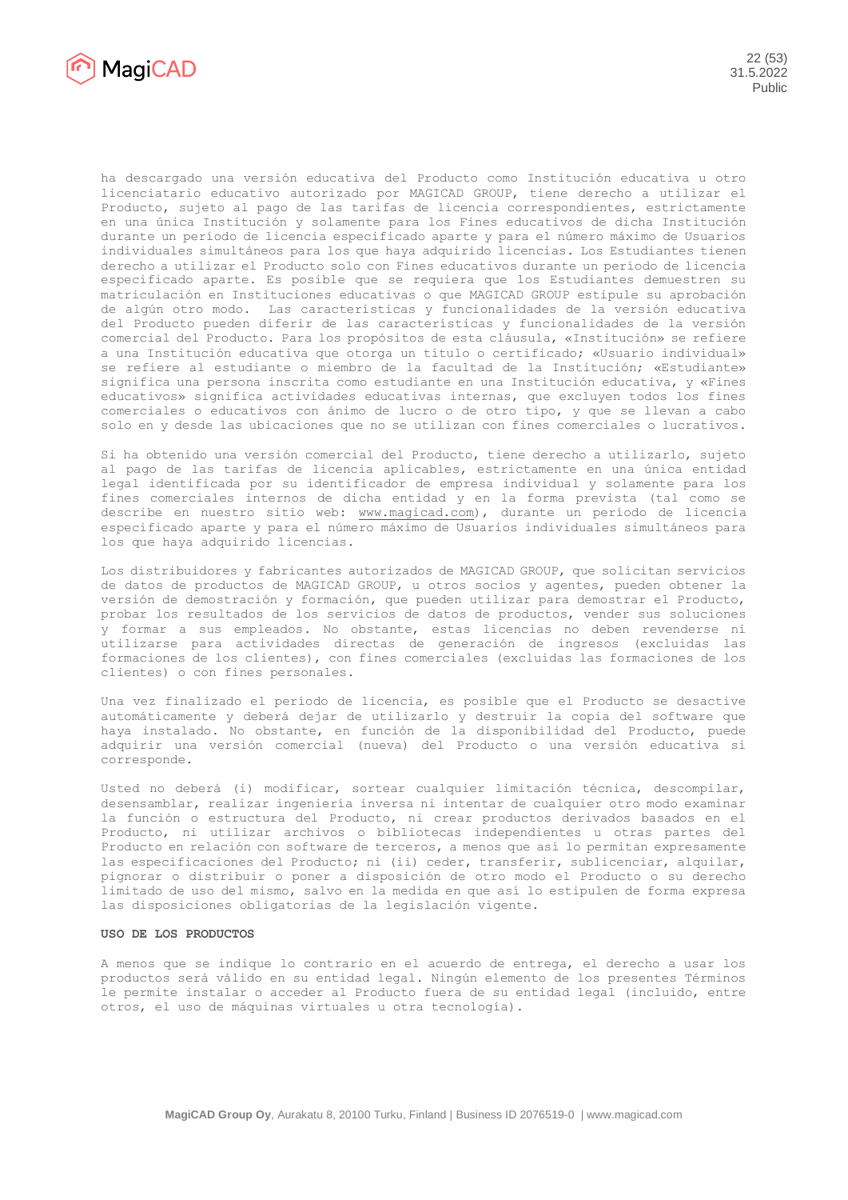ha descargado una versión educativa del Producto como Institución educativa u otro licenciatario educativo autorizado por MAGICAD GROUP, tiene derecho a utilizar el Producto, sujeto al pago de las tarifas de licencia correspondientes, estrictamente en una única Institución y solamente para los Fines educativos de dicha Institución durante un período de licencia especificado aparte y para el número máximo de Usuarios individuales simultáneos para los que haya adquirido licencias. Los Estudiantes tienen derecho a utilizar el Producto solo con Fines educativos durante un período de licencia especificado aparte. Es posible que se requiera que los Estudiantes demuestren su matriculación en Instituciones educativas o que MAGICAD GROUP estipule su aprobación de algún otro modo. Las características y funcionalidades de la versión educativa del Producto pueden diferir de las características y funcionalidades de la versión comercial del Producto. Para los propósitos de esta cláusula, «Institución» se refiere a una Institución educativa que otorga un título o certificado; «Usuario individual» se refiere al estudiante o miembro de la facultad de la Institución; «Estudiante» significa una persona inscrita como estudiante en una Institución educativa, y «Fines educativos» significa actividades educativas internas, que excluyen todos los fines comerciales o educativos con ánimo de lucro o de otro tipo, y que se llevan a cabo solo en y desde las ubicaciones que no se utilizan con fines comerciales o lucrativos.

Si ha obtenido una versión comercial del Producto, tiene derecho a utilizarlo, sujeto al pago de las tarifas de licencia aplicables, estrictamente en una única entidad legal identificada por su identificador de empresa individual y solamente para los fines comerciales internos de dicha entidad y en la forma prevista (tal como se describe en nuestro sitio web: www.magicad.com), durante un período de licencia especificado aparte y para el número máximo de Usuarios individuales simultáneos para los que haya adquirido licencias.

Los distribuidores y fabricantes autorizados de MAGICAD GROUP, que solicitan servicios de datos de productos de MAGICAD GROUP, u otros socios y agentes, pueden obtener la versión de demostración y formación, que pueden utilizar para demostrar el Producto, probar los resultados de los servicios de datos de productos, vender sus soluciones y formar a sus empleados. No obstante, estas licencias no deben revenderse ni utilizarse para actividades directas de generación de ingresos (excluidas las formaciones de los clientes), con fines comerciales (excluidas las formaciones de los clientes) o con fines personales.

Una vez finalizado el período de licencia, es posible que el Producto se desactive automáticamente y deberá dejar de utilizarlo y destruir la copia del software que haya instalado. No obstante, en función de la disponibilidad del Producto, puede adquirir una versión comercial (nueva) del Producto o una versión educativa si corresponde.

Usted no deberá (i) modificar, sortear cualquier limitación técnica, descompilar, desensamblar, realizar ingeniería inversa ni intentar de cualquier otro modo examinar la función o estructura del Producto, ni crear productos derivados basados en el Producto, ni utilizar archivos o bibliotecas independientes u otras partes del Producto en relación con software de terceros, a menos que así lo permitan expresamente las especificaciones del Producto; ni (ii) ceder, transferir, sublicenciar, alquilar, pignorar o distribuir o poner a disposición de otro modo el Producto o su derecho limitado de uso del mismo, salvo en la medida en que así lo estipulen de forma expresa las disposiciones obligatorias de la legislación vigente.

**USO DE LOS PRODUCTOS**

A menos que se indique lo contrario en el acuerdo de entrega, el derecho a usar los productos será válido en su entidad legal. Ningún elemento de los presentes Términos le permite instalar o acceder al Producto fuera de su entidad legal (incluido, entre otros, el uso de máquinas virtuales u otra tecnología).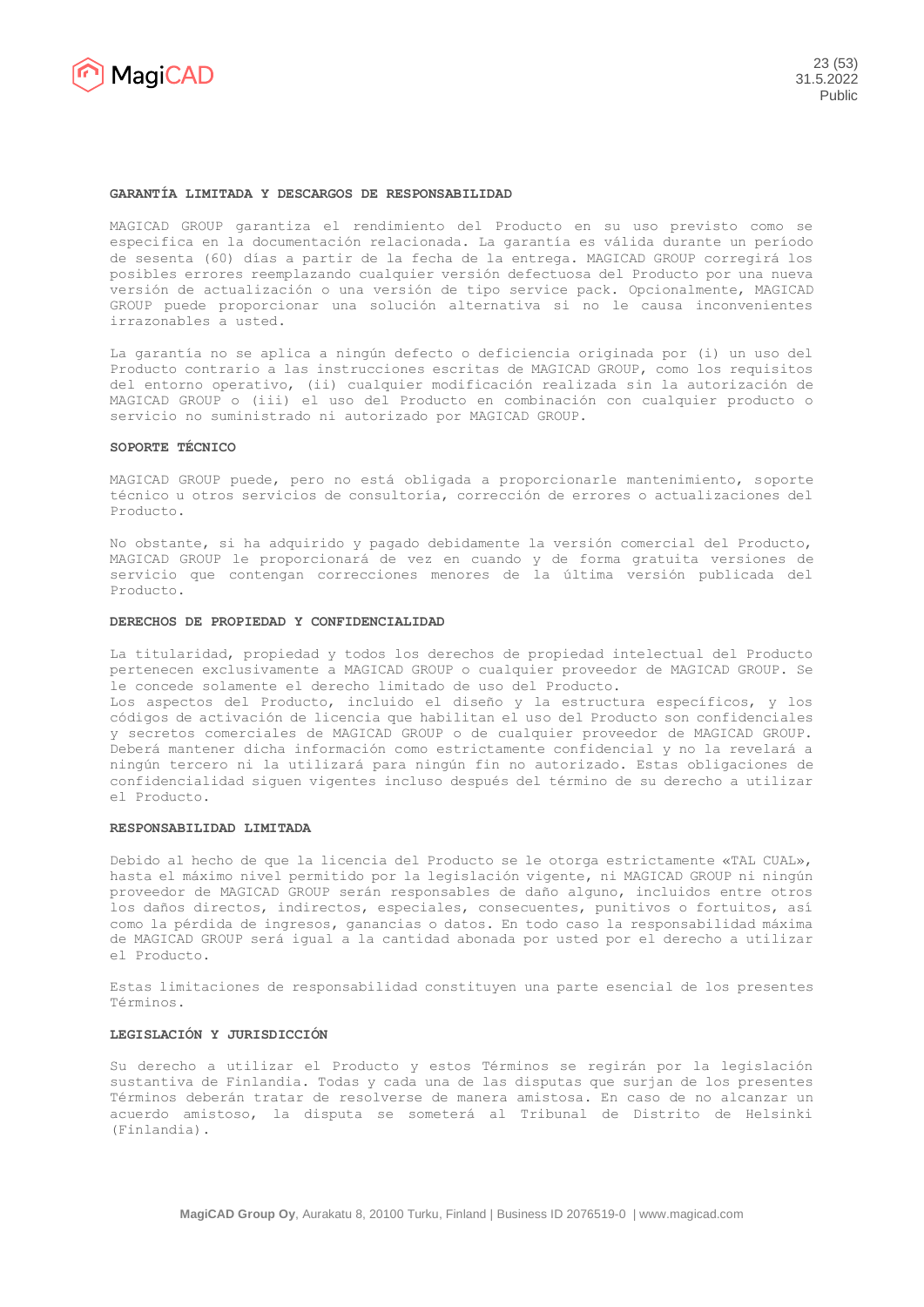**GARANTÍA LIMITADA Y DESCARGOS DE RESPONSABILIDAD**

MAGICAD GROUP garantiza el rendimiento del Producto en su uso previsto como se especifica en la documentación relacionada. La garantía es válida durante un período de sesenta (60) días a partir de la fecha de la entrega. MAGICAD GROUP corregirá los posibles errores reemplazando cualquier versión defectuosa del Producto por una nueva versión de actualización o una versión de tipo service pack. Opcionalmente, MAGICAD GROUP puede proporcionar una solución alternativa si no le causa inconvenientes irrazonables a usted.

La garantía no se aplica a ningún defecto o deficiencia originada por (i) un uso del Producto contrario a las instrucciones escritas de MAGICAD GROUP, como los requisitos del entorno operativo, (ii) cualquier modificación realizada sin la autorización de MAGICAD GROUP o (iii) el uso del Producto en combinación con cualquier producto o servicio no suministrado ni autorizado por MAGICAD GROUP.

**SOPORTE TÉCNICO**

MAGICAD GROUP puede, pero no está obligada a proporcionarle mantenimiento, soporte técnico u otros servicios de consultoría, corrección de errores o actualizaciones del Producto.

No obstante, si ha adquirido y pagado debidamente la versión comercial del Producto, MAGICAD GROUP le proporcionará de vez en cuando y de forma gratuita versiones de servicio que contengan correcciones menores de la última versión publicada del Producto.

**DERECHOS DE PROPIEDAD Y CONFIDENCIALIDAD**

La titularidad, propiedad y todos los derechos de propiedad intelectual del Producto pertenecen exclusivamente a MAGICAD GROUP o cualquier proveedor de MAGICAD GROUP. Se le concede solamente el derecho limitado de uso del Producto.
Los aspectos del Producto, incluido el diseño y la estructura específicos, y los códigos de activación de licencia que habilitan el uso del Producto son confidenciales y secretos comerciales de MAGICAD GROUP o de cualquier proveedor de MAGICAD GROUP. Deberá mantener dicha información como estrictamente confidencial y no la revelará a ningún tercero ni la utilizará para ningún fin no autorizado. Estas obligaciones de confidencialidad siguen vigentes incluso después del término de su derecho a utilizar el Producto.

**RESPONSABILIDAD LIMITADA**

Debido al hecho de que la licencia del Producto se le otorga estrictamente «TAL CUAL», hasta el máximo nivel permitido por la legislación vigente, ni MAGICAD GROUP ni ningún proveedor de MAGICAD GROUP serán responsables de daño alguno, incluidos entre otros los daños directos, indirectos, especiales, consecuentes, punitivos o fortuitos, así como la pérdida de ingresos, ganancias o datos. En todo caso la responsabilidad máxima de MAGICAD GROUP será igual a la cantidad abonada por usted por el derecho a utilizar el Producto.

Estas limitaciones de responsabilidad constituyen una parte esencial de los presentes Términos.

**LEGISLACIÓN Y JURISDICCIÓN**

Su derecho a utilizar el Producto y estos Términos se regirán por la legislación sustantiva de Finlandia. Todas y cada una de las disputas que surjan de los presentes Términos deberán tratar de resolverse de manera amistosa. En caso de no alcanzar un acuerdo amistoso, la disputa se someterá al Tribunal de Distrito de Helsinki (Finlandia).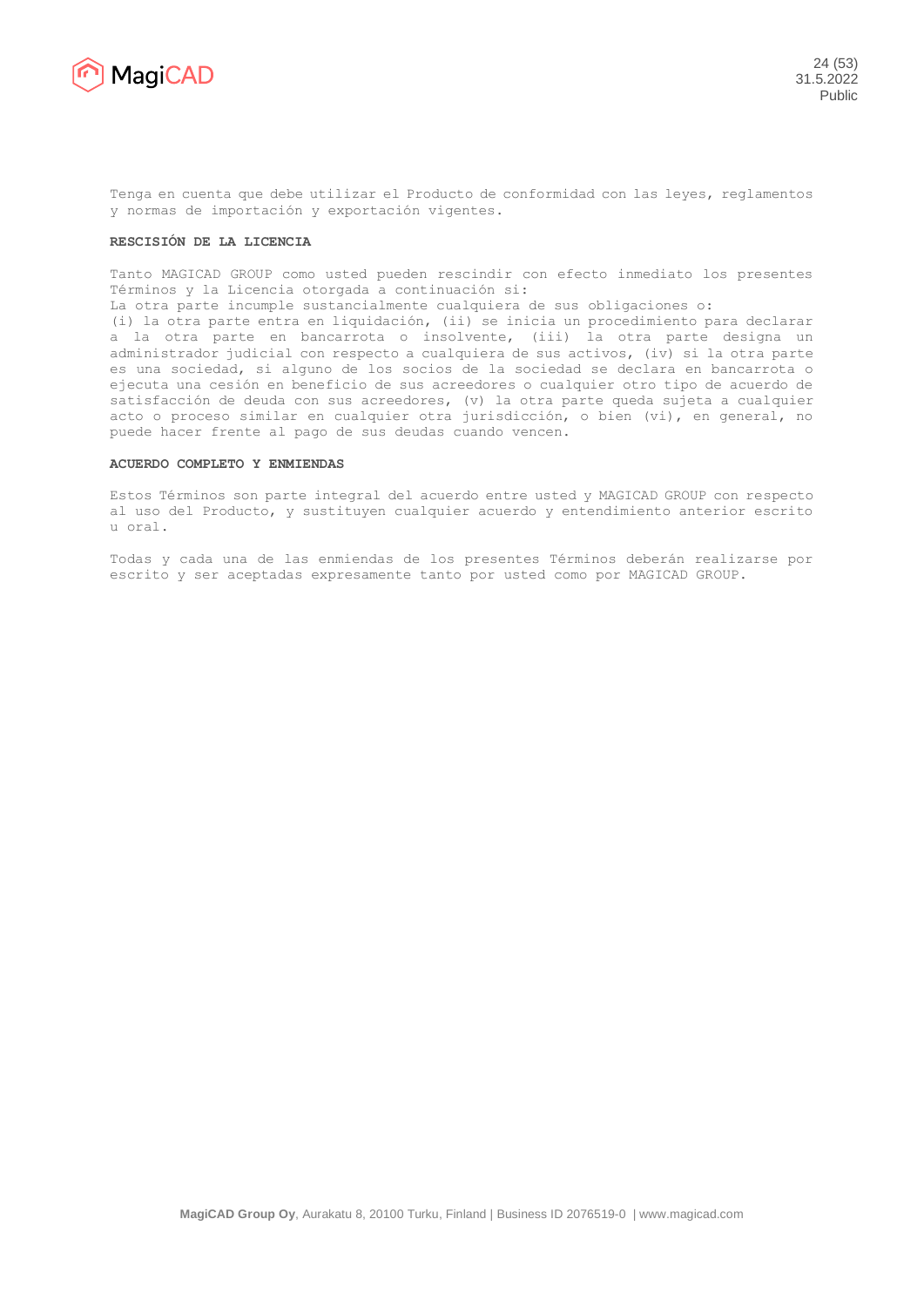Tenga en cuenta que debe utilizar el Producto de conformidad con las leyes, reglamentos y normas de importación y exportación vigentes.

**RESCISIÓN DE LA LICENCIA**

Tanto MAGICAD GROUP como usted pueden rescindir con efecto inmediato los presentes Términos y la Licencia otorgada a continuación si:
La otra parte incumple sustancialmente cualquiera de sus obligaciones o:
(i) la otra parte entra en liquidación, (ii) se inicia un procedimiento para declarar a la otra parte en bancarrota o insolvente, (iii) la otra parte designa un administrador judicial con respecto a cualquiera de sus activos, (iv) si la otra parte es una sociedad, si alguno de los socios de la sociedad se declara en bancarrota o ejecuta una cesión en beneficio de sus acreedores o cualquier otro tipo de acuerdo de satisfacción de deuda con sus acreedores, (v) la otra parte queda sujeta a cualquier acto o proceso similar en cualquier otra jurisdicción, o bien (vi), en general, no puede hacer frente al pago de sus deudas cuando vencen.

**ACUERDO COMPLETO Y ENMIENDAS**

Estos Términos son parte integral del acuerdo entre usted y MAGICAD GROUP con respecto al uso del Producto, y sustituyen cualquier acuerdo y entendimiento anterior escrito u oral.

Todas y cada una de las enmiendas de los presentes Términos deberán realizarse por escrito y ser aceptadas expresamente tanto por usted como por MAGICAD GROUP.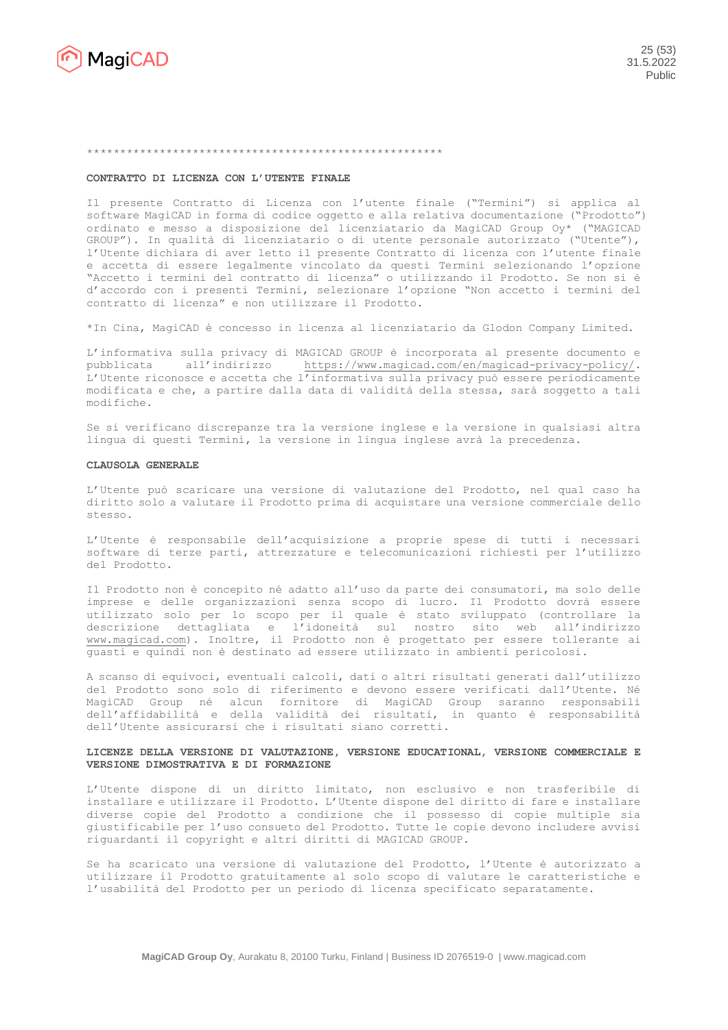*******************************************************

## CONTRATTO DI LICENZA CON L'UTENTE FINALE

Il presente Contratto di Licenza con l'utente finale ("Termini") si applica al software MagiCAD in forma di codice oggetto e alla relativa documentazione ("Prodotto") ordinato e messo a disposizione del licenziatario da MagiCAD Group Oy* ("MAGICAD GROUP"). In qualità di licenziatario o di utente personale autorizzato ("Utente"), l'Utente dichiara di aver letto il presente Contratto di licenza con l'utente finale e accetta di essere legalmente vincolato da questi Termini selezionando l'opzione "Accetto i termini del contratto di licenza" o utilizzando il Prodotto. Se non si è d'accordo con i presenti Termini, selezionare l'opzione "Non accetto i termini del contratto di licenza" e non utilizzare il Prodotto.

*In Cina, MagiCAD è concesso in licenza al licenziatario da Glodon Company Limited.

L'informativa sulla privacy di MAGICAD GROUP è incorporata al presente documento e pubblicata all'indirizzo https://www.magicad.com/en/magicad-privacy-policy/. L'Utente riconosce e accetta che l'informativa sulla privacy può essere periodicamente modificata e che, a partire dalla data di validità della stessa, sarà soggetto a tali modifiche.

Se si verificano discrepanze tra la versione inglese e la versione in qualsiasi altra lingua di questi Termini, la versione in lingua inglese avrà la precedenza.

### CLAUSOLA GENERALE

L'Utente può scaricare una versione di valutazione del Prodotto, nel qual caso ha diritto solo a valutare il Prodotto prima di acquistare una versione commerciale dello stesso.

L'Utente è responsabile dell'acquisizione a proprie spese di tutti i necessari software di terze parti, attrezzature e telecomunicazioni richiesti per l'utilizzo del Prodotto.

Il Prodotto non è concepito né adatto all'uso da parte dei consumatori, ma solo delle imprese e delle organizzazioni senza scopo di lucro. Il Prodotto dovrà essere utilizzato solo per lo scopo per il quale è stato sviluppato (controllare la descrizione dettagliata e l'idoneità sul nostro sito web all'indirizzo www.magicad.com). Inoltre, il Prodotto non è progettato per essere tollerante ai guasti e quindi non è destinato ad essere utilizzato in ambienti pericolosi.

A scanso di equivoci, eventuali calcoli, dati o altri risultati generati dall'utilizzo del Prodotto sono solo di riferimento e devono essere verificati dall'Utente. Né MagiCAD Group né alcun fornitore di MagiCAD Group saranno responsabili dell'affidabilità e della validità dei risultati, in quanto è responsabilità dell'Utente assicurarsi che i risultati siano corretti.

### LICENZE DELLA VERSIONE DI VALUTAZIONE, VERSIONE EDUCATIONAL, VERSIONE COMMERCIALE E VERSIONE DIMOSTRATIVA E DI FORMAZIONE

L'Utente dispone di un diritto limitato, non esclusivo e non trasferibile di installare e utilizzare il Prodotto. L'Utente dispone del diritto di fare e installare diverse copie del Prodotto a condizione che il possesso di copie multiple sia giustificabile per l'uso consueto del Prodotto. Tutte le copie devono includere avvisi riguardanti il copyright e altri diritti di MAGICAD GROUP.

Se ha scaricato una versione di valutazione del Prodotto, l'Utente è autorizzato a utilizzare il Prodotto gratuitamente al solo scopo di valutare le caratteristiche e l'usabilità del Prodotto per un periodo di licenza specificato separatamente.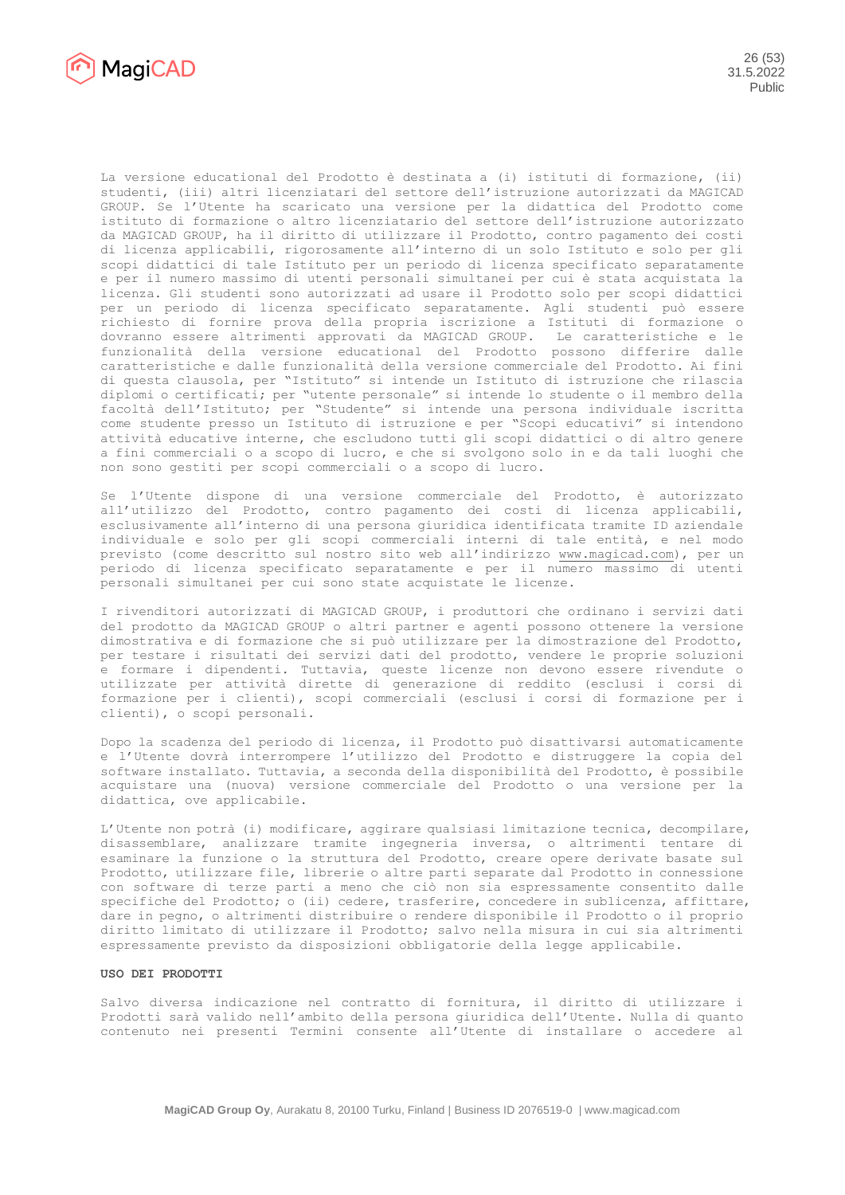La versione educational del Prodotto è destinata a (i) istituti di formazione, (ii) studenti, (iii) altri licenziatari del settore dell'istruzione autorizzati da MAGICAD GROUP. Se l'Utente ha scaricato una versione per la didattica del Prodotto come istituto di formazione o altro licenziatario del settore dell'istruzione autorizzato da MAGICAD GROUP, ha il diritto di utilizzare il Prodotto, contro pagamento dei costi di licenza applicabili, rigorosamente all'interno di un solo Istituto e solo per gli scopi didattici di tale Istituto per un periodo di licenza specificato separatamente e per il numero massimo di utenti personali simultanei per cui è stata acquistata la licenza. Gli studenti sono autorizzati ad usare il Prodotto solo per scopi didattici per un periodo di licenza specificato separatamente. Agli studenti può essere richiesto di fornire prova della propria iscrizione a Istituti di formazione o dovranno essere altrimenti approvati da MAGICAD GROUP. Le caratteristiche e le funzionalità della versione educational del Prodotto possono differire dalle caratteristiche e dalle funzionalità della versione commerciale del Prodotto. Ai fini di questa clausola, per "Istituto" si intende un Istituto di istruzione che rilascia diplomi o certificati; per "utente personale" si intende lo studente o il membro della facoltà dell'Istituto; per "Studente" si intende una persona individuale iscritta come studente presso un Istituto di istruzione e per "Scopi educativi" si intendono attività educative interne, che escludono tutti gli scopi didattici o di altro genere a fini commerciali o a scopo di lucro, e che si svolgono solo in e da tali luoghi che non sono gestiti per scopi commerciali o a scopo di lucro.

Se l'Utente dispone di una versione commerciale del Prodotto, è autorizzato all'utilizzo del Prodotto, contro pagamento dei costi di licenza applicabili, esclusivamente all'interno di una persona giuridica identificata tramite ID aziendale individuale e solo per gli scopi commerciali interni di tale entità, e nel modo previsto (come descritto sul nostro sito web all'indirizzo www.magicad.com), per un periodo di licenza specificato separatamente e per il numero massimo di utenti personali simultanei per cui sono state acquistate le licenze.

I rivenditori autorizzati di MAGICAD GROUP, i produttori che ordinano i servizi dati del prodotto da MAGICAD GROUP o altri partner e agenti possono ottenere la versione dimostrativa e di formazione che si può utilizzare per la dimostrazione del Prodotto, per testare i risultati dei servizi dati del prodotto, vendere le proprie soluzioni e formare i dipendenti. Tuttavia, queste licenze non devono essere rivendute o utilizzate per attività dirette di generazione di reddito (esclusi i corsi di formazione per i clienti), scopi commerciali (esclusi i corsi di formazione per i clienti), o scopi personali.

Dopo la scadenza del periodo di licenza, il Prodotto può disattivarsi automaticamente e l'Utente dovrà interrompere l'utilizzo del Prodotto e distruggere la copia del software installato. Tuttavia, a seconda della disponibilità del Prodotto, è possibile acquistare una (nuova) versione commerciale del Prodotto o una versione per la didattica, ove applicabile.

L'Utente non potrà (i) modificare, aggirare qualsiasi limitazione tecnica, decompilare, disassemblare, analizzare tramite ingegneria inversa, o altrimenti tentare di esaminare la funzione o la struttura del Prodotto, creare opere derivate basate sul Prodotto, utilizzare file, librerie o altre parti separate dal Prodotto in connessione con software di terze parti a meno che ciò non sia espressamente consentito dalle specifiche del Prodotto; o (ii) cedere, trasferire, concedere in sublicenza, affittare, dare in pegno, o altrimenti distribuire o rendere disponibile il Prodotto o il proprio diritto limitato di utilizzare il Prodotto; salvo nella misura in cui sia altrimenti espressamente previsto da disposizioni obbligatorie della legge applicabile.

**USO DEI PRODOTTI**

Salvo diversa indicazione nel contratto di fornitura, il diritto di utilizzare i Prodotti sarà valido nell'ambito della persona giuridica dell'Utente. Nulla di quanto contenuto nei presenti Termini consente all'Utente di installare o accedere al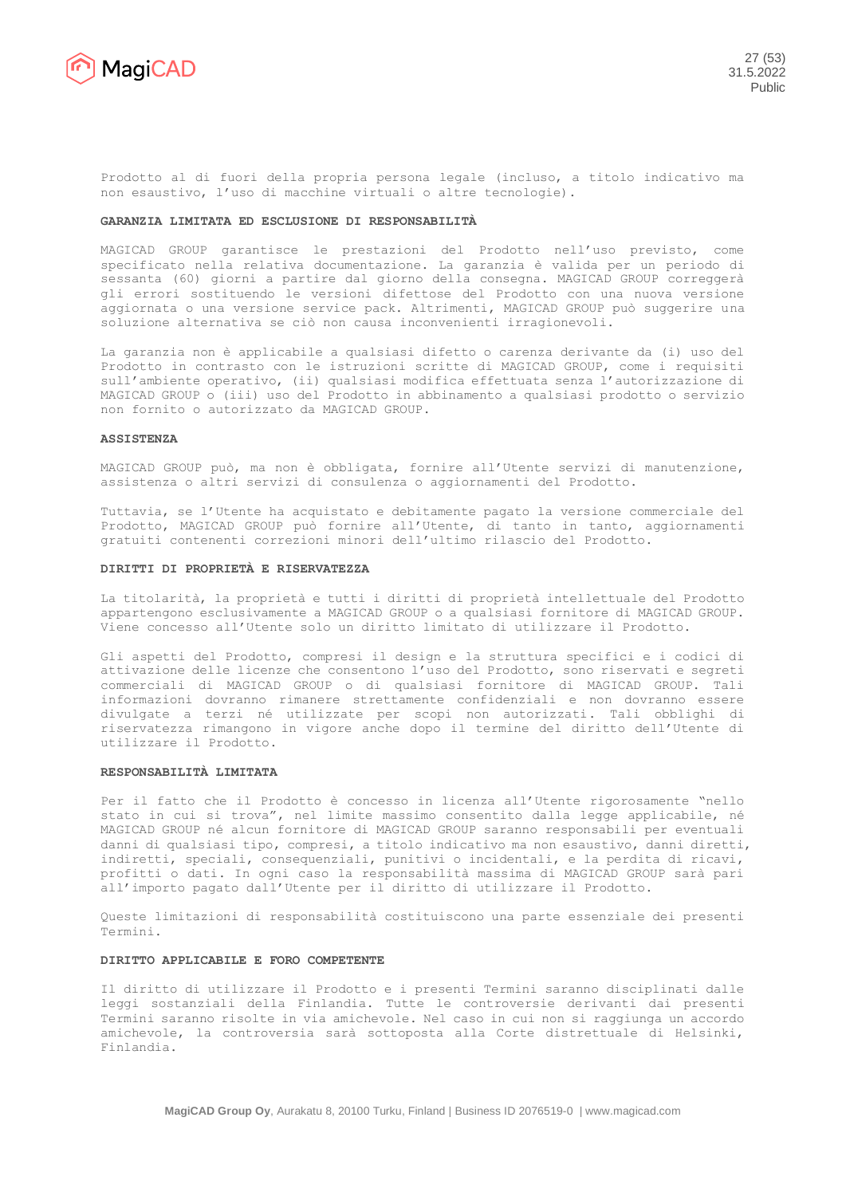Prodotto al di fuori della propria persona legale (incluso, a titolo indicativo ma non esaustivo, l'uso di macchine virtuali o altre tecnologie).

**GARANZIA LIMITATA ED ESCLUSIONE DI RESPONSABILITÀ**

MAGICAD GROUP garantisce le prestazioni del Prodotto nell'uso previsto, come specificato nella relativa documentazione. La garanzia è valida per un periodo di sessanta (60) giorni a partire dal giorno della consegna. MAGICAD GROUP correggerà gli errori sostituendo le versioni difettose del Prodotto con una nuova versione aggiornata o una versione service pack. Altrimenti, MAGICAD GROUP può suggerire una soluzione alternativa se ciò non causa inconvenienti irragionevoli.

La garanzia non è applicabile a qualsiasi difetto o carenza derivante da (i) uso del Prodotto in contrasto con le istruzioni scritte di MAGICAD GROUP, come i requisiti sull'ambiente operativo, (ii) qualsiasi modifica effettuata senza l'autorizzazione di MAGICAD GROUP o (iii) uso del Prodotto in abbinamento a qualsiasi prodotto o servizio non fornito o autorizzato da MAGICAD GROUP.

**ASSISTENZA**

MAGICAD GROUP può, ma non è obbligata, fornire all'Utente servizi di manutenzione, assistenza o altri servizi di consulenza o aggiornamenti del Prodotto.

Tuttavia, se l'Utente ha acquistato e debitamente pagato la versione commerciale del Prodotto, MAGICAD GROUP può fornire all'Utente, di tanto in tanto, aggiornamenti gratuiti contenenti correzioni minori dell'ultimo rilascio del Prodotto.

**DIRITTI DI PROPRIETÀ E RISERVATEZZA**

La titolarità, la proprietà e tutti i diritti di proprietà intellettuale del Prodotto appartengono esclusivamente a MAGICAD GROUP o a qualsiasi fornitore di MAGICAD GROUP. Viene concesso all'Utente solo un diritto limitato di utilizzare il Prodotto.

Gli aspetti del Prodotto, compresi il design e la struttura specifici e i codici di attivazione delle licenze che consentono l'uso del Prodotto, sono riservati e segreti commerciali di MAGICAD GROUP o di qualsiasi fornitore di MAGICAD GROUP. Tali informazioni dovranno rimanere strettamente confidenziali e non dovranno essere divulgate a terzi né utilizzate per scopi non autorizzati. Tali obblighi di riservatezza rimangono in vigore anche dopo il termine del diritto dell'Utente di utilizzare il Prodotto.

**RESPONSABILITÀ LIMITATA**

Per il fatto che il Prodotto è concesso in licenza all'Utente rigorosamente "nello stato in cui si trova", nel limite massimo consentito dalla legge applicabile, né MAGICAD GROUP né alcun fornitore di MAGICAD GROUP saranno responsabili per eventuali danni di qualsiasi tipo, compresi, a titolo indicativo ma non esaustivo, danni diretti, indiretti, speciali, consequenziali, punitivi o incidentali, e la perdita di ricavi, profitti o dati. In ogni caso la responsabilità massima di MAGICAD GROUP sarà pari all'importo pagato dall'Utente per il diritto di utilizzare il Prodotto.

Queste limitazioni di responsabilità costituiscono una parte essenziale dei presenti Termini.

**DIRITTO APPLICABILE E FORO COMPETENTE**

Il diritto di utilizzare il Prodotto e i presenti Termini saranno disciplinati dalle leggi sostanziali della Finlandia. Tutte le controversie derivanti dai presenti Termini saranno risolte in via amichevole. Nel caso in cui non si raggiunga un accordo amichevole, la controversia sarà sottoposta alla Corte distrettuale di Helsinki, Finlandia.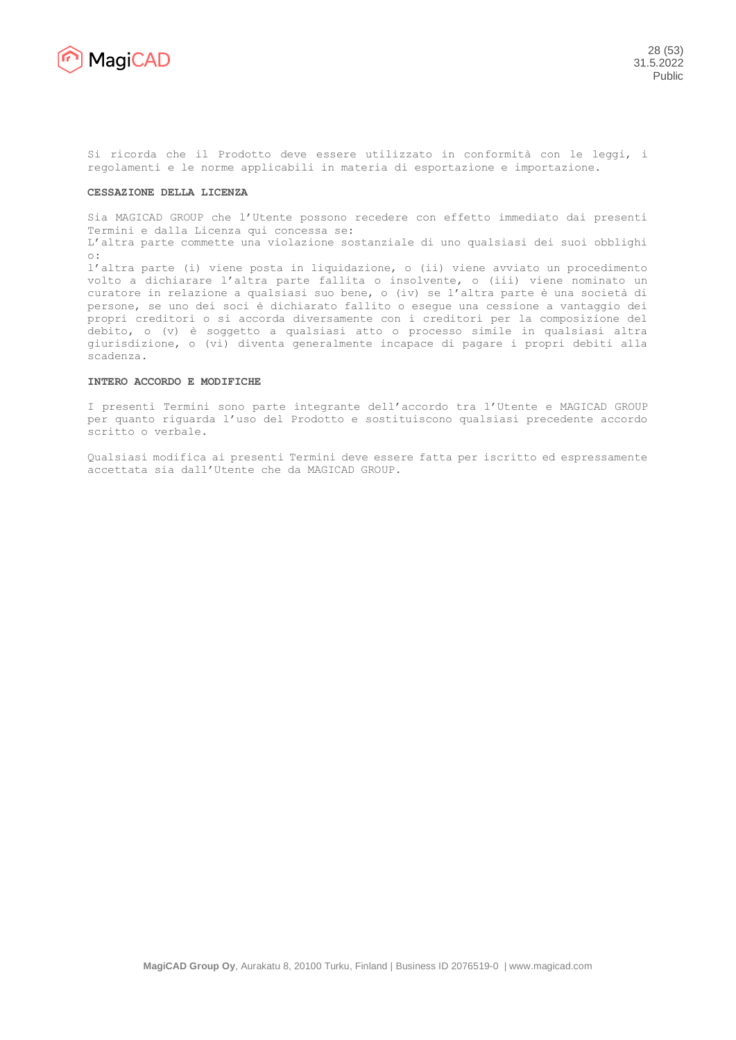Si ricorda che il Prodotto deve essere utilizzato in conformità con le leggi, i regolamenti e le norme applicabili in materia di esportazione e importazione.

**CESSAZIONE DELLA LICENZA**

Sia MAGICAD GROUP che l'Utente possono recedere con effetto immediato dai presenti Termini e dalla Licenza qui concessa se:

L'altra parte commette una violazione sostanziale di uno qualsiasi dei suoi obblighi o:

l'altra parte (i) viene posta in liquidazione, o (ii) viene avviato un procedimento volto a dichiarare l'altra parte fallita o insolvente, o (iii) viene nominato un curatore in relazione a qualsiasi suo bene, o (iv) se l'altra parte è una società di persone, se uno dei soci è dichiarato fallito o esegue una cessione a vantaggio dei propri creditori o si accorda diversamente con i creditori per la composizione del debito, o (v) è soggetto a qualsiasi atto o processo simile in qualsiasi altra giurisdizione, o (vi) diventa generalmente incapace di pagare i propri debiti alla scadenza.

**INTERO ACCORDO E MODIFICHE**

I presenti Termini sono parte integrante dell'accordo tra l'Utente e MAGICAD GROUP per quanto riguarda l'uso del Prodotto e sostituiscono qualsiasi precedente accordo scritto o verbale.

Qualsiasi modifica ai presenti Termini deve essere fatta per iscritto ed espressamente accettata sia dall'Utente che da MAGICAD GROUP.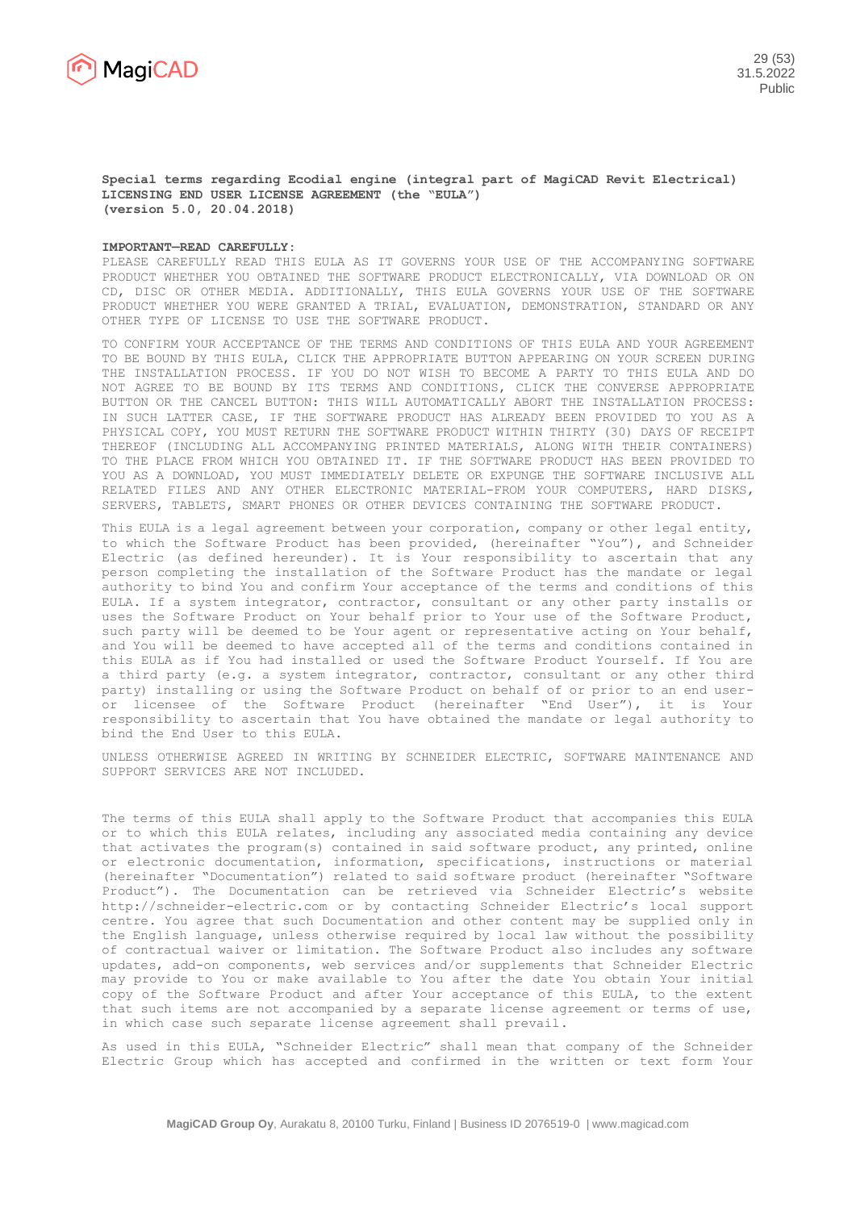**Special terms regarding Ecodial engine (integral part of MagiCAD Revit Electrical) LICENSING END USER LICENSE AGREEMENT (the "EULA") (version 5.0, 20.04.2018)**

**IMPORTANT—READ CAREFULLY:**
PLEASE CAREFULLY READ THIS EULA AS IT GOVERNS YOUR USE OF THE ACCOMPANYING SOFTWARE PRODUCT WHETHER YOU OBTAINED THE SOFTWARE PRODUCT ELECTRONICALLY, VIA DOWNLOAD OR ON CD, DISC OR OTHER MEDIA. ADDITIONALLY, THIS EULA GOVERNS YOUR USE OF THE SOFTWARE PRODUCT WHETHER YOU WERE GRANTED A TRIAL, EVALUATION, DEMONSTRATION, STANDARD OR ANY OTHER TYPE OF LICENSE TO USE THE SOFTWARE PRODUCT.

TO CONFIRM YOUR ACCEPTANCE OF THE TERMS AND CONDITIONS OF THIS EULA AND YOUR AGREEMENT TO BE BOUND BY THIS EULA, CLICK THE APPROPRIATE BUTTON APPEARING ON YOUR SCREEN DURING THE INSTALLATION PROCESS. IF YOU DO NOT WISH TO BECOME A PARTY TO THIS EULA AND DO NOT AGREE TO BE BOUND BY ITS TERMS AND CONDITIONS, CLICK THE CONVERSE APPROPRIATE BUTTON OR THE CANCEL BUTTON: THIS WILL AUTOMATICALLY ABORT THE INSTALLATION PROCESS: IN SUCH LATTER CASE, IF THE SOFTWARE PRODUCT HAS ALREADY BEEN PROVIDED TO YOU AS A PHYSICAL COPY, YOU MUST RETURN THE SOFTWARE PRODUCT WITHIN THIRTY (30) DAYS OF RECEIPT THEREOF (INCLUDING ALL ACCOMPANYING PRINTED MATERIALS, ALONG WITH THEIR CONTAINERS) TO THE PLACE FROM WHICH YOU OBTAINED IT. IF THE SOFTWARE PRODUCT HAS BEEN PROVIDED TO YOU AS A DOWNLOAD, YOU MUST IMMEDIATELY DELETE OR EXPUNGE THE SOFTWARE INCLUSIVE ALL RELATED FILES AND ANY OTHER ELECTRONIC MATERIAL-FROM YOUR COMPUTERS, HARD DISKS, SERVERS, TABLETS, SMART PHONES OR OTHER DEVICES CONTAINING THE SOFTWARE PRODUCT.

This EULA is a legal agreement between your corporation, company or other legal entity, to which the Software Product has been provided, (hereinafter "You"), and Schneider Electric (as defined hereunder). It is Your responsibility to ascertain that any person completing the installation of the Software Product has the mandate or legal authority to bind You and confirm Your acceptance of the terms and conditions of this EULA. If a system integrator, contractor, consultant or any other party installs or uses the Software Product on Your behalf prior to Your use of the Software Product, such party will be deemed to be Your agent or representative acting on Your behalf, and You will be deemed to have accepted all of the terms and conditions contained in this EULA as if You had installed or used the Software Product Yourself. If You are a third party (e.g. a system integrator, contractor, consultant or any other third party) installing or using the Software Product on behalf of or prior to an end user- or licensee of the Software Product (hereinafter "End User"), it is Your responsibility to ascertain that You have obtained the mandate or legal authority to bind the End User to this EULA.

UNLESS OTHERWISE AGREED IN WRITING BY SCHNEIDER ELECTRIC, SOFTWARE MAINTENANCE AND SUPPORT SERVICES ARE NOT INCLUDED.

The terms of this EULA shall apply to the Software Product that accompanies this EULA or to which this EULA relates, including any associated media containing any device that activates the program(s) contained in said software product, any printed, online or electronic documentation, information, specifications, instructions or material (hereinafter "Documentation") related to said software product (hereinafter "Software Product"). The Documentation can be retrieved via Schneider Electric's website http://schneider-electric.com or by contacting Schneider Electric's local support centre. You agree that such Documentation and other content may be supplied only in the English language, unless otherwise required by local law without the possibility of contractual waiver or limitation. The Software Product also includes any software updates, add-on components, web services and/or supplements that Schneider Electric may provide to You or make available to You after the date You obtain Your initial copy of the Software Product and after Your acceptance of this EULA, to the extent that such items are not accompanied by a separate license agreement or terms of use, in which case such separate license agreement shall prevail.

As used in this EULA, "Schneider Electric" shall mean that company of the Schneider Electric Group which has accepted and confirmed in the written or text form Your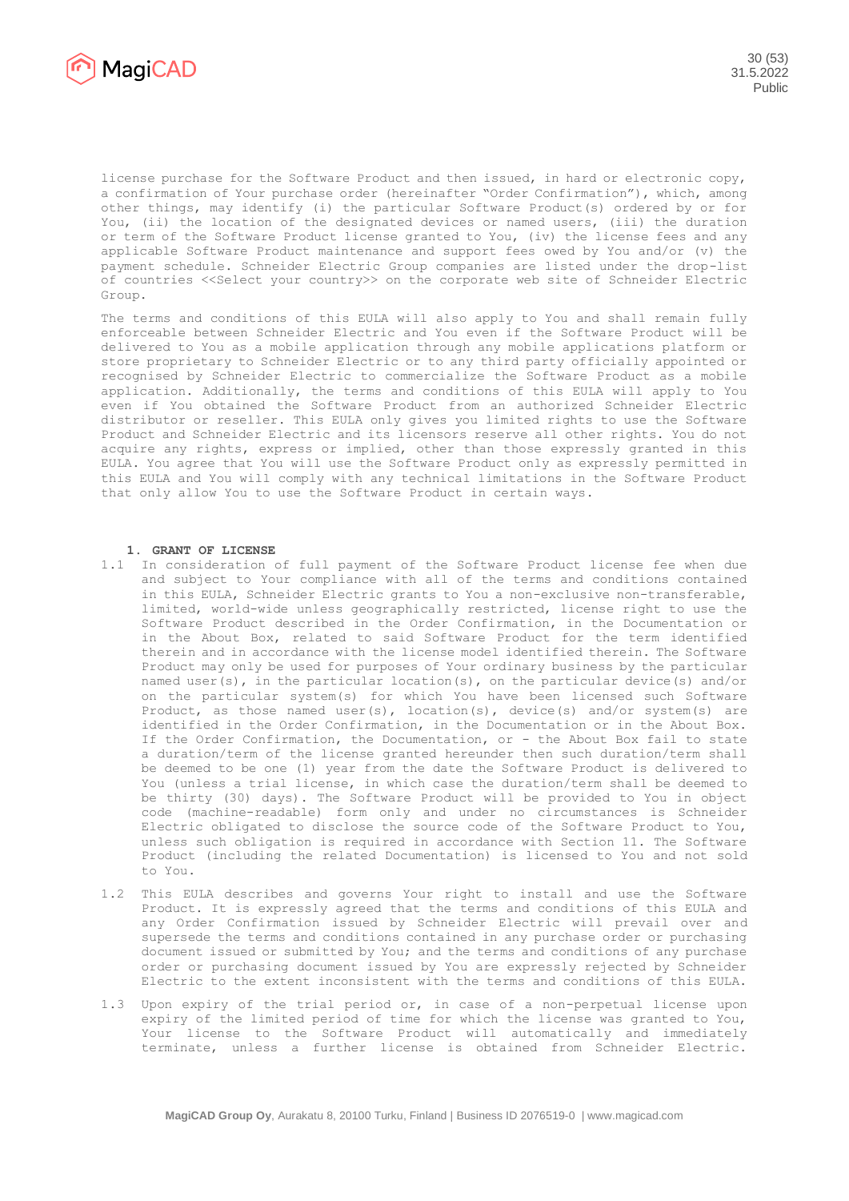license purchase for the Software Product and then issued, in hard or electronic copy, a confirmation of Your purchase order (hereinafter "Order Confirmation"), which, among other things, may identify (i) the particular Software Product(s) ordered by or for You, (ii) the location of the designated devices or named users, (iii) the duration or term of the Software Product license granted to You, (iv) the license fees and any applicable Software Product maintenance and support fees owed by You and/or (v) the payment schedule. Schneider Electric Group companies are listed under the drop-list of countries <<Select your country>> on the corporate web site of Schneider Electric Group.

The terms and conditions of this EULA will also apply to You and shall remain fully enforceable between Schneider Electric and You even if the Software Product will be delivered to You as a mobile application through any mobile applications platform or store proprietary to Schneider Electric or to any third party officially appointed or recognised by Schneider Electric to commercialize the Software Product as a mobile application. Additionally, the terms and conditions of this EULA will apply to You even if You obtained the Software Product from an authorized Schneider Electric distributor or reseller. This EULA only gives you limited rights to use the Software Product and Schneider Electric and its licensors reserve all other rights. You do not acquire any rights, express or implied, other than those expressly granted in this EULA. You agree that You will use the Software Product only as expressly permitted in this EULA and You will comply with any technical limitations in the Software Product that only allow You to use the Software Product in certain ways.

## 1. GRANT OF LICENSE

1.1 In consideration of full payment of the Software Product license fee when due and subject to Your compliance with all of the terms and conditions contained in this EULA, Schneider Electric grants to You a non-exclusive non-transferable, limited, world-wide unless geographically restricted, license right to use the Software Product described in the Order Confirmation, in the Documentation or in the About Box, related to said Software Product for the term identified therein and in accordance with the license model identified therein. The Software Product may only be used for purposes of Your ordinary business by the particular named user(s), in the particular location(s), on the particular device(s) and/or on the particular system(s) for which You have licensed such Software Product, as those named user(s), location(s), device(s) and/or system(s) are identified in the Order Confirmation, in the Documentation or in the About Box. If the Order Confirmation, the Documentation, or - the About Box fail to state a duration/term of the license granted hereunder then such duration/term shall be deemed to be one (1) year from the date the Software Product is delivered to You (unless a trial license, in which case the duration/term shall be deemed to be thirty (30) days). The Software Product will be provided to You in object code (machine-readable) form only and under no circumstances is Schneider Electric obligated to disclose the source code of the Software Product to You, unless such obligation is required in accordance with Section 11. The Software Product (including the related Documentation) is licensed to You and not sold to You.

1.2 This EULA describes and governs Your right to install and use the Software Product. It is expressly agreed that the terms and conditions of this EULA and any Order Confirmation issued by Schneider Electric will prevail over and supersede the terms and conditions contained in any purchase order or purchasing document issued or submitted by You; and the terms and conditions of any purchase order or purchasing document issued by You are expressly rejected by Schneider Electric to the extent inconsistent with the terms and conditions of this EULA.

1.3 Upon expiry of the trial period or, in case of a non-perpetual license upon expiry of the limited period of time for which the license was granted to You, Your license to the Software Product will automatically and immediately terminate, unless a further license is obtained from Schneider Electric.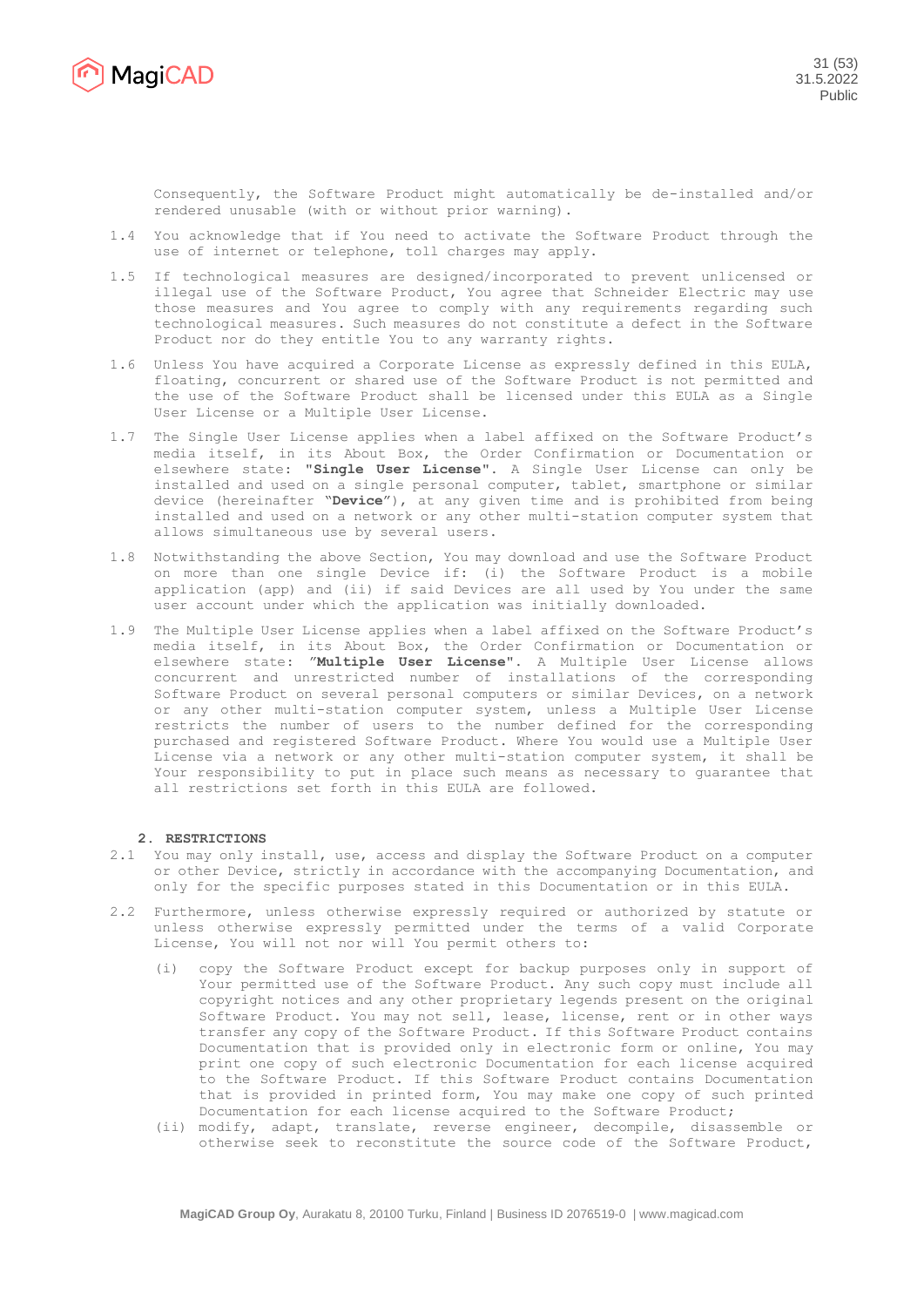Consequently, the Software Product might automatically be de-installed and/or rendered unusable (with or without prior warning).

1.4 You acknowledge that if You need to activate the Software Product through the use of internet or telephone, toll charges may apply.

1.5 If technological measures are designed/incorporated to prevent unlicensed or illegal use of the Software Product, You agree that Schneider Electric may use those measures and You agree to comply with any requirements regarding such technological measures. Such measures do not constitute a defect in the Software Product nor do they entitle You to any warranty rights.

1.6 Unless You have acquired a Corporate License as expressly defined in this EULA, floating, concurrent or shared use of the Software Product is not permitted and the use of the Software Product shall be licensed under this EULA as a Single User License or a Multiple User License.

1.7 The Single User License applies when a label affixed on the Software Product's media itself, in its About Box, the Order Confirmation or Documentation or elsewhere state: "**Single User License**". A Single User License can only be installed and used on a single personal computer, tablet, smartphone or similar device (hereinafter "**Device**"), at any given time and is prohibited from being installed and used on a network or any other multi-station computer system that allows simultaneous use by several users.

1.8 Notwithstanding the above Section, You may download and use the Software Product on more than one single Device if: (i) the Software Product is a mobile application (app) and (ii) if said Devices are all used by You under the same user account under which the application was initially downloaded.

1.9 The Multiple User License applies when a label affixed on the Software Product's media itself, in its About Box, the Order Confirmation or Documentation or elsewhere state: "**Multiple User License**". A Multiple User License allows concurrent and unrestricted number of installations of the corresponding Software Product on several personal computers or similar Devices, on a network or any other multi-station computer system, unless a Multiple User License restricts the number of users to the number defined for the corresponding purchased and registered Software Product. Where You would use a Multiple User License via a network or any other multi-station computer system, it shall be Your responsibility to put in place such means as necessary to guarantee that all restrictions set forth in this EULA are followed.

## 2. RESTRICTIONS

2.1 You may only install, use, access and display the Software Product on a computer or other Device, strictly in accordance with the accompanying Documentation, and only for the specific purposes stated in this Documentation or in this EULA.

2.2 Furthermore, unless otherwise expressly required or authorized by statute or unless otherwise expressly permitted under the terms of a valid Corporate License, You will not nor will You permit others to:

(i) copy the Software Product except for backup purposes only in support of Your permitted use of the Software Product. Any such copy must include all copyright notices and any other proprietary legends present on the original Software Product. You may not sell, lease, license, rent or in other ways transfer any copy of the Software Product. If this Software Product contains Documentation that is provided only in electronic form or online, You may print one copy of such electronic Documentation for each license acquired to the Software Product. If this Software Product contains Documentation that is provided in printed form, You may make one copy of such printed Documentation for each license acquired to the Software Product;

(ii) modify, adapt, translate, reverse engineer, decompile, disassemble or otherwise seek to reconstitute the source code of the Software Product,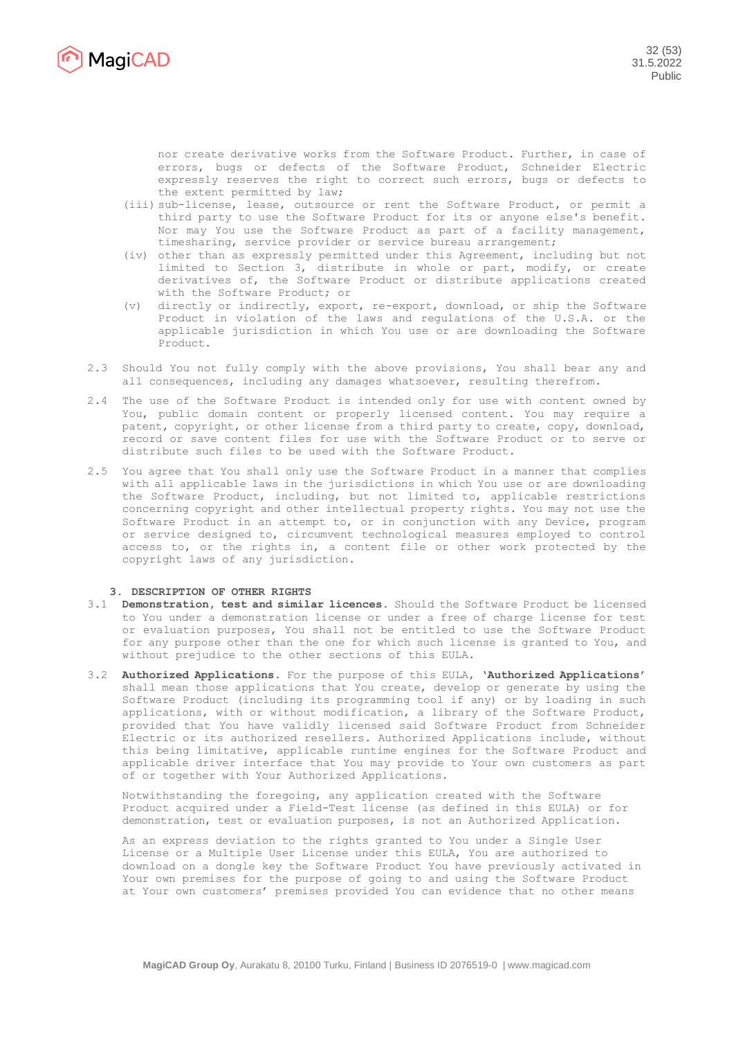nor create derivative works from the Software Product. Further, in case of errors, bugs or defects of the Software Product, Schneider Electric expressly reserves the right to correct such errors, bugs or defects to the extent permitted by law;

(iii) sub-license, lease, outsource or rent the Software Product, or permit a third party to use the Software Product for its or anyone else's benefit. Nor may You use the Software Product as part of a facility management, timesharing, service provider or service bureau arrangement;

(iv) other than as expressly permitted under this Agreement, including but not limited to Section 3, distribute in whole or part, modify, or create derivatives of, the Software Product or distribute applications created with the Software Product; or

(v) directly or indirectly, export, re-export, download, or ship the Software Product in violation of the laws and regulations of the U.S.A. or the applicable jurisdiction in which You use or are downloading the Software Product.

2.3 Should You not fully comply with the above provisions, You shall bear any and all consequences, including any damages whatsoever, resulting therefrom.

2.4 The use of the Software Product is intended only for use with content owned by You, public domain content or properly licensed content. You may require a patent, copyright, or other license from a third party to create, copy, download, record or save content files for use with the Software Product or to serve or distribute such files to be used with the Software Product.

2.5 You agree that You shall only use the Software Product in a manner that complies with all applicable laws in the jurisdictions in which You use or are downloading the Software Product, including, but not limited to, applicable restrictions concerning copyright and other intellectual property rights. You may not use the Software Product in an attempt to, or in conjunction with any Device, program or service designed to, circumvent technological measures employed to control access to, or the rights in, a content file or other work protected by the copyright laws of any jurisdiction.

## 3. DESCRIPTION OF OTHER RIGHTS

3.1 **Demonstration, test and similar licences.** Should the Software Product be licensed to You under a demonstration license or under a free of charge license for test or evaluation purposes, You shall not be entitled to use the Software Product for any purpose other than the one for which such license is granted to You, and without prejudice to the other sections of this EULA.

3.2 **Authorized Applications.** For the purpose of this EULA, **'Authorized Applications'** shall mean those applications that You create, develop or generate by using the Software Product (including its programming tool if any) or by loading in such applications, with or without modification, a library of the Software Product, provided that You have validly licensed said Software Product from Schneider Electric or its authorized resellers. Authorized Applications include, without this being limitative, applicable runtime engines for the Software Product and applicable driver interface that You may provide to Your own customers as part of or together with Your Authorized Applications.

Notwithstanding the foregoing, any application created with the Software Product acquired under a Field-Test license (as defined in this EULA) or for demonstration, test or evaluation purposes, is not an Authorized Application.

As an express deviation to the rights granted to You under a Single User License or a Multiple User License under this EULA, You are authorized to download on a dongle key the Software Product You have previously activated in Your own premises for the purpose of going to and using the Software Product at Your own customers' premises provided You can evidence that no other means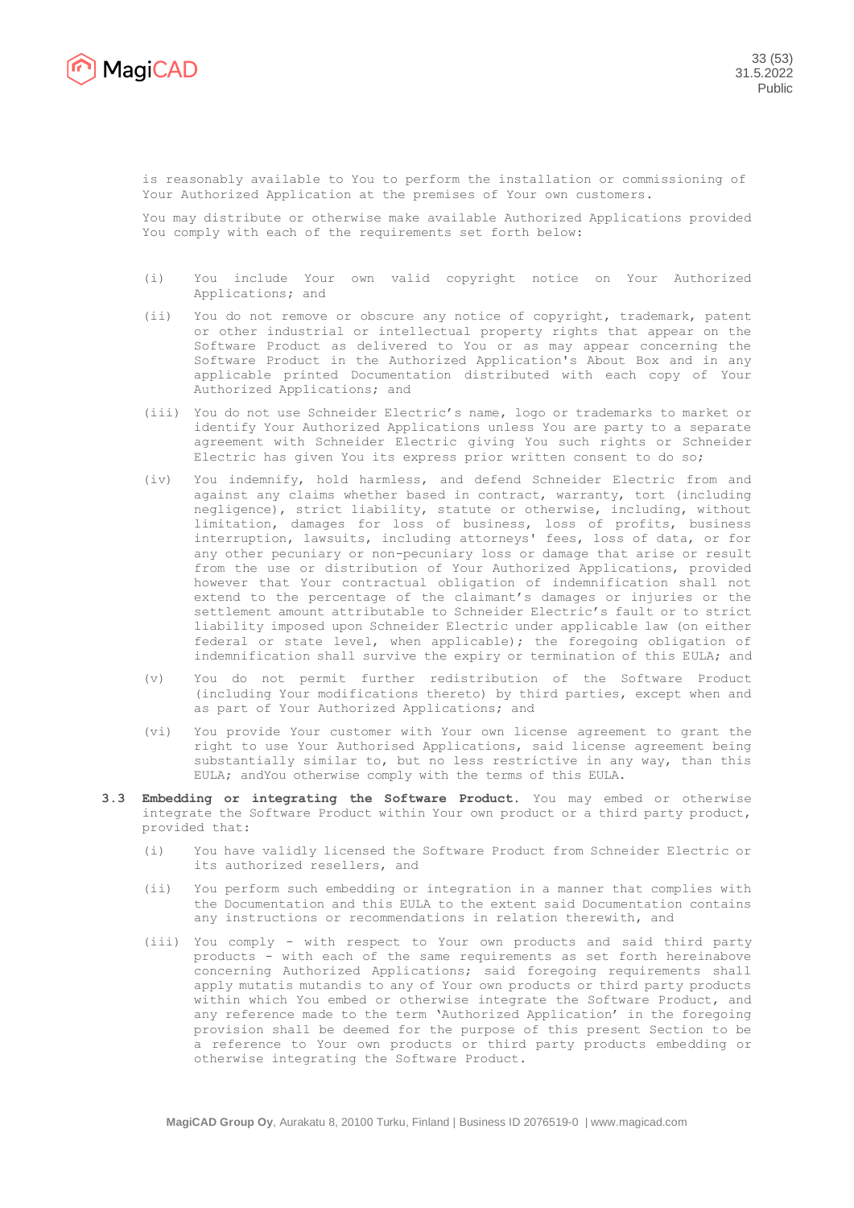is reasonably available to You to perform the installation or commissioning of Your Authorized Application at the premises of Your own customers.

You may distribute or otherwise make available Authorized Applications provided You comply with each of the requirements set forth below:

(i) You include Your own valid copyright notice on Your Authorized Applications; and

(ii) You do not remove or obscure any notice of copyright, trademark, patent or other industrial or intellectual property rights that appear on the Software Product as delivered to You or as may appear concerning the Software Product in the Authorized Application's About Box and in any applicable printed Documentation distributed with each copy of Your Authorized Applications; and

(iii) You do not use Schneider Electric’s name, logo or trademarks to market or identify Your Authorized Applications unless You are party to a separate agreement with Schneider Electric giving You such rights or Schneider Electric has given You its express prior written consent to do so;

(iv) You indemnify, hold harmless, and defend Schneider Electric from and against any claims whether based in contract, warranty, tort (including negligence), strict liability, statute or otherwise, including, without limitation, damages for loss of business, loss of profits, business interruption, lawsuits, including attorneys' fees, loss of data, or for any other pecuniary or non-pecuniary loss or damage that arise or result from the use or distribution of Your Authorized Applications, provided however that Your contractual obligation of indemnification shall not extend to the percentage of the claimant’s damages or injuries or the settlement amount attributable to Schneider Electric’s fault or to strict liability imposed upon Schneider Electric under applicable law (on either federal or state level, when applicable); the foregoing obligation of indemnification shall survive the expiry or termination of this EULA; and

(v) You do not permit further redistribution of the Software Product (including Your modifications thereto) by third parties, except when and as part of Your Authorized Applications; and

(vi) You provide Your customer with Your own license agreement to grant the right to use Your Authorised Applications, said license agreement being substantially similar to, but no less restrictive in any way, than this EULA; andYou otherwise comply with the terms of this EULA.

**3.3 Embedding or integrating the Software Product.** You may embed or otherwise integrate the Software Product within Your own product or a third party product, provided that:

(i) You have validly licensed the Software Product from Schneider Electric or its authorized resellers, and

(ii) You perform such embedding or integration in a manner that complies with the Documentation and this EULA to the extent said Documentation contains any instructions or recommendations in relation therewith, and

(iii) You comply - with respect to Your own products and said third party products - with each of the same requirements as set forth hereinabove concerning Authorized Applications; said foregoing requirements shall apply mutatis mutandis to any of Your own products or third party products within which You embed or otherwise integrate the Software Product, and any reference made to the term ‘Authorized Application’ in the foregoing provision shall be deemed for the purpose of this present Section to be a reference to Your own products or third party products embedding or otherwise integrating the Software Product.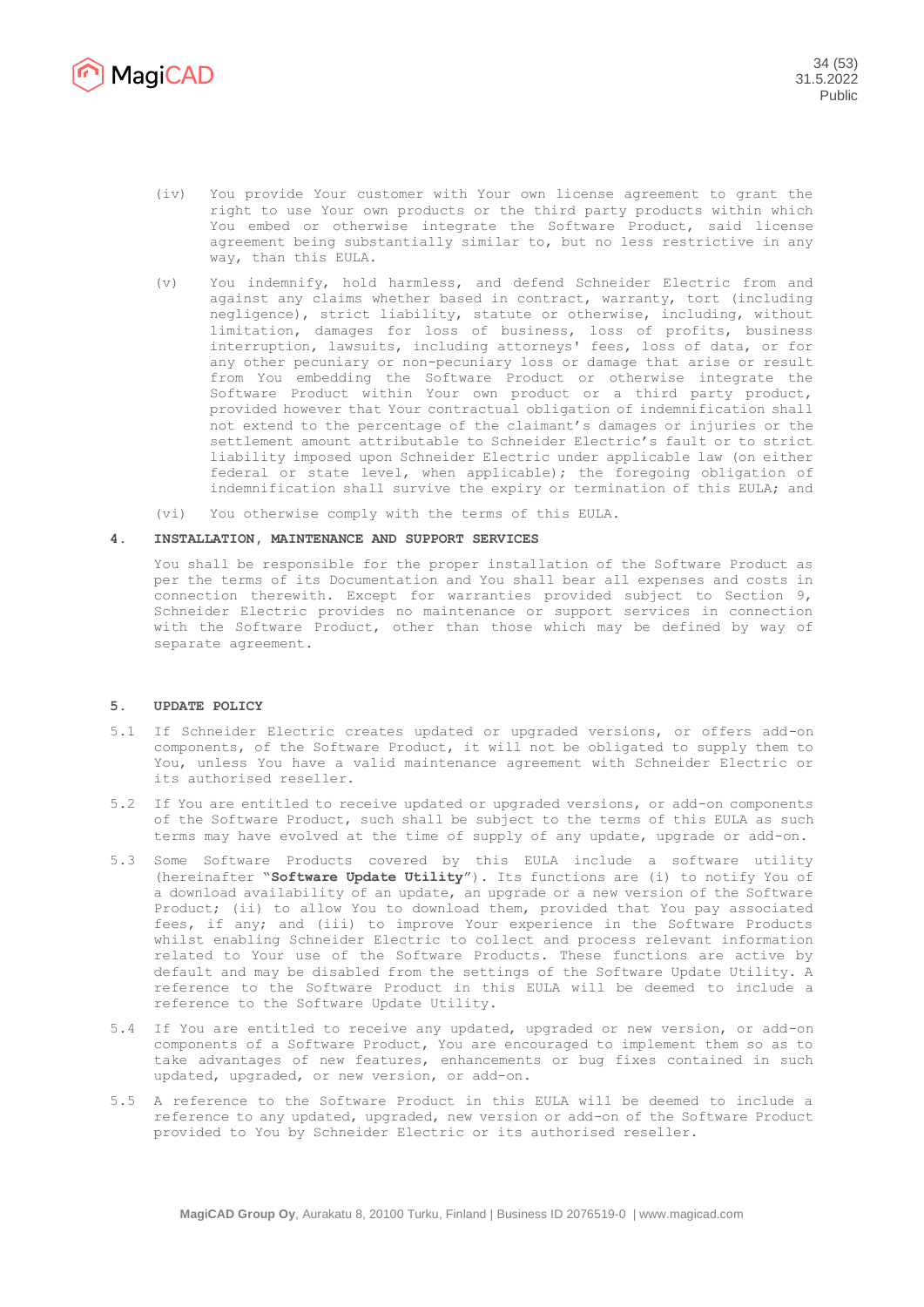(iv) You provide Your customer with Your own license agreement to grant the right to use Your own products or the third party products within which You embed or otherwise integrate the Software Product, said license agreement being substantially similar to, but no less restrictive in any way, than this EULA.

(v) You indemnify, hold harmless, and defend Schneider Electric from and against any claims whether based in contract, warranty, tort (including negligence), strict liability, statute or otherwise, including, without limitation, damages for loss of business, loss of profits, business interruption, lawsuits, including attorneys' fees, loss of data, or for any other pecuniary or non-pecuniary loss or damage that arise or result from You embedding the Software Product or otherwise integrate the Software Product within Your own product or a third party product, provided however that Your contractual obligation of indemnification shall not extend to the percentage of the claimant's damages or injuries or the settlement amount attributable to Schneider Electric's fault or to strict liability imposed upon Schneider Electric under applicable law (on either federal or state level, when applicable); the foregoing obligation of indemnification shall survive the expiry or termination of this EULA; and

(vi) You otherwise comply with the terms of this EULA.

## 4. INSTALLATION, MAINTENANCE AND SUPPORT SERVICES

You shall be responsible for the proper installation of the Software Product as per the terms of its Documentation and You shall bear all expenses and costs in connection therewith. Except for warranties provided subject to Section 9, Schneider Electric provides no maintenance or support services in connection with the Software Product, other than those which may be defined by way of separate agreement.

## 5. UPDATE POLICY

5.1 If Schneider Electric creates updated or upgraded versions, or offers add-on components, of the Software Product, it will not be obligated to supply them to You, unless You have a valid maintenance agreement with Schneider Electric or its authorised reseller.

5.2 If You are entitled to receive updated or upgraded versions, or add-on components of the Software Product, such shall be subject to the terms of this EULA as such terms may have evolved at the time of supply of any update, upgrade or add-on.

5.3 Some Software Products covered by this EULA include a software utility (hereinafter "**Software Update Utility**"). Its functions are (i) to notify You of a download availability of an update, an upgrade or a new version of the Software Product; (ii) to allow You to download them, provided that You pay associated fees, if any; and (iii) to improve Your experience in the Software Products whilst enabling Schneider Electric to collect and process relevant information related to Your use of the Software Products. These functions are active by default and may be disabled from the settings of the Software Update Utility. A reference to the Software Product in this EULA will be deemed to include a reference to the Software Update Utility.

5.4 If You are entitled to receive any updated, upgraded or new version, or add-on components of a Software Product, You are encouraged to implement them so as to take advantages of new features, enhancements or bug fixes contained in such updated, upgraded, or new version, or add-on.

5.5 A reference to the Software Product in this EULA will be deemed to include a reference to any updated, upgraded, new version or add-on of the Software Product provided to You by Schneider Electric or its authorised reseller.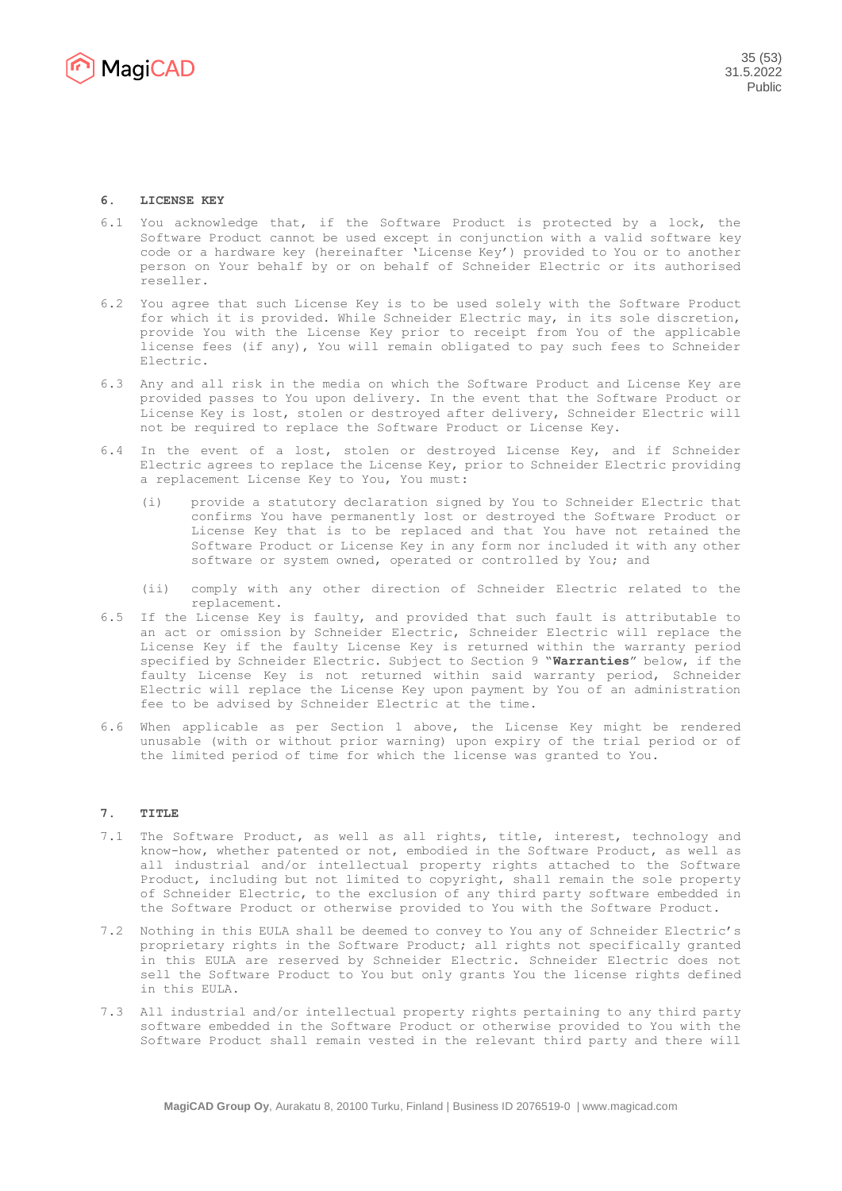## 6. LICENSE KEY

6.1 You acknowledge that, if the Software Product is protected by a lock, the Software Product cannot be used except in conjunction with a valid software key code or a hardware key (hereinafter 'License Key') provided to You or to another person on Your behalf by or on behalf of Schneider Electric or its authorised reseller.

6.2 You agree that such License Key is to be used solely with the Software Product for which it is provided. While Schneider Electric may, in its sole discretion, provide You with the License Key prior to receipt from You of the applicable license fees (if any), You will remain obligated to pay such fees to Schneider Electric.

6.3 Any and all risk in the media on which the Software Product and License Key are provided passes to You upon delivery. In the event that the Software Product or License Key is lost, stolen or destroyed after delivery, Schneider Electric will not be required to replace the Software Product or License Key.

6.4 In the event of a lost, stolen or destroyed License Key, and if Schneider Electric agrees to replace the License Key, prior to Schneider Electric providing a replacement License Key to You, You must:

(i) provide a statutory declaration signed by You to Schneider Electric that confirms You have permanently lost or destroyed the Software Product or License Key that is to be replaced and that You have not retained the Software Product or License Key in any form nor included it with any other software or system owned, operated or controlled by You; and

(ii) comply with any other direction of Schneider Electric related to the replacement.

6.5 If the License Key is faulty, and provided that such fault is attributable to an act or omission by Schneider Electric, Schneider Electric will replace the License Key if the faulty License Key is returned within the warranty period specified by Schneider Electric. Subject to Section 9 "**Warranties**" below, if the faulty License Key is not returned within said warranty period, Schneider Electric will replace the License Key upon payment by You of an administration fee to be advised by Schneider Electric at the time.

6.6 When applicable as per Section 1 above, the License Key might be rendered unusable (with or without prior warning) upon expiry of the trial period or of the limited period of time for which the license was granted to You.

## 7. TITLE

7.1 The Software Product, as well as all rights, title, interest, technology and know-how, whether patented or not, embodied in the Software Product, as well as all industrial and/or intellectual property rights attached to the Software Product, including but not limited to copyright, shall remain the sole property of Schneider Electric, to the exclusion of any third party software embedded in the Software Product or otherwise provided to You with the Software Product.

7.2 Nothing in this EULA shall be deemed to convey to You any of Schneider Electric's proprietary rights in the Software Product; all rights not specifically granted in this EULA are reserved by Schneider Electric. Schneider Electric does not sell the Software Product to You but only grants You the license rights defined in this EULA.

7.3 All industrial and/or intellectual property rights pertaining to any third party software embedded in the Software Product or otherwise provided to You with the Software Product shall remain vested in the relevant third party and there will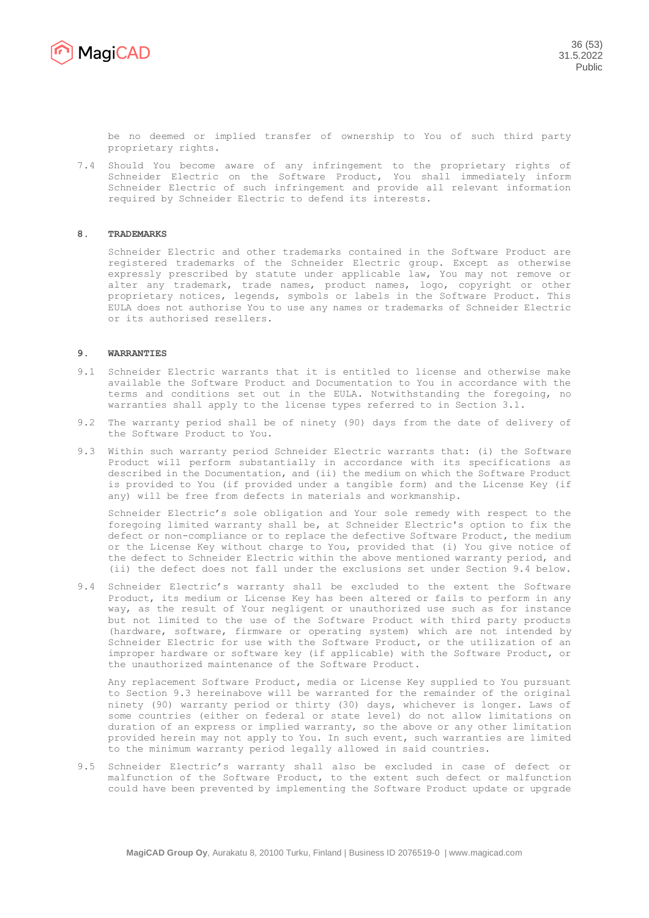be no deemed or implied transfer of ownership to You of such third party proprietary rights.

7.4 Should You become aware of any infringement to the proprietary rights of Schneider Electric on the Software Product, You shall immediately inform Schneider Electric of such infringement and provide all relevant information required by Schneider Electric to defend its interests.

## 8. TRADEMARKS

Schneider Electric and other trademarks contained in the Software Product are registered trademarks of the Schneider Electric group. Except as otherwise expressly prescribed by statute under applicable law, You may not remove or alter any trademark, trade names, product names, logo, copyright or other proprietary notices, legends, symbols or labels in the Software Product. This EULA does not authorise You to use any names or trademarks of Schneider Electric or its authorised resellers.

## 9. WARRANTIES

9.1 Schneider Electric warrants that it is entitled to license and otherwise make available the Software Product and Documentation to You in accordance with the terms and conditions set out in the EULA. Notwithstanding the foregoing, no warranties shall apply to the license types referred to in Section 3.1.

9.2 The warranty period shall be of ninety (90) days from the date of delivery of the Software Product to You.

9.3 Within such warranty period Schneider Electric warrants that: (i) the Software Product will perform substantially in accordance with its specifications as described in the Documentation, and (ii) the medium on which the Software Product is provided to You (if provided under a tangible form) and the License Key (if any) will be free from defects in materials and workmanship.

Schneider Electric's sole obligation and Your sole remedy with respect to the foregoing limited warranty shall be, at Schneider Electric's option to fix the defect or non-compliance or to replace the defective Software Product, the medium or the License Key without charge to You, provided that (i) You give notice of the defect to Schneider Electric within the above mentioned warranty period, and (ii) the defect does not fall under the exclusions set under Section 9.4 below.

9.4 Schneider Electric's warranty shall be excluded to the extent the Software Product, its medium or License Key has been altered or fails to perform in any way, as the result of Your negligent or unauthorized use such as for instance but not limited to the use of the Software Product with third party products (hardware, software, firmware or operating system) which are not intended by Schneider Electric for use with the Software Product, or the utilization of an improper hardware or software key (if applicable) with the Software Product, or the unauthorized maintenance of the Software Product.

Any replacement Software Product, media or License Key supplied to You pursuant to Section 9.3 hereinabove will be warranted for the remainder of the original ninety (90) warranty period or thirty (30) days, whichever is longer. Laws of some countries (either on federal or state level) do not allow limitations on duration of an express or implied warranty, so the above or any other limitation provided herein may not apply to You. In such event, such warranties are limited to the minimum warranty period legally allowed in said countries.

9.5 Schneider Electric's warranty shall also be excluded in case of defect or malfunction of the Software Product, to the extent such defect or malfunction could have been prevented by implementing the Software Product update or upgrade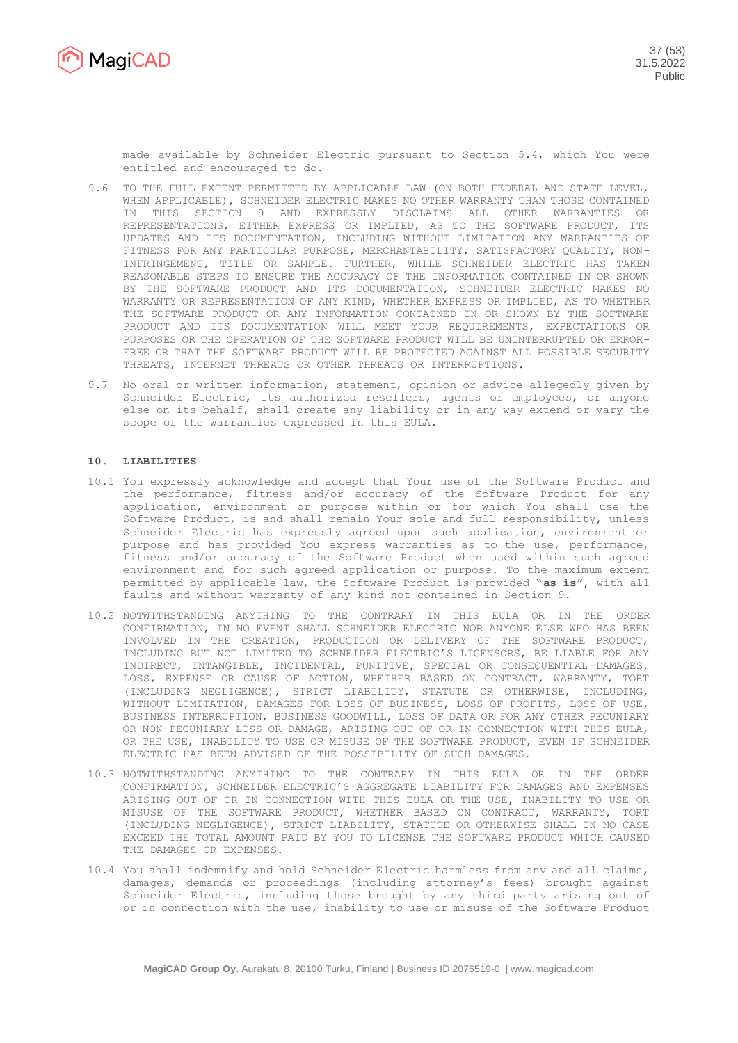made available by Schneider Electric pursuant to Section 5.4, which You were entitled and encouraged to do.

9.6 TO THE FULL EXTENT PERMITTED BY APPLICABLE LAW (ON BOTH FEDERAL AND STATE LEVEL, WHEN APPLICABLE), SCHNEIDER ELECTRIC MAKES NO OTHER WARRANTY THAN THOSE CONTAINED IN THIS SECTION 9 AND EXPRESSLY DISCLAIMS ALL OTHER WARRANTIES OR REPRESENTATIONS, EITHER EXPRESS OR IMPLIED, AS TO THE SOFTWARE PRODUCT, ITS UPDATES AND ITS DOCUMENTATION, INCLUDING WITHOUT LIMITATION ANY WARRANTIES OF FITNESS FOR ANY PARTICULAR PURPOSE, MERCHANTABILITY, SATISFACTORY QUALITY, NON-INFRINGEMENT, TITLE OR SAMPLE. FURTHER, WHILE SCHNEIDER ELECTRIC HAS TAKEN REASONABLE STEPS TO ENSURE THE ACCURACY OF THE INFORMATION CONTAINED IN OR SHOWN BY THE SOFTWARE PRODUCT AND ITS DOCUMENTATION, SCHNEIDER ELECTRIC MAKES NO WARRANTY OR REPRESENTATION OF ANY KIND, WHETHER EXPRESS OR IMPLIED, AS TO WHETHER THE SOFTWARE PRODUCT OR ANY INFORMATION CONTAINED IN OR SHOWN BY THE SOFTWARE PRODUCT AND ITS DOCUMENTATION WILL MEET YOUR REQUIREMENTS, EXPECTATIONS OR PURPOSES OR THE OPERATION OF THE SOFTWARE PRODUCT WILL BE UNINTERRUPTED OR ERROR-FREE OR THAT THE SOFTWARE PRODUCT WILL BE PROTECTED AGAINST ALL POSSIBLE SECURITY THREATS, INTERNET THREATS OR OTHER THREATS OR INTERRUPTIONS.

9.7 No oral or written information, statement, opinion or advice allegedly given by Schneider Electric, its authorized resellers, agents or employees, or anyone else on its behalf, shall create any liability or in any way extend or vary the scope of the warranties expressed in this EULA.

## 10. LIABILITIES

10.1 You expressly acknowledge and accept that Your use of the Software Product and the performance, fitness and/or accuracy of the Software Product for any application, environment or purpose within or for which You shall use the Software Product, is and shall remain Your sole and full responsibility, unless Schneider Electric has expressly agreed upon such application, environment or purpose and has provided You express warranties as to the use, performance, fitness and/or accuracy of the Software Product when used within such agreed environment and for such agreed application or purpose. To the maximum extent permitted by applicable law, the Software Product is provided "**as is**", with all faults and without warranty of any kind not contained in Section 9.

10.2 NOTWITHSTANDING ANYTHING TO THE CONTRARY IN THIS EULA OR IN THE ORDER CONFIRMATION, IN NO EVENT SHALL SCHNEIDER ELECTRIC NOR ANYONE ELSE WHO HAS BEEN INVOLVED IN THE CREATION, PRODUCTION OR DELIVERY OF THE SOFTWARE PRODUCT, INCLUDING BUT NOT LIMITED TO SCHNEIDER ELECTRIC'S LICENSORS, BE LIABLE FOR ANY INDIRECT, INTANGIBLE, INCIDENTAL, PUNITIVE, SPECIAL OR CONSEQUENTIAL DAMAGES, LOSS, EXPENSE OR CAUSE OF ACTION, WHETHER BASED ON CONTRACT, WARRANTY, TORT (INCLUDING NEGLIGENCE), STRICT LIABILITY, STATUTE OR OTHERWISE, INCLUDING, WITHOUT LIMITATION, DAMAGES FOR LOSS OF BUSINESS, LOSS OF PROFITS, LOSS OF USE, BUSINESS INTERRUPTION, BUSINESS GOODWILL, LOSS OF DATA OR FOR ANY OTHER PECUNIARY OR NON-PECUNIARY LOSS OR DAMAGE, ARISING OUT OF OR IN CONNECTION WITH THIS EULA, OR THE USE, INABILITY TO USE OR MISUSE OF THE SOFTWARE PRODUCT, EVEN IF SCHNEIDER ELECTRIC HAS BEEN ADVISED OF THE POSSIBILITY OF SUCH DAMAGES.

10.3 NOTWITHSTANDING ANYTHING TO THE CONTRARY IN THIS EULA OR IN THE ORDER CONFIRMATION, SCHNEIDER ELECTRIC'S AGGREGATE LIABILITY FOR DAMAGES AND EXPENSES ARISING OUT OF OR IN CONNECTION WITH THIS EULA OR THE USE, INABILITY TO USE OR MISUSE OF THE SOFTWARE PRODUCT, WHETHER BASED ON CONTRACT, WARRANTY, TORT (INCLUDING NEGLIGENCE), STRICT LIABILITY, STATUTE OR OTHERWISE SHALL IN NO CASE EXCEED THE TOTAL AMOUNT PAID BY YOU TO LICENSE THE SOFTWARE PRODUCT WHICH CAUSED THE DAMAGES OR EXPENSES.

10.4 You shall indemnify and hold Schneider Electric harmless from any and all claims, damages, demands or proceedings (including attorney's fees) brought against Schneider Electric, including those brought by any third party arising out of or in connection with the use, inability to use or misuse of the Software Product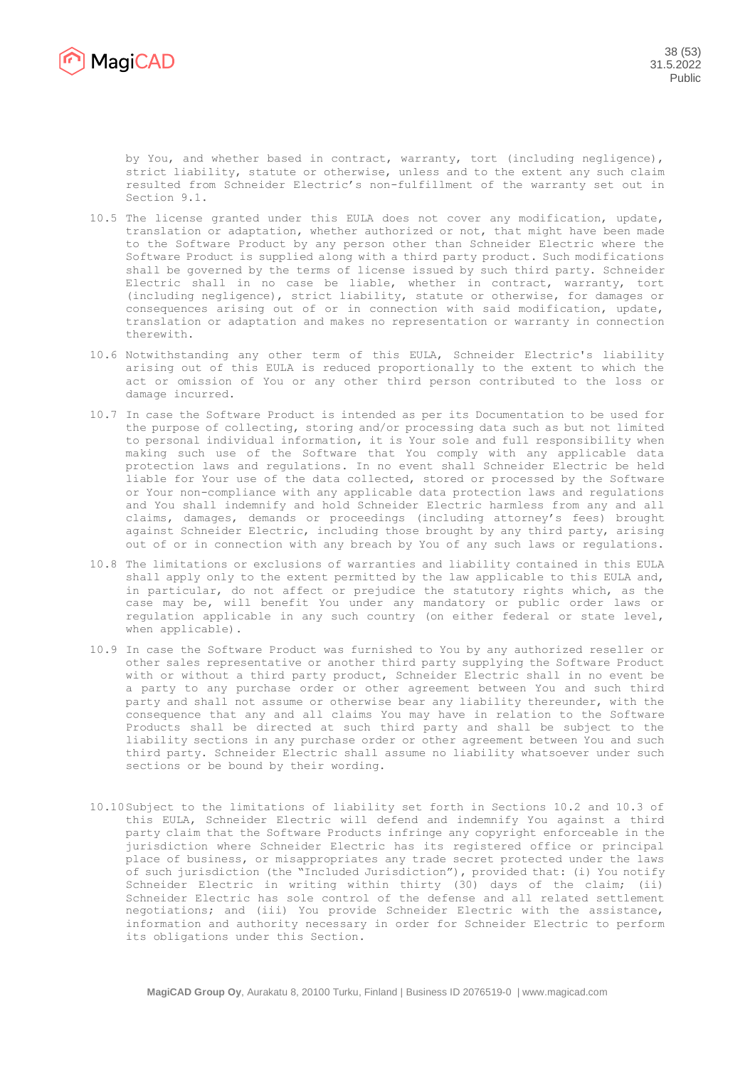by You, and whether based in contract, warranty, tort (including negligence), strict liability, statute or otherwise, unless and to the extent any such claim resulted from Schneider Electric's non-fulfillment of the warranty set out in Section 9.1.

10.5 The license granted under this EULA does not cover any modification, update, translation or adaptation, whether authorized or not, that might have been made to the Software Product by any person other than Schneider Electric where the Software Product is supplied along with a third party product. Such modifications shall be governed by the terms of license issued by such third party. Schneider Electric shall in no case be liable, whether in contract, warranty, tort (including negligence), strict liability, statute or otherwise, for damages or consequences arising out of or in connection with said modification, update, translation or adaptation and makes no representation or warranty in connection therewith.

10.6 Notwithstanding any other term of this EULA, Schneider Electric's liability arising out of this EULA is reduced proportionally to the extent to which the act or omission of You or any other third person contributed to the loss or damage incurred.

10.7 In case the Software Product is intended as per its Documentation to be used for the purpose of collecting, storing and/or processing data such as but not limited to personal individual information, it is Your sole and full responsibility when making such use of the Software that You comply with any applicable data protection laws and regulations. In no event shall Schneider Electric be held liable for Your use of the data collected, stored or processed by the Software or Your non-compliance with any applicable data protection laws and regulations and You shall indemnify and hold Schneider Electric harmless from any and all claims, damages, demands or proceedings (including attorney's fees) brought against Schneider Electric, including those brought by any third party, arising out of or in connection with any breach by You of any such laws or regulations.

10.8 The limitations or exclusions of warranties and liability contained in this EULA shall apply only to the extent permitted by the law applicable to this EULA and, in particular, do not affect or prejudice the statutory rights which, as the case may be, will benefit You under any mandatory or public order laws or regulation applicable in any such country (on either federal or state level, when applicable).

10.9 In case the Software Product was furnished to You by any authorized reseller or other sales representative or another third party supplying the Software Product with or without a third party product, Schneider Electric shall in no event be a party to any purchase order or other agreement between You and such third party and shall not assume or otherwise bear any liability thereunder, with the consequence that any and all claims You may have in relation to the Software Products shall be directed at such third party and shall be subject to the liability sections in any purchase order or other agreement between You and such third party. Schneider Electric shall assume no liability whatsoever under such sections or be bound by their wording.

10.10 Subject to the limitations of liability set forth in Sections 10.2 and 10.3 of this EULA, Schneider Electric will defend and indemnify You against a third party claim that the Software Products infringe any copyright enforceable in the jurisdiction where Schneider Electric has its registered office or principal place of business, or misappropriates any trade secret protected under the laws of such jurisdiction (the "Included Jurisdiction"), provided that: (i) You notify Schneider Electric in writing within thirty (30) days of the claim; (ii) Schneider Electric has sole control of the defense and all related settlement negotiations; and (iii) You provide Schneider Electric with the assistance, information and authority necessary in order for Schneider Electric to perform its obligations under this Section.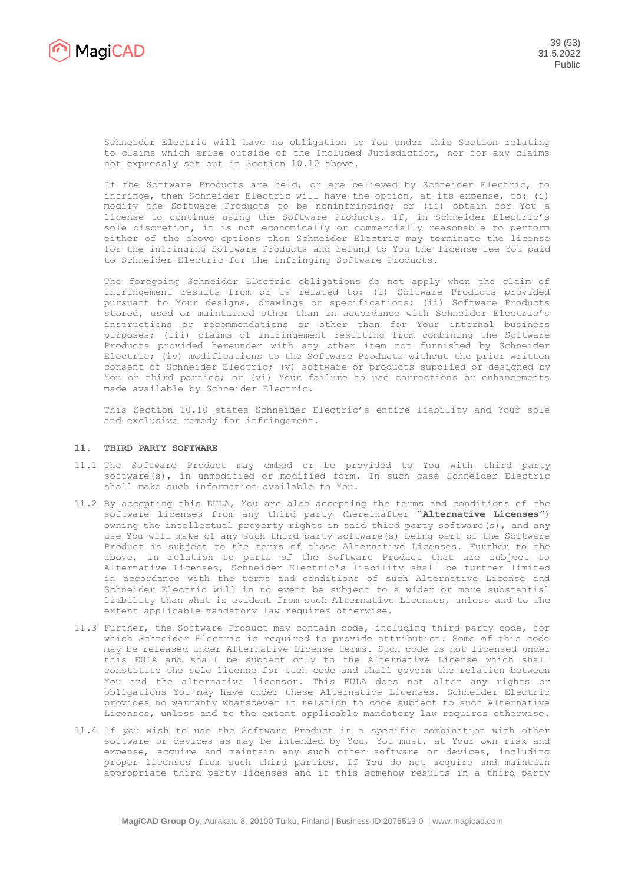Schneider Electric will have no obligation to You under this Section relating to claims which arise outside of the Included Jurisdiction, nor for any claims not expressly set out in Section 10.10 above.

If the Software Products are held, or are believed by Schneider Electric, to infringe, then Schneider Electric will have the option, at its expense, to: (i) modify the Software Products to be noninfringing; or (ii) obtain for You a license to continue using the Software Products. If, in Schneider Electric's sole discretion, it is not economically or commercially reasonable to perform either of the above options then Schneider Electric may terminate the license for the infringing Software Products and refund to You the license fee You paid to Schneider Electric for the infringing Software Products.

The foregoing Schneider Electric obligations do not apply when the claim of infringement results from or is related to: (i) Software Products provided pursuant to Your designs, drawings or specifications; (ii) Software Products stored, used or maintained other than in accordance with Schneider Electric's instructions or recommendations or other than for Your internal business purposes; (iii) claims of infringement resulting from combining the Software Products provided hereunder with any other item not furnished by Schneider Electric; (iv) modifications to the Software Products without the prior written consent of Schneider Electric; (v) software or products supplied or designed by You or third parties; or (vi) Your failure to use corrections or enhancements made available by Schneider Electric.

This Section 10.10 states Schneider Electric's entire liability and Your sole and exclusive remedy for infringement.

## 11. THIRD PARTY SOFTWARE

11.1 The Software Product may embed or be provided to You with third party software(s), in unmodified or modified form. In such case Schneider Electric shall make such information available to You.

11.2 By accepting this EULA, You are also accepting the terms and conditions of the software licenses from any third party (hereinafter "**Alternative Licenses**") owning the intellectual property rights in said third party software(s), and any use You will make of any such third party software(s) being part of the Software Product is subject to the terms of those Alternative Licenses. Further to the above, in relation to parts of the Software Product that are subject to Alternative Licenses, Schneider Electric's liability shall be further limited in accordance with the terms and conditions of such Alternative License and Schneider Electric will in no event be subject to a wider or more substantial liability than what is evident from such Alternative Licenses, unless and to the extent applicable mandatory law requires otherwise.

11.3 Further, the Software Product may contain code, including third party code, for which Schneider Electric is required to provide attribution. Some of this code may be released under Alternative License terms. Such code is not licensed under this EULA and shall be subject only to the Alternative License which shall constitute the sole license for such code and shall govern the relation between You and the alternative licensor. This EULA does not alter any rights or obligations You may have under these Alternative Licenses. Schneider Electric provides no warranty whatsoever in relation to code subject to such Alternative Licenses, unless and to the extent applicable mandatory law requires otherwise.

11.4 If you wish to use the Software Product in a specific combination with other software or devices as may be intended by You, You must, at Your own risk and expense, acquire and maintain any such other software or devices, including proper licenses from such third parties. If You do not acquire and maintain appropriate third party licenses and if this somehow results in a third party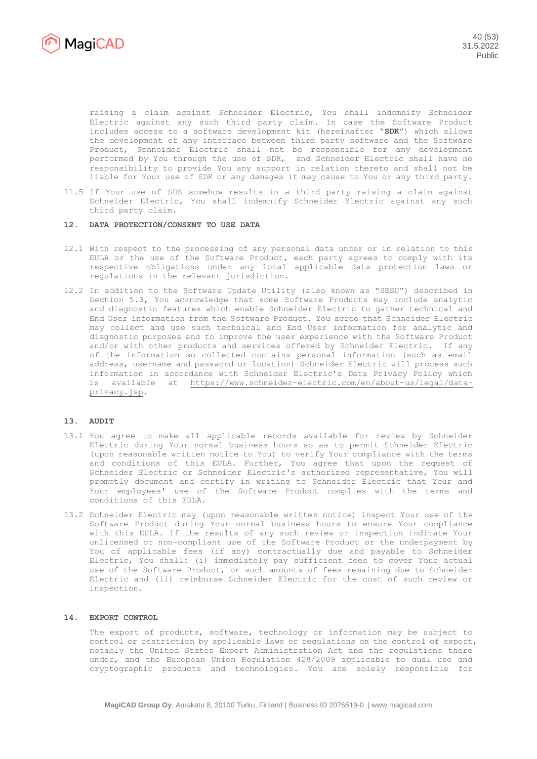raising a claim against Schneider Electric, You shall indemnify Schneider Electric against any such third party claim. In case the Software Product includes access to a software development kit (hereinafter "**SDK**") which allows the development of any interface between third party software and the Software Product, Schneider Electric shall not be responsible for any development performed by You through the use of SDK, and Schneider Electric shall have no responsibility to provide You any support in relation thereto and shall not be liable for Your use of SDK or any damages it may cause to You or any third party.

11.5 If Your use of SDK somehow results in a third party raising a claim against Schneider Electric, You shall indemnify Schneider Electric against any such third party claim.

## 12. DATA PROTECTION/CONSENT TO USE DATA

12.1 With respect to the processing of any personal data under or in relation to this EULA or the use of the Software Product, each party agrees to comply with its respective obligations under any local applicable data protection laws or regulations in the relevant jurisdiction.

12.2 In addition to the Software Update Utility (also known as "SESU") described in Section 5.3, You acknowledge that some Software Products may include analytic and diagnostic features which enable Schneider Electric to gather technical and End User information from the Software Product. You agree that Schneider Electric may collect and use such technical and End User information for analytic and diagnostic purposes and to improve the user experience with the Software Product and/or with other products and services offered by Schneider Electric. If any of the information so collected contains personal information (such as email address, username and password or location) Schneider Electric will process such information in accordance with Schneider Electric's Data Privacy Policy which is available at https://www.schneider-electric.com/en/about-us/legal/data-privacy.jsp.

## 13. AUDIT

13.1 You agree to make all applicable records available for review by Schneider Electric during Your normal business hours so as to permit Schneider Electric (upon reasonable written notice to You) to verify Your compliance with the terms and conditions of this EULA. Further, You agree that upon the request of Schneider Electric or Schneider Electric's authorized representative, You will promptly document and certify in writing to Schneider Electric that Your and Your employees' use of the Software Product complies with the terms and conditions of this EULA.

13.2 Schneider Electric may (upon reasonable written notice) inspect Your use of the Software Product during Your normal business hours to ensure Your compliance with this EULA. If the results of any such review or inspection indicate Your unlicensed or non-compliant use of the Software Product or the underpayment by You of applicable fees (if any) contractually due and payable to Schneider Electric, You shall: (i) immediately pay sufficient fees to cover Your actual use of the Software Product, or such amounts of fees remaining due to Schneider Electric and (ii) reimburse Schneider Electric for the cost of such review or inspection.

## 14. EXPORT CONTROL

The export of products, software, technology or information may be subject to control or restriction by applicable laws or regulations on the control of export, notably the United States Export Administration Act and the regulations there under, and the European Union Regulation 428/2009 applicable to dual use and cryptographic products and technologies. You are solely responsible for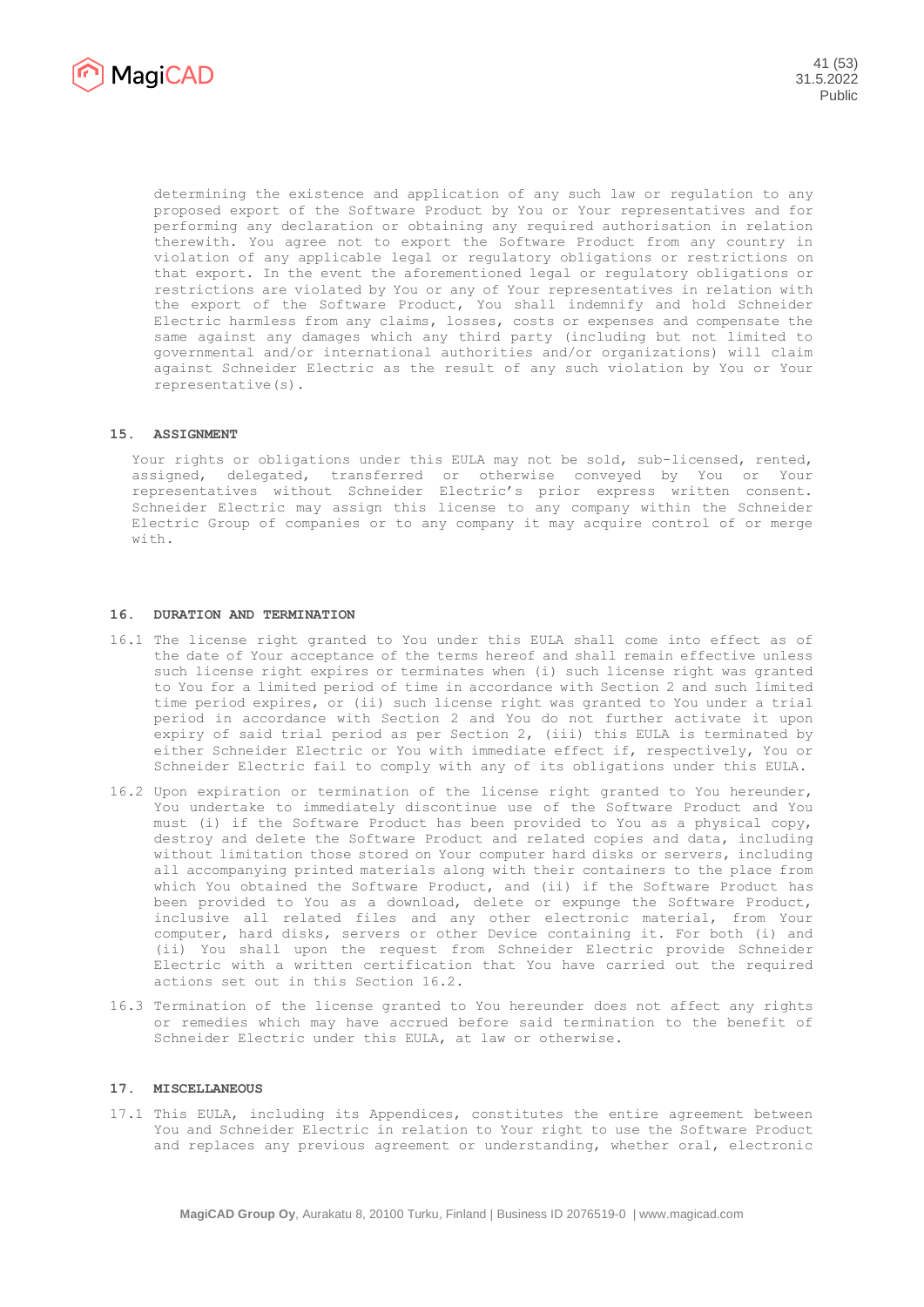determining the existence and application of any such law or regulation to any proposed export of the Software Product by You or Your representatives and for performing any declaration or obtaining any required authorisation in relation therewith. You agree not to export the Software Product from any country in violation of any applicable legal or regulatory obligations or restrictions on that export. In the event the aforementioned legal or regulatory obligations or restrictions are violated by You or any of Your representatives in relation with the export of the Software Product, You shall indemnify and hold Schneider Electric harmless from any claims, losses, costs or expenses and compensate the same against any damages which any third party (including but not limited to governmental and/or international authorities and/or organizations) will claim against Schneider Electric as the result of any such violation by You or Your representative(s).

## 15. ASSIGNMENT

Your rights or obligations under this EULA may not be sold, sub-licensed, rented, assigned, delegated, transferred or otherwise conveyed by You or Your representatives without Schneider Electric's prior express written consent. Schneider Electric may assign this license to any company within the Schneider Electric Group of companies or to any company it may acquire control of or merge with.

## 16. DURATION AND TERMINATION

16.1 The license right granted to You under this EULA shall come into effect as of the date of Your acceptance of the terms hereof and shall remain effective unless such license right expires or terminates when (i) such license right was granted to You for a limited period of time in accordance with Section 2 and such limited time period expires, or (ii) such license right was granted to You under a trial period in accordance with Section 2 and You do not further activate it upon expiry of said trial period as per Section 2, (iii) this EULA is terminated by either Schneider Electric or You with immediate effect if, respectively, You or Schneider Electric fail to comply with any of its obligations under this EULA.

16.2 Upon expiration or termination of the license right granted to You hereunder, You undertake to immediately discontinue use of the Software Product and You must (i) if the Software Product has been provided to You as a physical copy, destroy and delete the Software Product and related copies and data, including without limitation those stored on Your computer hard disks or servers, including all accompanying printed materials along with their containers to the place from which You obtained the Software Product, and (ii) if the Software Product has been provided to You as a download, delete or expunge the Software Product, inclusive all related files and any other electronic material, from Your computer, hard disks, servers or other Device containing it. For both (i) and (ii) You shall upon the request from Schneider Electric provide Schneider Electric with a written certification that You have carried out the required actions set out in this Section 16.2.

16.3 Termination of the license granted to You hereunder does not affect any rights or remedies which may have accrued before said termination to the benefit of Schneider Electric under this EULA, at law or otherwise.

## 17. MISCELLANEOUS

17.1 This EULA, including its Appendices, constitutes the entire agreement between You and Schneider Electric in relation to Your right to use the Software Product and replaces any previous agreement or understanding, whether oral, electronic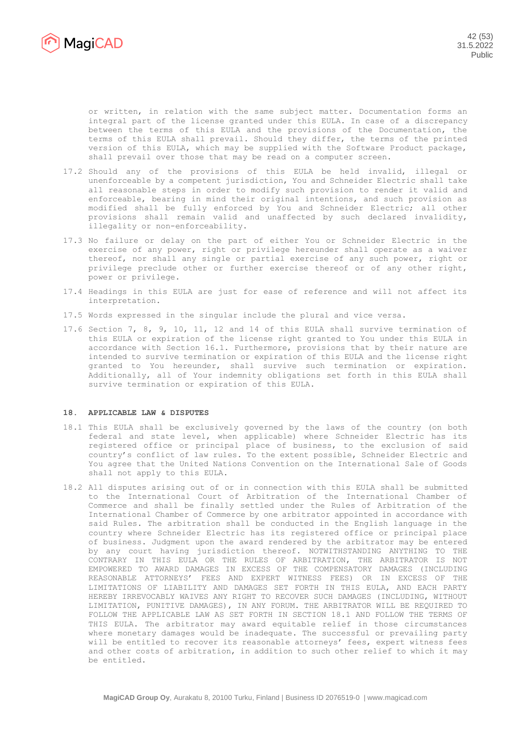or written, in relation with the same subject matter. Documentation forms an integral part of the license granted under this EULA. In case of a discrepancy between the terms of this EULA and the provisions of the Documentation, the terms of this EULA shall prevail. Should they differ, the terms of the printed version of this EULA, which may be supplied with the Software Product package, shall prevail over those that may be read on a computer screen.

17.2 Should any of the provisions of this EULA be held invalid, illegal or unenforceable by a competent jurisdiction, You and Schneider Electric shall take all reasonable steps in order to modify such provision to render it valid and enforceable, bearing in mind their original intentions, and such provision as modified shall be fully enforced by You and Schneider Electric; all other provisions shall remain valid and unaffected by such declared invalidity, illegality or non-enforceability.

17.3 No failure or delay on the part of either You or Schneider Electric in the exercise of any power, right or privilege hereunder shall operate as a waiver thereof, nor shall any single or partial exercise of any such power, right or privilege preclude other or further exercise thereof or of any other right, power or privilege.

17.4 Headings in this EULA are just for ease of reference and will not affect its interpretation.

17.5 Words expressed in the singular include the plural and vice versa.

17.6 Section 7, 8, 9, 10, 11, 12 and 14 of this EULA shall survive termination of this EULA or expiration of the license right granted to You under this EULA in accordance with Section 16.1. Furthermore, provisions that by their nature are intended to survive termination or expiration of this EULA and the license right granted to You hereunder, shall survive such termination or expiration. Additionally, all of Your indemnity obligations set forth in this EULA shall survive termination or expiration of this EULA.

## 18. APPLICABLE LAW & DISPUTES

18.1 This EULA shall be exclusively governed by the laws of the country (on both federal and state level, when applicable) where Schneider Electric has its registered office or principal place of business, to the exclusion of said country's conflict of law rules. To the extent possible, Schneider Electric and You agree that the United Nations Convention on the International Sale of Goods shall not apply to this EULA.

18.2 All disputes arising out of or in connection with this EULA shall be submitted to the International Court of Arbitration of the International Chamber of Commerce and shall be finally settled under the Rules of Arbitration of the International Chamber of Commerce by one arbitrator appointed in accordance with said Rules. The arbitration shall be conducted in the English language in the country where Schneider Electric has its registered office or principal place of business. Judgment upon the award rendered by the arbitrator may be entered by any court having jurisdiction thereof. NOTWITHSTANDING ANYTHING TO THE CONTRARY IN THIS EULA OR THE RULES OF ARBITRATION, THE ARBITRATOR IS NOT EMPOWERED TO AWARD DAMAGES IN EXCESS OF THE COMPENSATORY DAMAGES (INCLUDING REASONABLE ATTORNEYS' FEES AND EXPERT WITNESS FEES) OR IN EXCESS OF THE LIMITATIONS OF LIABILITY AND DAMAGES SET FORTH IN THIS EULA, AND EACH PARTY HEREBY IRREVOCABLY WAIVES ANY RIGHT TO RECOVER SUCH DAMAGES (INCLUDING, WITHOUT LIMITATION, PUNITIVE DAMAGES), IN ANY FORUM. THE ARBITRATOR WILL BE REQUIRED TO FOLLOW THE APPLICABLE LAW AS SET FORTH IN SECTION 18.1 AND FOLLOW THE TERMS OF THIS EULA. The arbitrator may award equitable relief in those circumstances where monetary damages would be inadequate. The successful or prevailing party will be entitled to recover its reasonable attorneys' fees, expert witness fees and other costs of arbitration, in addition to such other relief to which it may be entitled.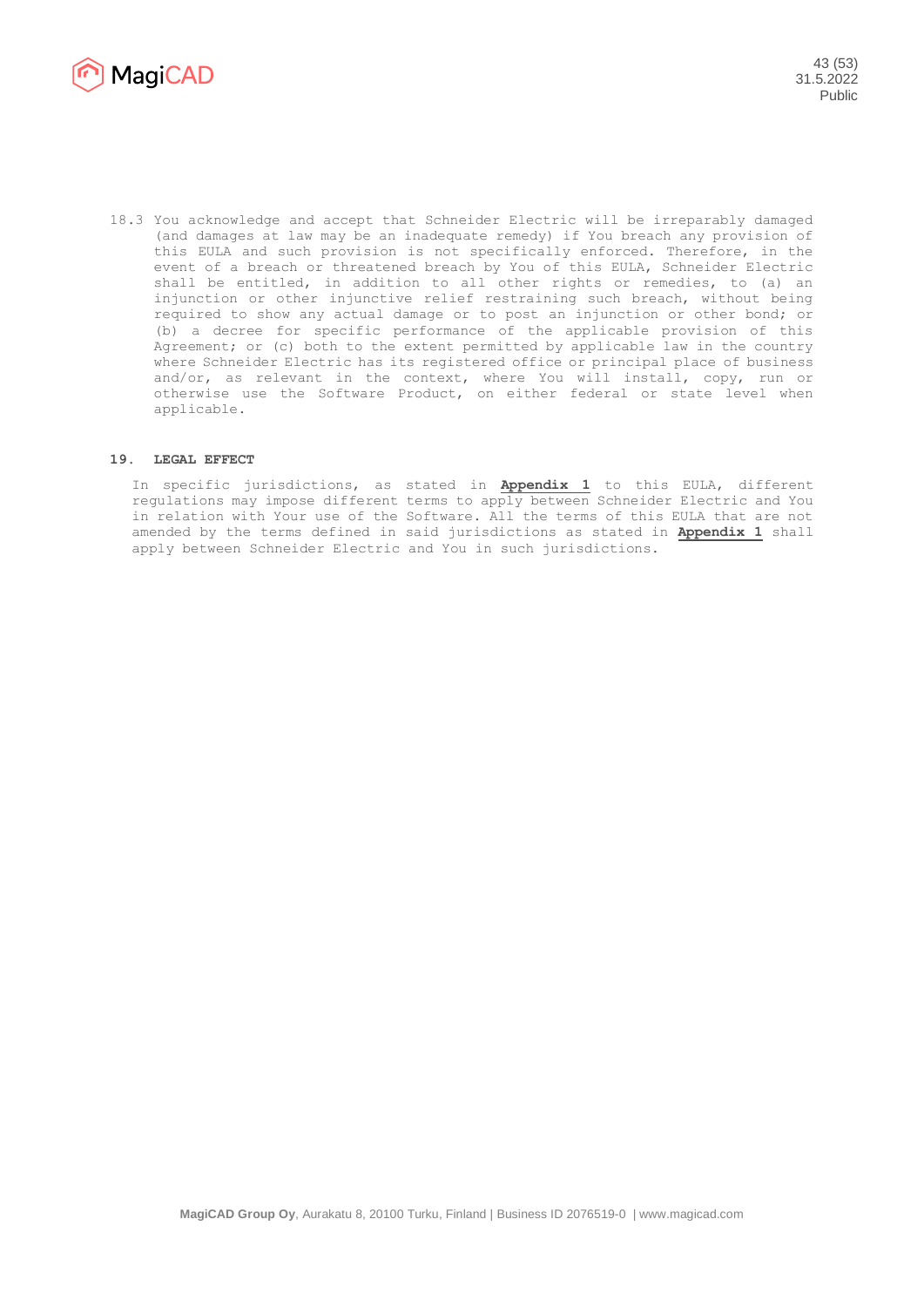18.3 You acknowledge and accept that Schneider Electric will be irreparably damaged (and damages at law may be an inadequate remedy) if You breach any provision of this EULA and such provision is not specifically enforced. Therefore, in the event of a breach or threatened breach by You of this EULA, Schneider Electric shall be entitled, in addition to all other rights or remedies, to (a) an injunction or other injunctive relief restraining such breach, without being required to show any actual damage or to post an injunction or other bond; or (b) a decree for specific performance of the applicable provision of this Agreement; or (c) both to the extent permitted by applicable law in the country where Schneider Electric has its registered office or principal place of business and/or, as relevant in the context, where You will install, copy, run or otherwise use the Software Product, on either federal or state level when applicable.

## 19. LEGAL EFFECT

In specific jurisdictions, as stated in **Appendix 1** to this EULA, different regulations may impose different terms to apply between Schneider Electric and You in relation with Your use of the Software. All the terms of this EULA that are not amended by the terms defined in said jurisdictions as stated in **Appendix 1** shall apply between Schneider Electric and You in such jurisdictions.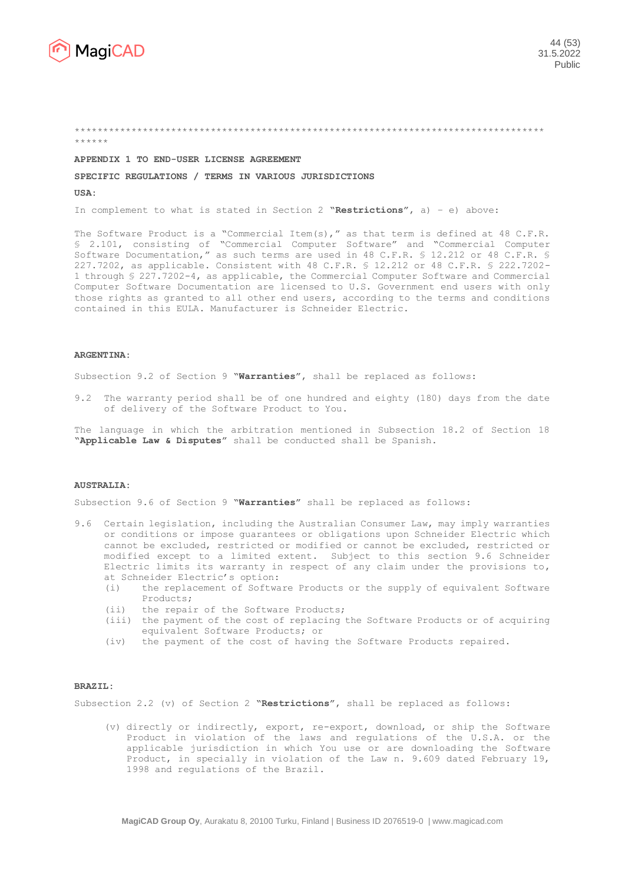**************************************************************************************

**APPENDIX 1 TO END-USER LICENSE AGREEMENT**

**SPECIFIC REGULATIONS / TERMS IN VARIOUS JURISDICTIONS**

**USA:**

In complement to what is stated in Section 2 **"Restrictions"**, a) – e) above:

The Software Product is a "Commercial Item(s)," as that term is defined at 48 C.F.R. § 2.101, consisting of "Commercial Computer Software" and "Commercial Computer Software Documentation," as such terms are used in 48 C.F.R. § 12.212 or 48 C.F.R. § 227.7202, as applicable. Consistent with 48 C.F.R. § 12.212 or 48 C.F.R. § 222.7202-1 through § 227.7202-4, as applicable, the Commercial Computer Software and Commercial Computer Software Documentation are licensed to U.S. Government end users with only those rights as granted to all other end users, according to the terms and conditions contained in this EULA. Manufacturer is Schneider Electric.

**ARGENTINA:**

Subsection 9.2 of Section 9 **"Warranties"**, shall be replaced as follows:

9.2 The warranty period shall be of one hundred and eighty (180) days from the date of delivery of the Software Product to You.

The language in which the arbitration mentioned in Subsection 18.2 of Section 18 **"Applicable Law & Disputes"** shall be conducted shall be Spanish.

**AUSTRALIA:**

Subsection 9.6 of Section 9 **"Warranties"** shall be replaced as follows:

9.6 Certain legislation, including the Australian Consumer Law, may imply warranties or conditions or impose guarantees or obligations upon Schneider Electric which cannot be excluded, restricted or modified or cannot be excluded, restricted or modified except to a limited extent. Subject to this section 9.6 Schneider Electric limits its warranty in respect of any claim under the provisions to, at Schneider Electric's option:

- (i) the replacement of Software Products or the supply of equivalent Software Products;
- (ii) the repair of the Software Products;
- (iii) the payment of the cost of replacing the Software Products or of acquiring equivalent Software Products; or
- (iv) the payment of the cost of having the Software Products repaired.

**BRAZIL:**

Subsection 2.2 (v) of Section 2 **"Restrictions"**, shall be replaced as follows:

(v) directly or indirectly, export, re-export, download, or ship the Software Product in violation of the laws and regulations of the U.S.A. or the applicable jurisdiction in which You use or are downloading the Software Product, in specially in violation of the Law n. 9.609 dated February 19, 1998 and regulations of the Brazil.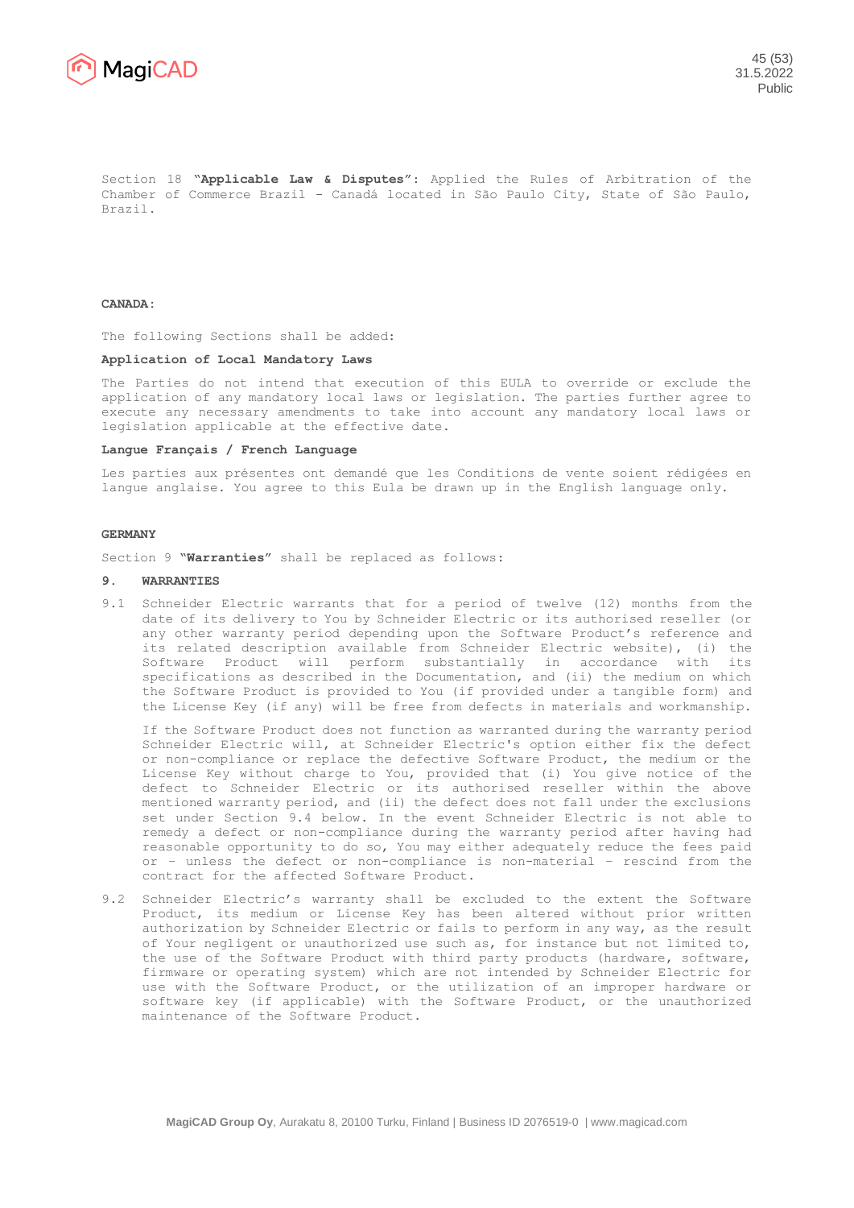Section 18 **"Applicable Law & Disputes"**: Applied the Rules of Arbitration of the Chamber of Commerce Brazil - Canadá located in São Paulo City, State of São Paulo, Brazil.

**CANADA:**

The following Sections shall be added:

**Application of Local Mandatory Laws**

The Parties do not intend that execution of this EULA to override or exclude the application of any mandatory local laws or legislation. The parties further agree to execute any necessary amendments to take into account any mandatory local laws or legislation applicable at the effective date.

**Langue Français / French Language**

Les parties aux présentes ont demandé que les Conditions de vente soient rédigées en langue anglaise. You agree to this Eula be drawn up in the English language only.

**GERMANY**

Section 9 **"Warranties"** shall be replaced as follows:

**9. WARRANTIES**

9.1 Schneider Electric warrants that for a period of twelve (12) months from the date of its delivery to You by Schneider Electric or its authorised reseller (or any other warranty period depending upon the Software Product's reference and its related description available from Schneider Electric website), (i) the Software Product will perform substantially in accordance with its specifications as described in the Documentation, and (ii) the medium on which the Software Product is provided to You (if provided under a tangible form) and the License Key (if any) will be free from defects in materials and workmanship.

If the Software Product does not function as warranted during the warranty period Schneider Electric will, at Schneider Electric's option either fix the defect or non-compliance or replace the defective Software Product, the medium or the License Key without charge to You, provided that (i) You give notice of the defect to Schneider Electric or its authorised reseller within the above mentioned warranty period, and (ii) the defect does not fall under the exclusions set under Section 9.4 below. In the event Schneider Electric is not able to remedy a defect or non-compliance during the warranty period after having had reasonable opportunity to do so, You may either adequately reduce the fees paid or – unless the defect or non-compliance is non-material – rescind from the contract for the affected Software Product.

9.2 Schneider Electric's warranty shall be excluded to the extent the Software Product, its medium or License Key has been altered without prior written authorization by Schneider Electric or fails to perform in any way, as the result of Your negligent or unauthorized use such as, for instance but not limited to, the use of the Software Product with third party products (hardware, software, firmware or operating system) which are not intended by Schneider Electric for use with the Software Product, or the utilization of an improper hardware or software key (if applicable) with the Software Product, or the unauthorized maintenance of the Software Product.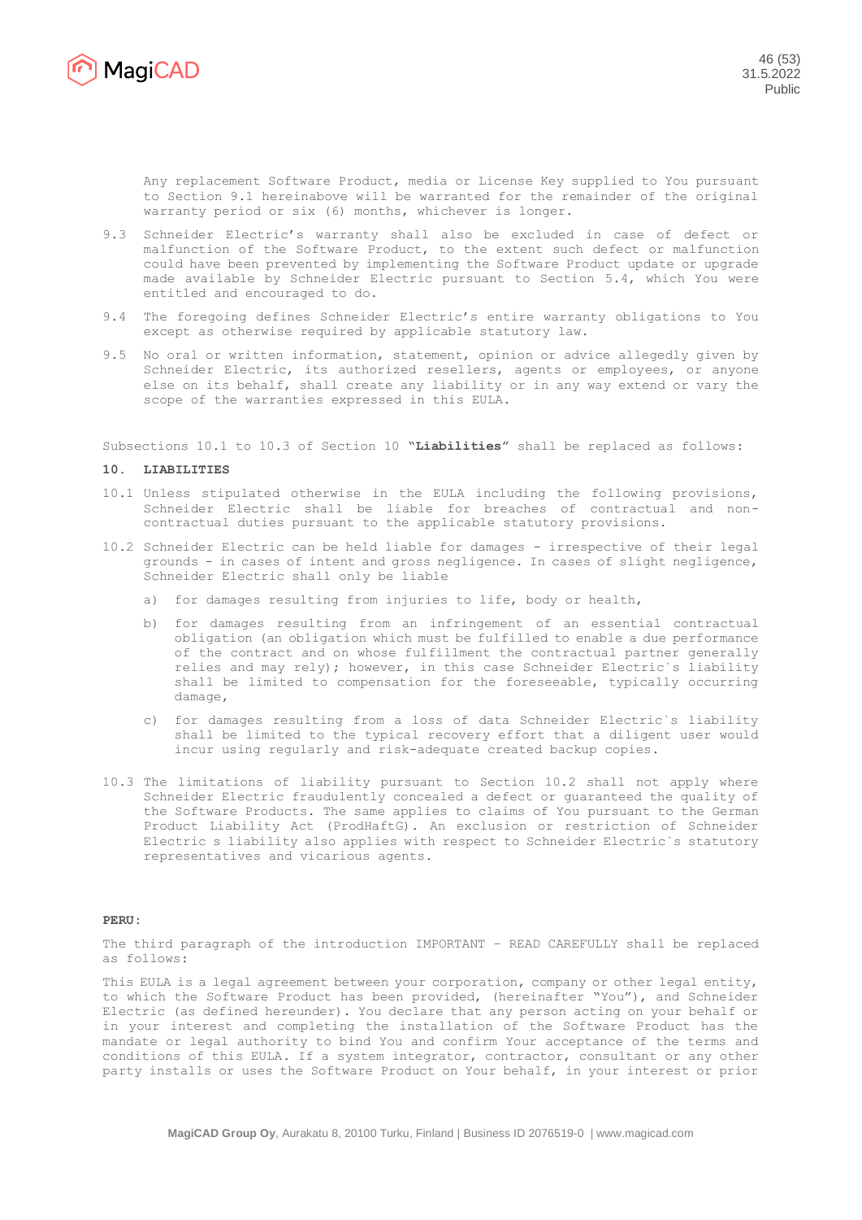Any replacement Software Product, media or License Key supplied to You pursuant to Section 9.1 hereinabove will be warranted for the remainder of the original warranty period or six (6) months, whichever is longer.

9.3 Schneider Electric's warranty shall also be excluded in case of defect or malfunction of the Software Product, to the extent such defect or malfunction could have been prevented by implementing the Software Product update or upgrade made available by Schneider Electric pursuant to Section 5.4, which You were entitled and encouraged to do.

9.4 The foregoing defines Schneider Electric's entire warranty obligations to You except as otherwise required by applicable statutory law.

9.5 No oral or written information, statement, opinion or advice allegedly given by Schneider Electric, its authorized resellers, agents or employees, or anyone else on its behalf, shall create any liability or in any way extend or vary the scope of the warranties expressed in this EULA.

Subsections 10.1 to 10.3 of Section 10 **"Liabilities"** shall be replaced as follows:

**10. LIABILITIES**

10.1 Unless stipulated otherwise in the EULA including the following provisions, Schneider Electric shall be liable for breaches of contractual and non-contractual duties pursuant to the applicable statutory provisions.

10.2 Schneider Electric can be held liable for damages - irrespective of their legal grounds - in cases of intent and gross negligence. In cases of slight negligence, Schneider Electric shall only be liable

a) for damages resulting from injuries to life, body or health,

b) for damages resulting from an infringement of an essential contractual obligation (an obligation which must be fulfilled to enable a due performance of the contract and on whose fulfillment the contractual partner generally relies and may rely); however, in this case Schneider Electric`s liability shall be limited to compensation for the foreseeable, typically occurring damage,

c) for damages resulting from a loss of data Schneider Electric`s liability shall be limited to the typical recovery effort that a diligent user would incur using regularly and risk-adequate created backup copies.

10.3 The limitations of liability pursuant to Section 10.2 shall not apply where Schneider Electric fraudulently concealed a defect or guaranteed the quality of the Software Products. The same applies to claims of You pursuant to the German Product Liability Act (ProdHaftG). An exclusion or restriction of Schneider Electric s liability also applies with respect to Schneider Electric`s statutory representatives and vicarious agents.

**PERU:**

The third paragraph of the introduction IMPORTANT – READ CAREFULLY shall be replaced as follows:

This EULA is a legal agreement between your corporation, company or other legal entity, to which the Software Product has been provided, (hereinafter "You"), and Schneider Electric (as defined hereunder). You declare that any person acting on your behalf or in your interest and completing the installation of the Software Product has the mandate or legal authority to bind You and confirm Your acceptance of the terms and conditions of this EULA. If a system integrator, contractor, consultant or any other party installs or uses the Software Product on Your behalf, in your interest or prior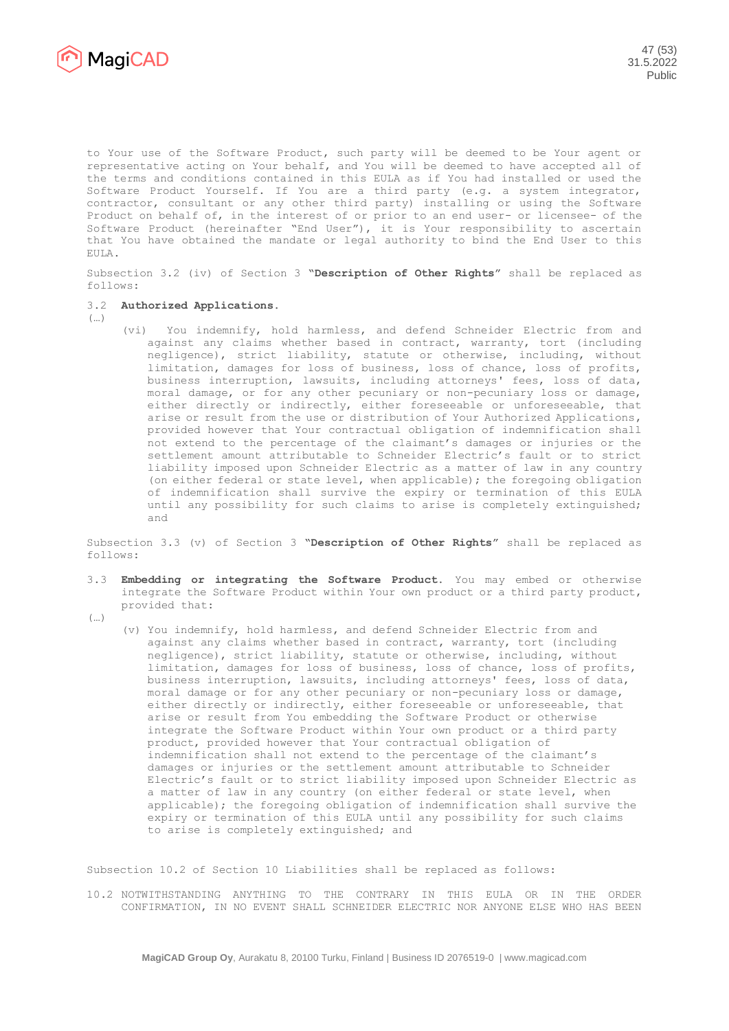to Your use of the Software Product, such party will be deemed to be Your agent or representative acting on Your behalf, and You will be deemed to have accepted all of the terms and conditions contained in this EULA as if You had installed or used the Software Product Yourself. If You are a third party (e.g. a system integrator, contractor, consultant or any other third party) installing or using the Software Product on behalf of, in the interest of or prior to an end user- or licensee- of the Software Product (hereinafter "End User"), it is Your responsibility to ascertain that You have obtained the mandate or legal authority to bind the End User to this EULA.

Subsection 3.2 (iv) of Section 3 **"Description of Other Rights"** shall be replaced as follows:

3.2 **Authorized Applications.**

(…)

(vi) You indemnify, hold harmless, and defend Schneider Electric from and against any claims whether based in contract, warranty, tort (including negligence), strict liability, statute or otherwise, including, without limitation, damages for loss of business, loss of chance, loss of profits, business interruption, lawsuits, including attorneys' fees, loss of data, moral damage, or for any other pecuniary or non-pecuniary loss or damage, either directly or indirectly, either foreseeable or unforeseeable, that arise or result from the use or distribution of Your Authorized Applications, provided however that Your contractual obligation of indemnification shall not extend to the percentage of the claimant's damages or injuries or the settlement amount attributable to Schneider Electric's fault or to strict liability imposed upon Schneider Electric as a matter of law in any country (on either federal or state level, when applicable); the foregoing obligation of indemnification shall survive the expiry or termination of this EULA until any possibility for such claims to arise is completely extinguished; and

Subsection 3.3 (v) of Section 3 **"Description of Other Rights"** shall be replaced as follows:

3.3 **Embedding or integrating the Software Product.** You may embed or otherwise integrate the Software Product within Your own product or a third party product, provided that:

(…)

(v) You indemnify, hold harmless, and defend Schneider Electric from and against any claims whether based in contract, warranty, tort (including negligence), strict liability, statute or otherwise, including, without limitation, damages for loss of business, loss of chance, loss of profits, business interruption, lawsuits, including attorneys' fees, loss of data, moral damage or for any other pecuniary or non-pecuniary loss or damage, either directly or indirectly, either foreseeable or unforeseeable, that arise or result from You embedding the Software Product or otherwise integrate the Software Product within Your own product or a third party product, provided however that Your contractual obligation of indemnification shall not extend to the percentage of the claimant's damages or injuries or the settlement amount attributable to Schneider Electric's fault or to strict liability imposed upon Schneider Electric as a matter of law in any country (on either federal or state level, when applicable); the foregoing obligation of indemnification shall survive the expiry or termination of this EULA until any possibility for such claims to arise is completely extinguished; and

Subsection 10.2 of Section 10 Liabilities shall be replaced as follows:

10.2 NOTWITHSTANDING ANYTHING TO THE CONTRARY IN THIS EULA OR IN THE ORDER CONFIRMATION, IN NO EVENT SHALL SCHNEIDER ELECTRIC NOR ANYONE ELSE WHO HAS BEEN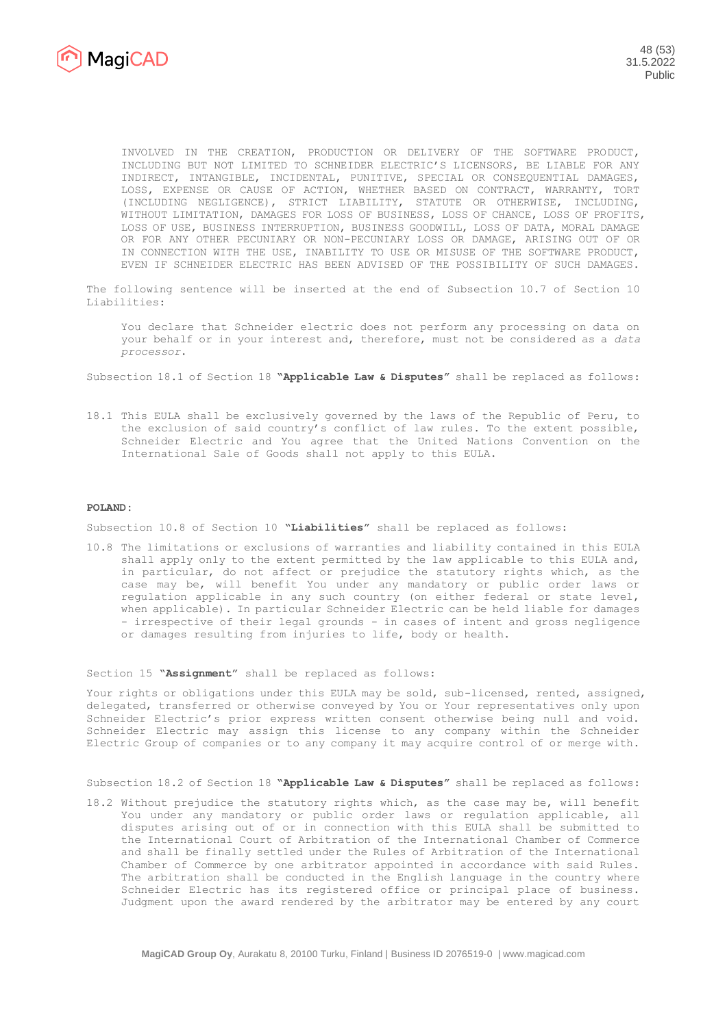INVOLVED IN THE CREATION, PRODUCTION OR DELIVERY OF THE SOFTWARE PRODUCT, INCLUDING BUT NOT LIMITED TO SCHNEIDER ELECTRIC'S LICENSORS, BE LIABLE FOR ANY INDIRECT, INTANGIBLE, INCIDENTAL, PUNITIVE, SPECIAL OR CONSEQUENTIAL DAMAGES, LOSS, EXPENSE OR CAUSE OF ACTION, WHETHER BASED ON CONTRACT, WARRANTY, TORT (INCLUDING NEGLIGENCE), STRICT LIABILITY, STATUTE OR OTHERWISE, INCLUDING, WITHOUT LIMITATION, DAMAGES FOR LOSS OF BUSINESS, LOSS OF CHANCE, LOSS OF PROFITS, LOSS OF USE, BUSINESS INTERRUPTION, BUSINESS GOODWILL, LOSS OF DATA, MORAL DAMAGE OR FOR ANY OTHER PECUNIARY OR NON-PECUNIARY LOSS OR DAMAGE, ARISING OUT OF OR IN CONNECTION WITH THE USE, INABILITY TO USE OR MISUSE OF THE SOFTWARE PRODUCT, EVEN IF SCHNEIDER ELECTRIC HAS BEEN ADVISED OF THE POSSIBILITY OF SUCH DAMAGES.

The following sentence will be inserted at the end of Subsection 10.7 of Section 10 Liabilities:

> You declare that Schneider electric does not perform any processing on data on your behalf or in your interest and, therefore, must not be considered as a *data processor*.

Subsection 18.1 of Section 18 **"Applicable Law & Disputes"** shall be replaced as follows:

18.1 This EULA shall be exclusively governed by the laws of the Republic of Peru, to the exclusion of said country's conflict of law rules. To the extent possible, Schneider Electric and You agree that the United Nations Convention on the International Sale of Goods shall not apply to this EULA.

**POLAND:**

Subsection 10.8 of Section 10 **"Liabilities"** shall be replaced as follows:

10.8 The limitations or exclusions of warranties and liability contained in this EULA shall apply only to the extent permitted by the law applicable to this EULA and, in particular, do not affect or prejudice the statutory rights which, as the case may be, will benefit You under any mandatory or public order laws or regulation applicable in any such country (on either federal or state level, when applicable). In particular Schneider Electric can be held liable for damages - irrespective of their legal grounds - in cases of intent and gross negligence or damages resulting from injuries to life, body or health.

Section 15 **"Assignment"** shall be replaced as follows:

Your rights or obligations under this EULA may be sold, sub-licensed, rented, assigned, delegated, transferred or otherwise conveyed by You or Your representatives only upon Schneider Electric's prior express written consent otherwise being null and void. Schneider Electric may assign this license to any company within the Schneider Electric Group of companies or to any company it may acquire control of or merge with.

Subsection 18.2 of Section 18 **"Applicable Law & Disputes"** shall be replaced as follows:

18.2 Without prejudice the statutory rights which, as the case may be, will benefit You under any mandatory or public order laws or regulation applicable, all disputes arising out of or in connection with this EULA shall be submitted to the International Court of Arbitration of the International Chamber of Commerce and shall be finally settled under the Rules of Arbitration of the International Chamber of Commerce by one arbitrator appointed in accordance with said Rules. The arbitration shall be conducted in the English language in the country where Schneider Electric has its registered office or principal place of business. Judgment upon the award rendered by the arbitrator may be entered by any court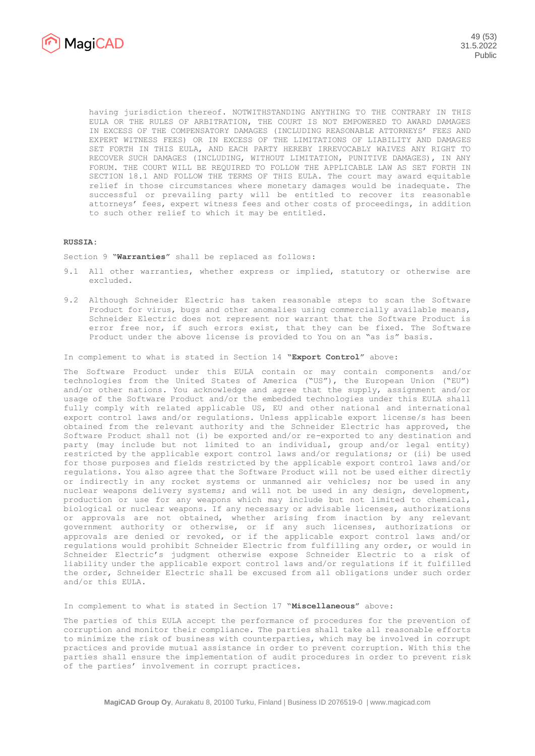having jurisdiction thereof. NOTWITHSTANDING ANYTHING TO THE CONTRARY IN THIS EULA OR THE RULES OF ARBITRATION, THE COURT IS NOT EMPOWERED TO AWARD DAMAGES IN EXCESS OF THE COMPENSATORY DAMAGES (INCLUDING REASONABLE ATTORNEYS' FEES AND EXPERT WITNESS FEES) OR IN EXCESS OF THE LIMITATIONS OF LIABILITY AND DAMAGES SET FORTH IN THIS EULA, AND EACH PARTY HEREBY IRREVOCABLY WAIVES ANY RIGHT TO RECOVER SUCH DAMAGES (INCLUDING, WITHOUT LIMITATION, PUNITIVE DAMAGES), IN ANY FORUM. THE COURT WILL BE REQUIRED TO FOLLOW THE APPLICABLE LAW AS SET FORTH IN SECTION 18.1 AND FOLLOW THE TERMS OF THIS EULA. The court may award equitable relief in those circumstances where monetary damages would be inadequate. The successful or prevailing party will be entitled to recover its reasonable attorneys' fees, expert witness fees and other costs of proceedings, in addition to such other relief to which it may be entitled.

**RUSSIA:**

Section 9 "**Warranties**" shall be replaced as follows:

9.1 All other warranties, whether express or implied, statutory or otherwise are excluded.

9.2 Although Schneider Electric has taken reasonable steps to scan the Software Product for virus, bugs and other anomalies using commercially available means, Schneider Electric does not represent nor warrant that the Software Product is error free nor, if such errors exist, that they can be fixed. The Software Product under the above license is provided to You on an "as is" basis.

In complement to what is stated in Section 14 "**Export Control**" above:

The Software Product under this EULA contain or may contain components and/or technologies from the United States of America ("US"), the European Union ("EU") and/or other nations. You acknowledge and agree that the supply, assignment and/or usage of the Software Product and/or the embedded technologies under this EULA shall fully comply with related applicable US, EU and other national and international export control laws and/or regulations. Unless applicable export license/s has been obtained from the relevant authority and the Schneider Electric has approved, the Software Product shall not (i) be exported and/or re-exported to any destination and party (may include but not limited to an individual, group and/or legal entity) restricted by the applicable export control laws and/or regulations; or (ii) be used for those purposes and fields restricted by the applicable export control laws and/or regulations. You also agree that the Software Product will not be used either directly or indirectly in any rocket systems or unmanned air vehicles; nor be used in any nuclear weapons delivery systems; and will not be used in any design, development, production or use for any weapons which may include but not limited to chemical, biological or nuclear weapons. If any necessary or advisable licenses, authorizations or approvals are not obtained, whether arising from inaction by any relevant government authority or otherwise, or if any such licenses, authorizations or approvals are denied or revoked, or if the applicable export control laws and/or regulations would prohibit Schneider Electric from fulfilling any order, or would in Schneider Electric's judgment otherwise expose Schneider Electric to a risk of liability under the applicable export control laws and/or regulations if it fulfilled the order, Schneider Electric shall be excused from all obligations under such order and/or this EULA.

In complement to what is stated in Section 17 "**Miscellaneous**" above:

The parties of this EULA accept the performance of procedures for the prevention of corruption and monitor their compliance. The parties shall take all reasonable efforts to minimize the risk of business with counterparties, which may be involved in corrupt practices and provide mutual assistance in order to prevent corruption. With this the parties shall ensure the implementation of audit procedures in order to prevent risk of the parties' involvement in corrupt practices.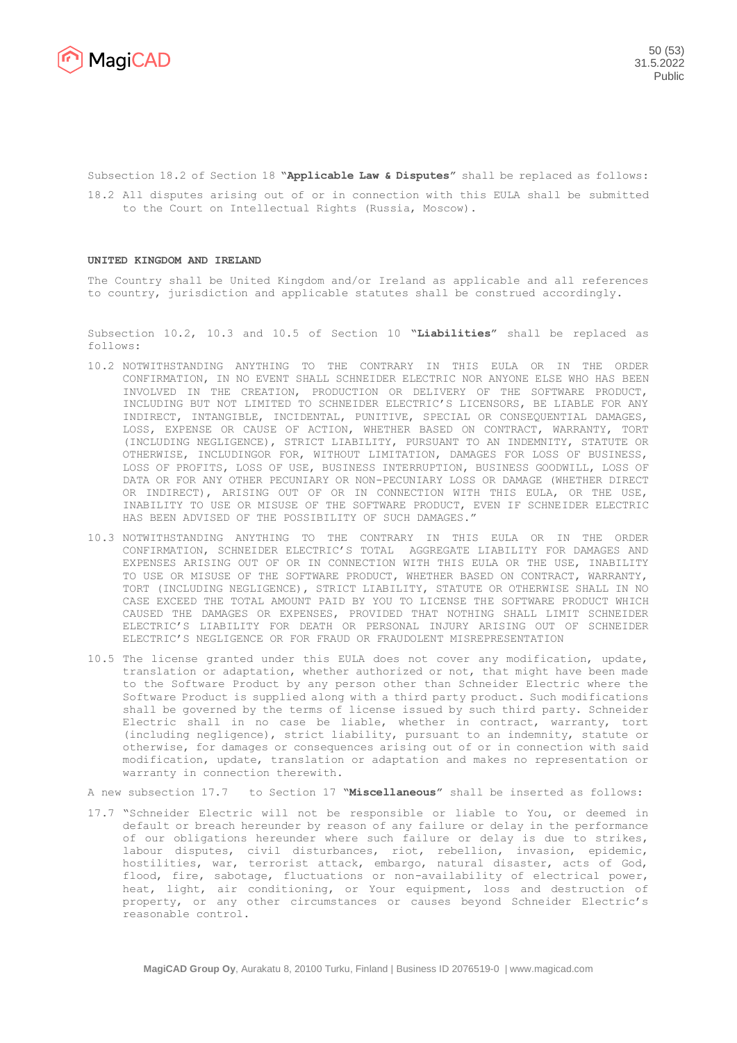Subsection 18.2 of Section 18 "**Applicable Law & Disputes**" shall be replaced as follows:

18.2 All disputes arising out of or in connection with this EULA shall be submitted to the Court on Intellectual Rights (Russia, Moscow).

**UNITED KINGDOM AND IRELAND**

The Country shall be United Kingdom and/or Ireland as applicable and all references to country, jurisdiction and applicable statutes shall be construed accordingly.

Subsection 10.2, 10.3 and 10.5 of Section 10 "**Liabilities**" shall be replaced as follows:

10.2 NOTWITHSTANDING ANYTHING TO THE CONTRARY IN THIS EULA OR IN THE ORDER CONFIRMATION, IN NO EVENT SHALL SCHNEIDER ELECTRIC NOR ANYONE ELSE WHO HAS BEEN INVOLVED IN THE CREATION, PRODUCTION OR DELIVERY OF THE SOFTWARE PRODUCT, INCLUDING BUT NOT LIMITED TO SCHNEIDER ELECTRIC'S LICENSORS, BE LIABLE FOR ANY INDIRECT, INTANGIBLE, INCIDENTAL, PUNITIVE, SPECIAL OR CONSEQUENTIAL DAMAGES, LOSS, EXPENSE OR CAUSE OF ACTION, WHETHER BASED ON CONTRACT, WARRANTY, TORT (INCLUDING NEGLIGENCE), STRICT LIABILITY, PURSUANT TO AN INDEMNITY, STATUTE OR OTHERWISE, INCLUDINGOR FOR, WITHOUT LIMITATION, DAMAGES FOR LOSS OF BUSINESS, LOSS OF PROFITS, LOSS OF USE, BUSINESS INTERRUPTION, BUSINESS GOODWILL, LOSS OF DATA OR FOR ANY OTHER PECUNIARY OR NON-PECUNIARY LOSS OR DAMAGE (WHETHER DIRECT OR INDIRECT), ARISING OUT OF OR IN CONNECTION WITH THIS EULA, OR THE USE, INABILITY TO USE OR MISUSE OF THE SOFTWARE PRODUCT, EVEN IF SCHNEIDER ELECTRIC HAS BEEN ADVISED OF THE POSSIBILITY OF SUCH DAMAGES."

10.3 NOTWITHSTANDING ANYTHING TO THE CONTRARY IN THIS EULA OR IN THE ORDER CONFIRMATION, SCHNEIDER ELECTRIC'S TOTAL AGGREGATE LIABILITY FOR DAMAGES AND EXPENSES ARISING OUT OF OR IN CONNECTION WITH THIS EULA OR THE USE, INABILITY TO USE OR MISUSE OF THE SOFTWARE PRODUCT, WHETHER BASED ON CONTRACT, WARRANTY, TORT (INCLUDING NEGLIGENCE), STRICT LIABILITY, STATUTE OR OTHERWISE SHALL IN NO CASE EXCEED THE TOTAL AMOUNT PAID BY YOU TO LICENSE THE SOFTWARE PRODUCT WHICH CAUSED THE DAMAGES OR EXPENSES, PROVIDED THAT NOTHING SHALL LIMIT SCHNEIDER ELECTRIC'S LIABILITY FOR DEATH OR PERSONAL INJURY ARISING OUT OF SCHNEIDER ELECTRIC'S NEGLIGENCE OR FOR FRAUD OR FRAUDOLENT MISREPRESENTATION

10.5 The license granted under this EULA does not cover any modification, update, translation or adaptation, whether authorized or not, that might have been made to the Software Product by any person other than Schneider Electric where the Software Product is supplied along with a third party product. Such modifications shall be governed by the terms of license issued by such third party. Schneider Electric shall in no case be liable, whether in contract, warranty, tort (including negligence), strict liability, pursuant to an indemnity, statute or otherwise, for damages or consequences arising out of or in connection with said modification, update, translation or adaptation and makes no representation or warranty in connection therewith.

A new subsection 17.7 to Section 17 "**Miscellaneous**" shall be inserted as follows:

17.7 "Schneider Electric will not be responsible or liable to You, or deemed in default or breach hereunder by reason of any failure or delay in the performance of our obligations hereunder where such failure or delay is due to strikes, labour disputes, civil disturbances, riot, rebellion, invasion, epidemic, hostilities, war, terrorist attack, embargo, natural disaster, acts of God, flood, fire, sabotage, fluctuations or non-availability of electrical power, heat, light, air conditioning, or Your equipment, loss and destruction of property, or any other circumstances or causes beyond Schneider Electric's reasonable control.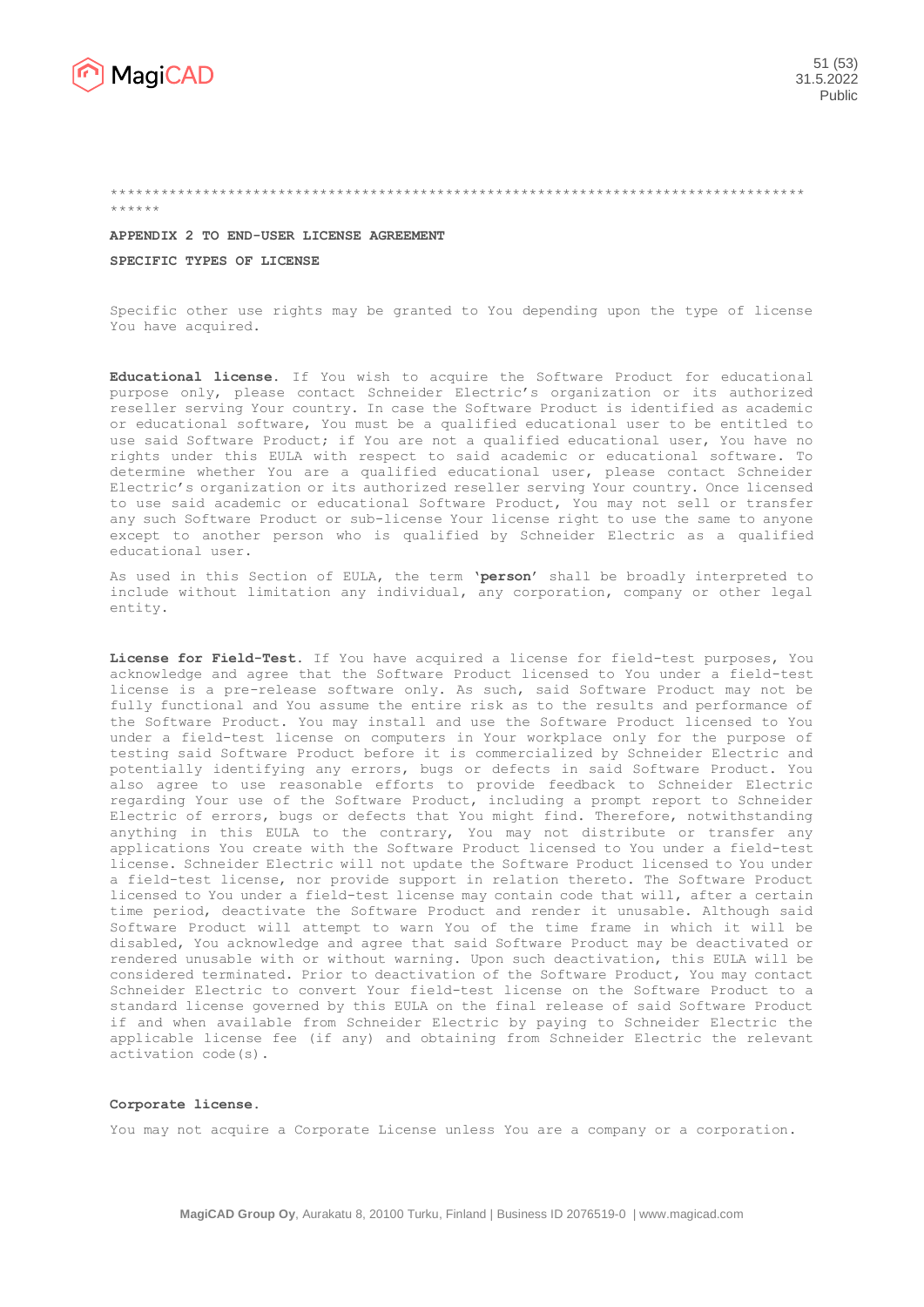******************************************************************************************

**APPENDIX 2 TO END-USER LICENSE AGREEMENT**

**SPECIFIC TYPES OF LICENSE**

Specific other use rights may be granted to You depending upon the type of license You have acquired.

**Educational license.** If You wish to acquire the Software Product for educational purpose only, please contact Schneider Electric's organization or its authorized reseller serving Your country. In case the Software Product is identified as academic or educational software, You must be a qualified educational user to be entitled to use said Software Product; if You are not a qualified educational user, You have no rights under this EULA with respect to said academic or educational software. To determine whether You are a qualified educational user, please contact Schneider Electric's organization or its authorized reseller serving Your country. Once licensed to use said academic or educational Software Product, You may not sell or transfer any such Software Product or sub-license Your license right to use the same to anyone except to another person who is qualified by Schneider Electric as a qualified educational user.

As used in this Section of EULA, the term **'person'** shall be broadly interpreted to include without limitation any individual, any corporation, company or other legal entity.

**License for Field-Test.** If You have acquired a license for field-test purposes, You acknowledge and agree that the Software Product licensed to You under a field-test license is a pre-release software only. As such, said Software Product may not be fully functional and You assume the entire risk as to the results and performance of the Software Product. You may install and use the Software Product licensed to You under a field-test license on computers in Your workplace only for the purpose of testing said Software Product before it is commercialized by Schneider Electric and potentially identifying any errors, bugs or defects in said Software Product. You also agree to use reasonable efforts to provide feedback to Schneider Electric regarding Your use of the Software Product, including a prompt report to Schneider Electric of errors, bugs or defects that You might find. Therefore, notwithstanding anything in this EULA to the contrary, You may not distribute or transfer any applications You create with the Software Product licensed to You under a field-test license. Schneider Electric will not update the Software Product licensed to You under a field-test license, nor provide support in relation thereto. The Software Product licensed to You under a field-test license may contain code that will, after a certain time period, deactivate the Software Product and render it unusable. Although said Software Product will attempt to warn You of the time frame in which it will be disabled, You acknowledge and agree that said Software Product may be deactivated or rendered unusable with or without warning. Upon such deactivation, this EULA will be considered terminated. Prior to deactivation of the Software Product, You may contact Schneider Electric to convert Your field-test license on the Software Product to a standard license governed by this EULA on the final release of said Software Product if and when available from Schneider Electric by paying to Schneider Electric the applicable license fee (if any) and obtaining from Schneider Electric the relevant activation code(s).

**Corporate license.**

You may not acquire a Corporate License unless You are a company or a corporation.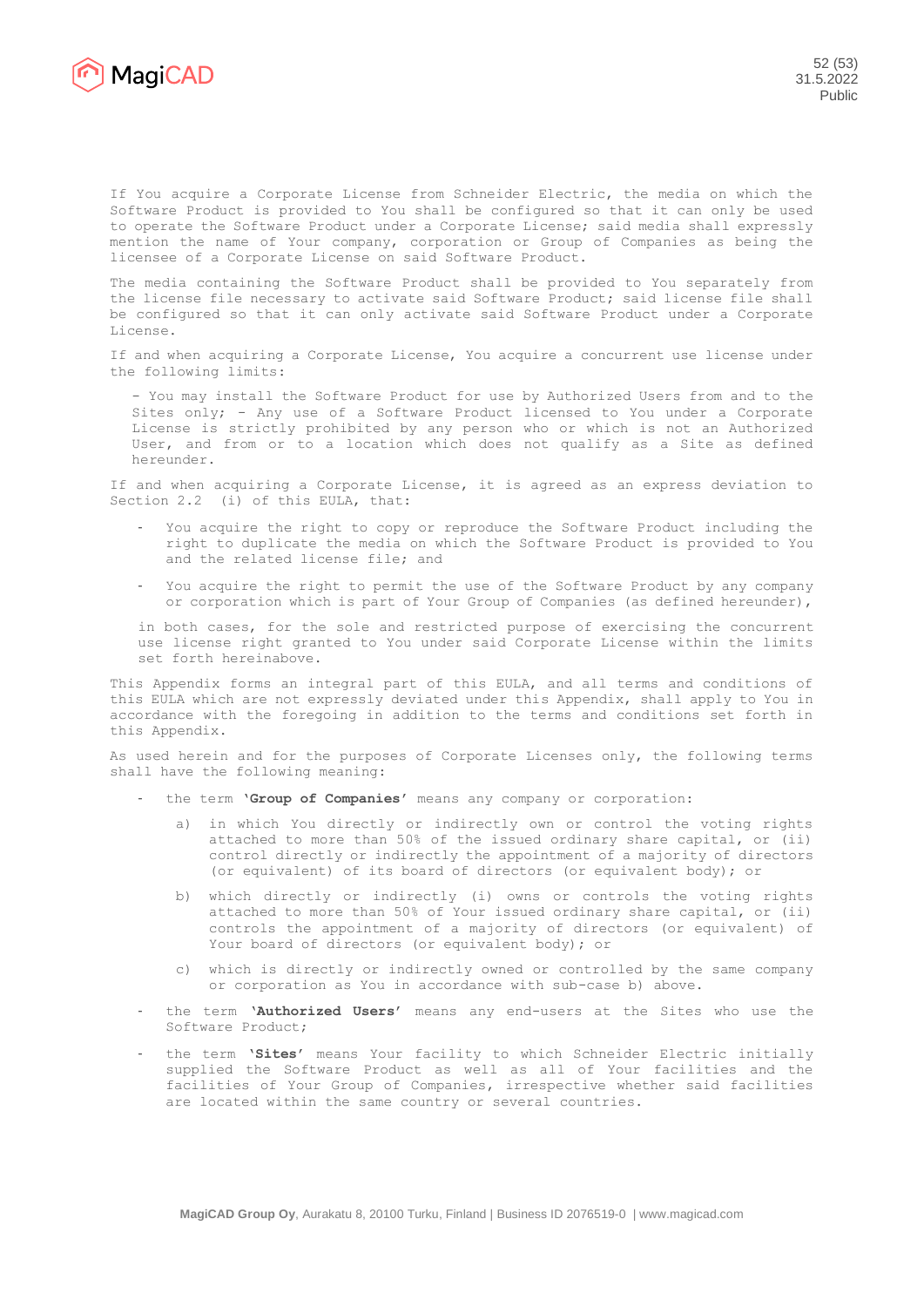If You acquire a Corporate License from Schneider Electric, the media on which the Software Product is provided to You shall be configured so that it can only be used to operate the Software Product under a Corporate License; said media shall expressly mention the name of Your company, corporation or Group of Companies as being the licensee of a Corporate License on said Software Product.

The media containing the Software Product shall be provided to You separately from the license file necessary to activate said Software Product; said license file shall be configured so that it can only activate said Software Product under a Corporate License.

If and when acquiring a Corporate License, You acquire a concurrent use license under the following limits:

- You may install the Software Product for use by Authorized Users from and to the Sites only; - Any use of a Software Product licensed to You under a Corporate License is strictly prohibited by any person who or which is not an Authorized User, and from or to a location which does not qualify as a Site as defined hereunder.

If and when acquiring a Corporate License, it is agreed as an express deviation to Section 2.2 (i) of this EULA, that:

- You acquire the right to copy or reproduce the Software Product including the right to duplicate the media on which the Software Product is provided to You and the related license file; and
- You acquire the right to permit the use of the Software Product by any company or corporation which is part of Your Group of Companies (as defined hereunder),

in both cases, for the sole and restricted purpose of exercising the concurrent use license right granted to You under said Corporate License within the limits set forth hereinabove.

This Appendix forms an integral part of this EULA, and all terms and conditions of this EULA which are not expressly deviated under this Appendix, shall apply to You in accordance with the foregoing in addition to the terms and conditions set forth in this Appendix.

As used herein and for the purposes of Corporate Licenses only, the following terms shall have the following meaning:

- the term **'Group of Companies'** means any company or corporation:
  - a) in which You directly or indirectly own or control the voting rights attached to more than 50% of the issued ordinary share capital, or (ii) control directly or indirectly the appointment of a majority of directors (or equivalent) of its board of directors (or equivalent body); or
  - b) which directly or indirectly (i) owns or controls the voting rights attached to more than 50% of Your issued ordinary share capital, or (ii) controls the appointment of a majority of directors (or equivalent) of Your board of directors (or equivalent body); or
  - c) which is directly or indirectly owned or controlled by the same company or corporation as You in accordance with sub-case b) above.
- the term **'Authorized Users'** means any end-users at the Sites who use the Software Product;
- the term **'Sites'** means Your facility to which Schneider Electric initially supplied the Software Product as well as all of Your facilities and the facilities of Your Group of Companies, irrespective whether said facilities are located within the same country or several countries.